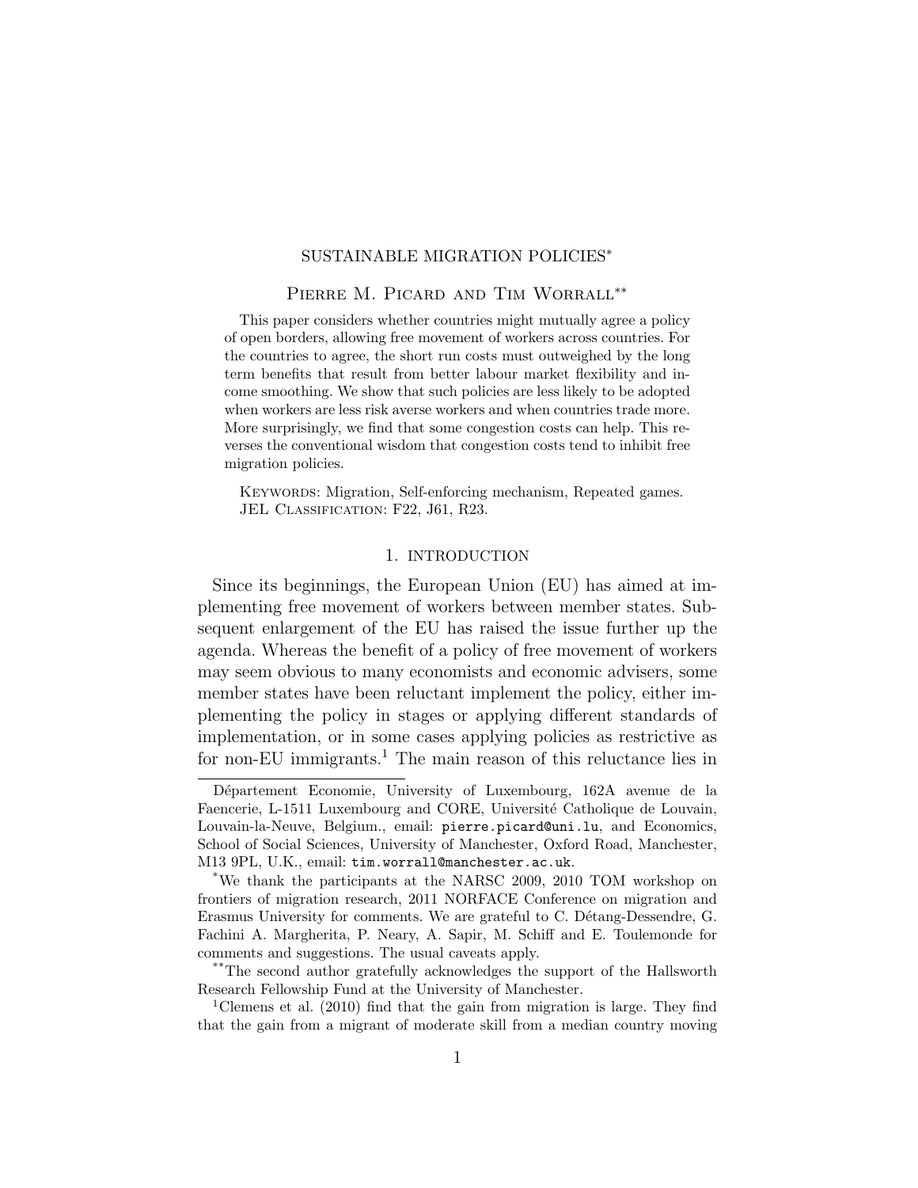# SUSTAINABLE MIGRATION POLICIES*

Pierre M. Picard and Tim Worrall**

This paper considers whether countries might mutually agree a policy of open borders, allowing free movement of workers across countries. For the countries to agree, the short run costs must outweighed by the long term benefits that result from better labour market flexibility and income smoothing. We show that such policies are less likely to be adopted when workers are less risk averse workers and when countries trade more. More surprisingly, we find that some congestion costs can help. This reverses the conventional wisdom that congestion costs tend to inhibit free migration policies.

Keywords: Migration, Self-enforcing mechanism, Repeated games.
JEL Classification: F22, J61, R23.

## 1. INTRODUCTION

Since its beginnings, the European Union (EU) has aimed at implementing free movement of workers between member states. Subsequent enlargement of the EU has raised the issue further up the agenda. Whereas the benefit of a policy of free movement of workers may seem obvious to many economists and economic advisers, some member states have been reluctant implement the policy, either implementing the policy in stages or applying different standards of implementation, or in some cases applying policies as restrictive as for non-EU immigrants.[1] The main reason of this reluctance lies in

---

Département Economie, University of Luxembourg, 162A avenue de la Faencerie, L-1511 Luxembourg and CORE, Université Catholique de Louvain, Louvain-la-Neuve, Belgium., email: `pierre.picard@uni.lu`, and Economics, School of Social Sciences, University of Manchester, Oxford Road, Manchester, M13 9PL, U.K., email: `tim.worrall@manchester.ac.uk`.

*We thank the participants at the NARSC 2009, 2010 TOM workshop on frontiers of migration research, 2011 NORFACE Conference on migration and Erasmus University for comments. We are grateful to C. Détang-Dessendre, G. Fachini A. Margherita, P. Neary, A. Sapir, M. Schiff and E. Toulemonde for comments and suggestions. The usual caveats apply.

**The second author gratefully acknowledges the support of the Hallsworth Research Fellowship Fund at the University of Manchester.

[1] Clemens et al. (2010) find that the gain from migration is large. They find that the gain from a migrant of moderate skill from a median country moving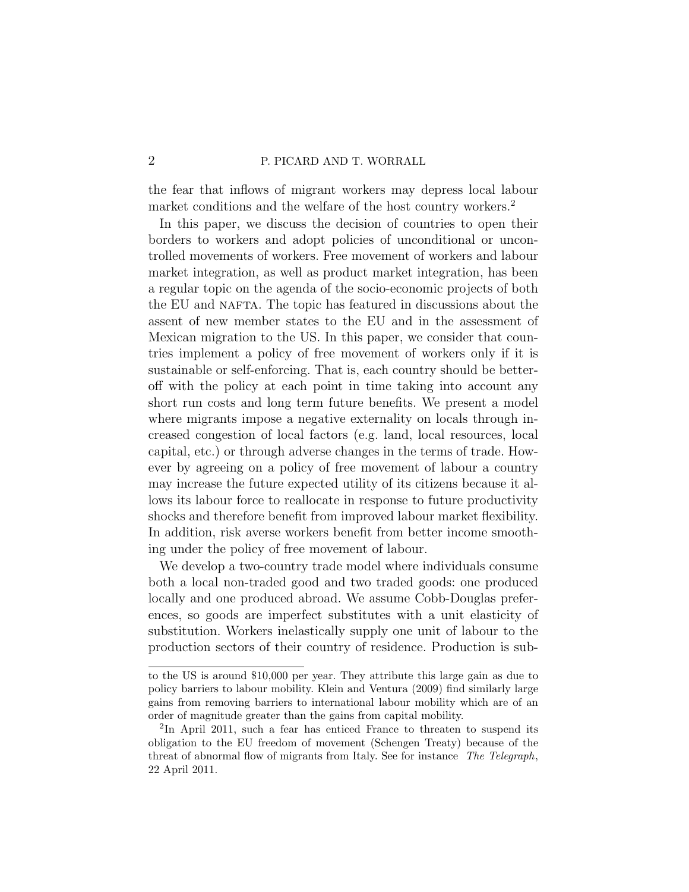the fear that inflows of migrant workers may depress local labour market conditions and the welfare of the host country workers.[2]

In this paper, we discuss the decision of countries to open their borders to workers and adopt policies of unconditional or uncontrolled movements of workers. Free movement of workers and labour market integration, as well as product market integration, has been a regular topic on the agenda of the socio-economic projects of both the EU and NAFTA. The topic has featured in discussions about the assent of new member states to the EU and in the assessment of Mexican migration to the US. In this paper, we consider that countries implement a policy of free movement of workers only if it is sustainable or self-enforcing. That is, each country should be better-off with the policy at each point in time taking into account any short run costs and long term future benefits. We present a model where migrants impose a negative externality on locals through increased congestion of local factors (e.g. land, local resources, local capital, etc.) or through adverse changes in the terms of trade. However by agreeing on a policy of free movement of labour a country may increase the future expected utility of its citizens because it allows its labour force to reallocate in response to future productivity shocks and therefore benefit from improved labour market flexibility. In addition, risk averse workers benefit from better income smoothing under the policy of free movement of labour.

We develop a two-country trade model where individuals consume both a local non-traded good and two traded goods: one produced locally and one produced abroad. We assume Cobb-Douglas preferences, so goods are imperfect substitutes with a unit elasticity of substitution. Workers inelastically supply one unit of labour to the production sectors of their country of residence. Production is sub-

to the US is around \$10,000 per year. They attribute this large gain as due to policy barriers to labour mobility. Klein and Ventura (2009) find similarly large gains from removing barriers to international labour mobility which are of an order of magnitude greater than the gains from capital mobility.

[2] In April 2011, such a fear has enticed France to threaten to suspend its obligation to the EU freedom of movement (Schengen Treaty) because of the threat of abnormal flow of migrants from Italy. See for instance *The Telegraph*, 22 April 2011.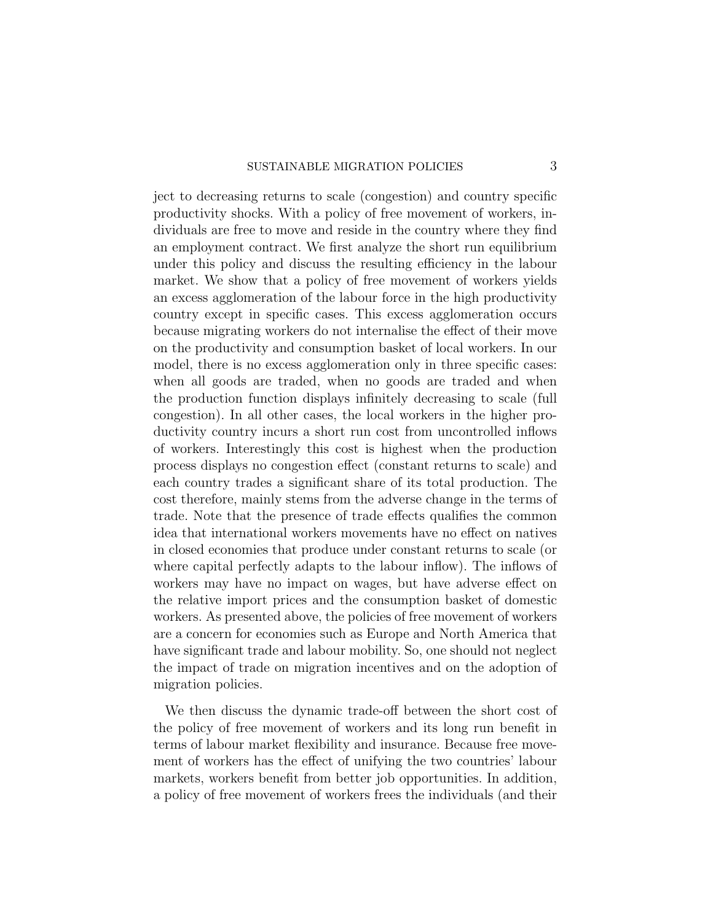ject to decreasing returns to scale (congestion) and country specific productivity shocks. With a policy of free movement of workers, individuals are free to move and reside in the country where they find an employment contract. We first analyze the short run equilibrium under this policy and discuss the resulting efficiency in the labour market. We show that a policy of free movement of workers yields an excess agglomeration of the labour force in the high productivity country except in specific cases. This excess agglomeration occurs because migrating workers do not internalise the effect of their move on the productivity and consumption basket of local workers. In our model, there is no excess agglomeration only in three specific cases: when all goods are traded, when no goods are traded and when the production function displays infinitely decreasing to scale (full congestion). In all other cases, the local workers in the higher productivity country incurs a short run cost from uncontrolled inflows of workers. Interestingly this cost is highest when the production process displays no congestion effect (constant returns to scale) and each country trades a significant share of its total production. The cost therefore, mainly stems from the adverse change in the terms of trade. Note that the presence of trade effects qualifies the common idea that international workers movements have no effect on natives in closed economies that produce under constant returns to scale (or where capital perfectly adapts to the labour inflow). The inflows of workers may have no impact on wages, but have adverse effect on the relative import prices and the consumption basket of domestic workers. As presented above, the policies of free movement of workers are a concern for economies such as Europe and North America that have significant trade and labour mobility. So, one should not neglect the impact of trade on migration incentives and on the adoption of migration policies.

We then discuss the dynamic trade-off between the short cost of the policy of free movement of workers and its long run benefit in terms of labour market flexibility and insurance. Because free movement of workers has the effect of unifying the two countries' labour markets, workers benefit from better job opportunities. In addition, a policy of free movement of workers frees the individuals (and their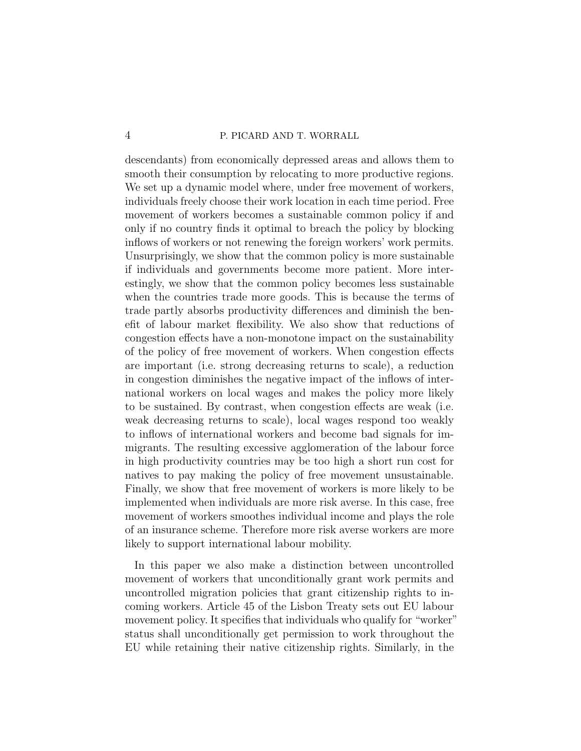descendants) from economically depressed areas and allows them to smooth their consumption by relocating to more productive regions. We set up a dynamic model where, under free movement of workers, individuals freely choose their work location in each time period. Free movement of workers becomes a sustainable common policy if and only if no country finds it optimal to breach the policy by blocking inflows of workers or not renewing the foreign workers' work permits. Unsurprisingly, we show that the common policy is more sustainable if individuals and governments become more patient. More interestingly, we show that the common policy becomes less sustainable when the countries trade more goods. This is because the terms of trade partly absorbs productivity differences and diminish the benefit of labour market flexibility. We also show that reductions of congestion effects have a non-monotone impact on the sustainability of the policy of free movement of workers. When congestion effects are important (i.e. strong decreasing returns to scale), a reduction in congestion diminishes the negative impact of the inflows of international workers on local wages and makes the policy more likely to be sustained. By contrast, when congestion effects are weak (i.e. weak decreasing returns to scale), local wages respond too weakly to inflows of international workers and become bad signals for immigrants. The resulting excessive agglomeration of the labour force in high productivity countries may be too high a short run cost for natives to pay making the policy of free movement unsustainable. Finally, we show that free movement of workers is more likely to be implemented when individuals are more risk averse. In this case, free movement of workers smoothes individual income and plays the role of an insurance scheme. Therefore more risk averse workers are more likely to support international labour mobility.

In this paper we also make a distinction between uncontrolled movement of workers that unconditionally grant work permits and uncontrolled migration policies that grant citizenship rights to incoming workers. Article 45 of the Lisbon Treaty sets out EU labour movement policy. It specifies that individuals who qualify for "worker" status shall unconditionally get permission to work throughout the EU while retaining their native citizenship rights. Similarly, in the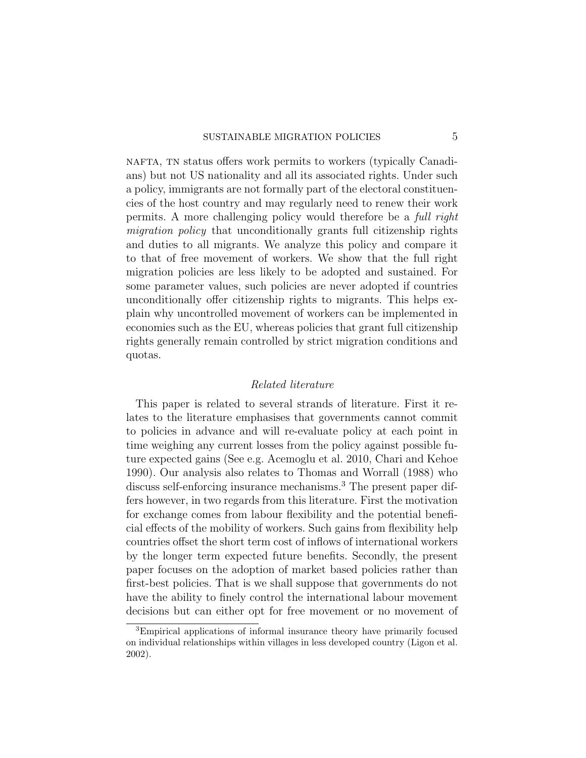NAFTA, TN status offers work permits to workers (typically Canadians) but not US nationality and all its associated rights. Under such a policy, immigrants are not formally part of the electoral constituencies of the host country and may regularly need to renew their work permits. A more challenging policy would therefore be a *full right migration policy* that unconditionally grants full citizenship rights and duties to all migrants. We analyze this policy and compare it to that of free movement of workers. We show that the full right migration policies are less likely to be adopted and sustained. For some parameter values, such policies are never adopted if countries unconditionally offer citizenship rights to migrants. This helps explain why uncontrolled movement of workers can be implemented in economies such as the EU, whereas policies that grant full citizenship rights generally remain controlled by strict migration conditions and quotas.

### *Related literature*

This paper is related to several strands of literature. First it relates to the literature emphasises that governments cannot commit to policies in advance and will re-evaluate policy at each point in time weighing any current losses from the policy against possible future expected gains (See e.g. Acemoglu et al. 2010, Chari and Kehoe 1990). Our analysis also relates to Thomas and Worrall (1988) who discuss self-enforcing insurance mechanisms.[3] The present paper differs however, in two regards from this literature. First the motivation for exchange comes from labour flexibility and the potential beneficial effects of the mobility of workers. Such gains from flexibility help countries offset the short term cost of inflows of international workers by the longer term expected future benefits. Secondly, the present paper focuses on the adoption of market based policies rather than first-best policies. That is we shall suppose that governments do not have the ability to finely control the international labour movement decisions but can either opt for free movement or no movement of

[3] Empirical applications of informal insurance theory have primarily focused on individual relationships within villages in less developed country (Ligon et al. 2002).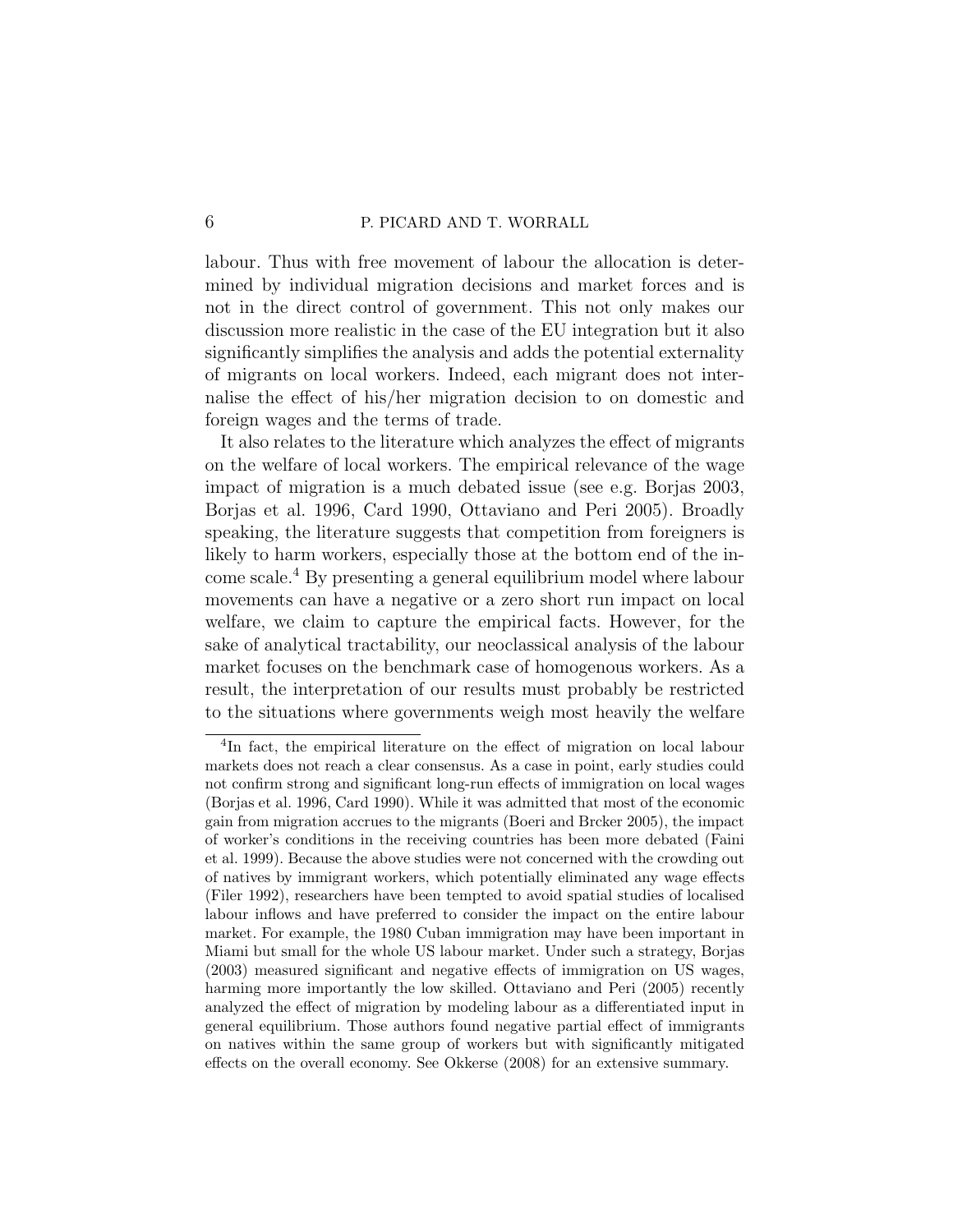labour. Thus with free movement of labour the allocation is determined by individual migration decisions and market forces and is not in the direct control of government. This not only makes our discussion more realistic in the case of the EU integration but it also significantly simplifies the analysis and adds the potential externality of migrants on local workers. Indeed, each migrant does not internalise the effect of his/her migration decision to on domestic and foreign wages and the terms of trade.

It also relates to the literature which analyzes the effect of migrants on the welfare of local workers. The empirical relevance of the wage impact of migration is a much debated issue (see e.g. Borjas 2003, Borjas et al. 1996, Card 1990, Ottaviano and Peri 2005). Broadly speaking, the literature suggests that competition from foreigners is likely to harm workers, especially those at the bottom end of the income scale.[4] By presenting a general equilibrium model where labour movements can have a negative or a zero short run impact on local welfare, we claim to capture the empirical facts. However, for the sake of analytical tractability, our neoclassical analysis of the labour market focuses on the benchmark case of homogenous workers. As a result, the interpretation of our results must probably be restricted to the situations where governments weigh most heavily the welfare

[4]In fact, the empirical literature on the effect of migration on local labour markets does not reach a clear consensus. As a case in point, early studies could not confirm strong and significant long-run effects of immigration on local wages (Borjas et al. 1996, Card 1990). While it was admitted that most of the economic gain from migration accrues to the migrants (Boeri and Brcker 2005), the impact of worker's conditions in the receiving countries has been more debated (Faini et al. 1999). Because the above studies were not concerned with the crowding out of natives by immigrant workers, which potentially eliminated any wage effects (Filer 1992), researchers have been tempted to avoid spatial studies of localised labour inflows and have preferred to consider the impact on the entire labour market. For example, the 1980 Cuban immigration may have been important in Miami but small for the whole US labour market. Under such a strategy, Borjas (2003) measured significant and negative effects of immigration on US wages, harming more importantly the low skilled. Ottaviano and Peri (2005) recently analyzed the effect of migration by modeling labour as a differentiated input in general equilibrium. Those authors found negative partial effect of immigrants on natives within the same group of workers but with significantly mitigated effects on the overall economy. See Okkerse (2008) for an extensive summary.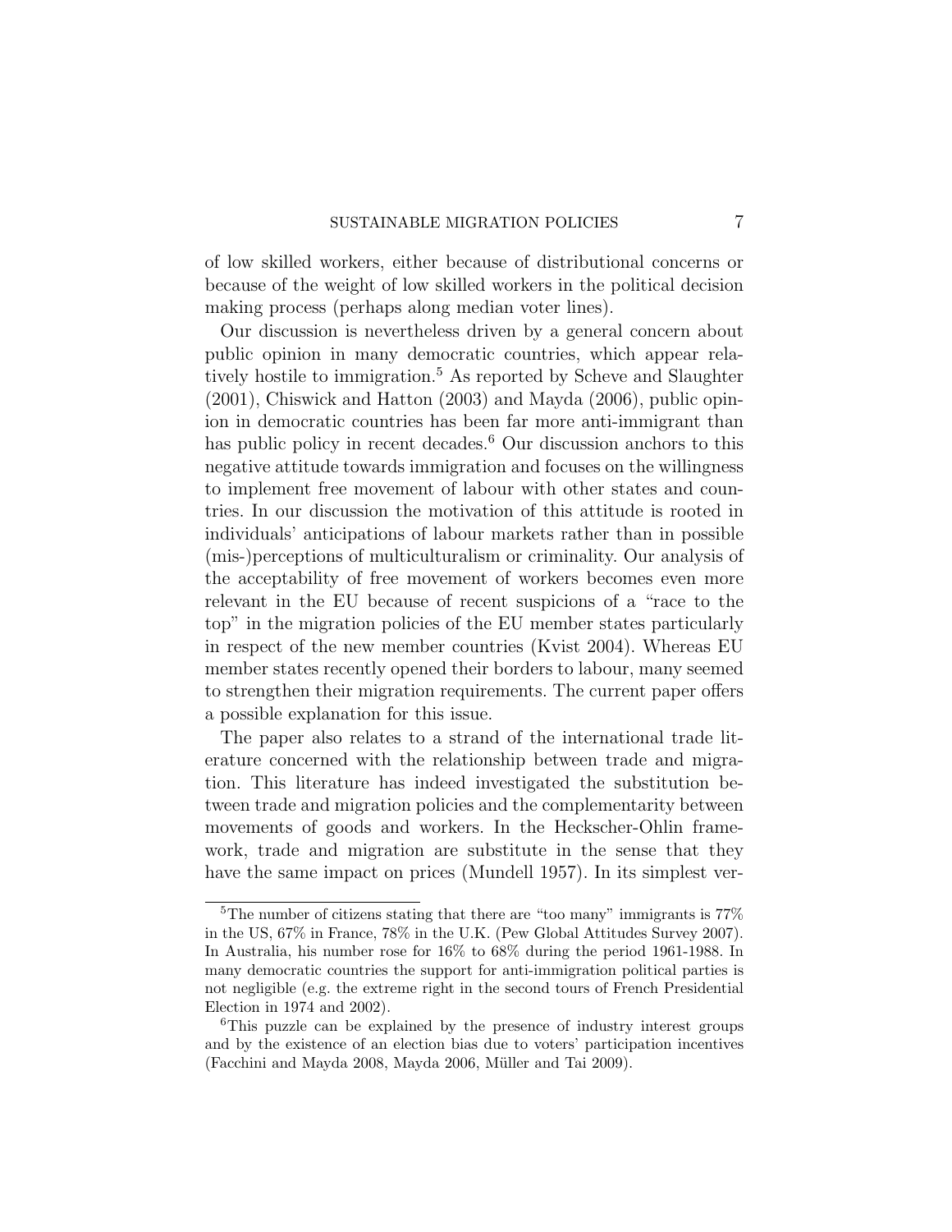of low skilled workers, either because of distributional concerns or because of the weight of low skilled workers in the political decision making process (perhaps along median voter lines).

Our discussion is nevertheless driven by a general concern about public opinion in many democratic countries, which appear relatively hostile to immigration.[5] As reported by Scheve and Slaughter (2001), Chiswick and Hatton (2003) and Mayda (2006), public opinion in democratic countries has been far more anti-immigrant than has public policy in recent decades.[6] Our discussion anchors to this negative attitude towards immigration and focuses on the willingness to implement free movement of labour with other states and countries. In our discussion the motivation of this attitude is rooted in individuals' anticipations of labour markets rather than in possible (mis-)perceptions of multiculturalism or criminality. Our analysis of the acceptability of free movement of workers becomes even more relevant in the EU because of recent suspicions of a "race to the top" in the migration policies of the EU member states particularly in respect of the new member countries (Kvist 2004). Whereas EU member states recently opened their borders to labour, many seemed to strengthen their migration requirements. The current paper offers a possible explanation for this issue.

The paper also relates to a strand of the international trade literature concerned with the relationship between trade and migration. This literature has indeed investigated the substitution between trade and migration policies and the complementarity between movements of goods and workers. In the Heckscher-Ohlin framework, trade and migration are substitute in the sense that they have the same impact on prices (Mundell 1957). In its simplest ver-

[5] The number of citizens stating that there are "too many" immigrants is 77% in the US, 67% in France, 78% in the U.K. (Pew Global Attitudes Survey 2007). In Australia, his number rose for 16% to 68% during the period 1961-1988. In many democratic countries the support for anti-immigration political parties is not negligible (e.g. the extreme right in the second tours of French Presidential Election in 1974 and 2002).

[6] This puzzle can be explained by the presence of industry interest groups and by the existence of an election bias due to voters' participation incentives (Facchini and Mayda 2008, Mayda 2006, Müller and Tai 2009).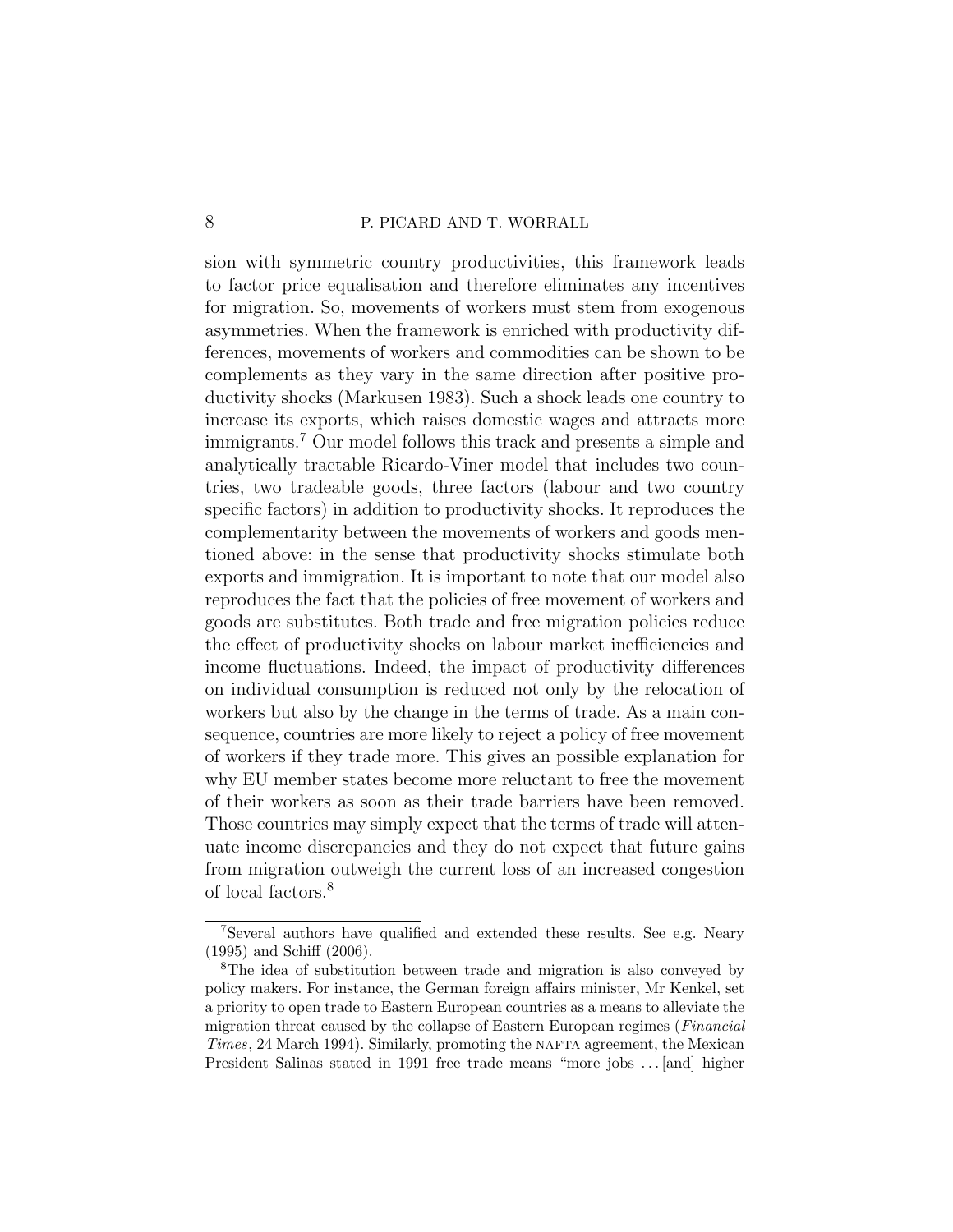sion with symmetric country productivities, this framework leads to factor price equalisation and therefore eliminates any incentives for migration. So, movements of workers must stem from exogenous asymmetries. When the framework is enriched with productivity differences, movements of workers and commodities can be shown to be complements as they vary in the same direction after positive productivity shocks (Markusen 1983). Such a shock leads one country to increase its exports, which raises domestic wages and attracts more immigrants.[7] Our model follows this track and presents a simple and analytically tractable Ricardo-Viner model that includes two countries, two tradeable goods, three factors (labour and two country specific factors) in addition to productivity shocks. It reproduces the complementarity between the movements of workers and goods mentioned above: in the sense that productivity shocks stimulate both exports and immigration. It is important to note that our model also reproduces the fact that the policies of free movement of workers and goods are substitutes. Both trade and free migration policies reduce the effect of productivity shocks on labour market inefficiencies and income fluctuations. Indeed, the impact of productivity differences on individual consumption is reduced not only by the relocation of workers but also by the change in the terms of trade. As a main consequence, countries are more likely to reject a policy of free movement of workers if they trade more. This gives an possible explanation for why EU member states become more reluctant to free the movement of their workers as soon as their trade barriers have been removed. Those countries may simply expect that the terms of trade will attenuate income discrepancies and they do not expect that future gains from migration outweigh the current loss of an increased congestion of local factors.[8]

[7]Several authors have qualified and extended these results. See e.g. Neary (1995) and Schiff (2006).

[8]The idea of substitution between trade and migration is also conveyed by policy makers. For instance, the German foreign affairs minister, Mr Kenkel, set a priority to open trade to Eastern European countries as a means to alleviate the migration threat caused by the collapse of Eastern European regimes (*Financial Times*, 24 March 1994). Similarly, promoting the NAFTA agreement, the Mexican President Salinas stated in 1991 free trade means "more jobs ... [and] higher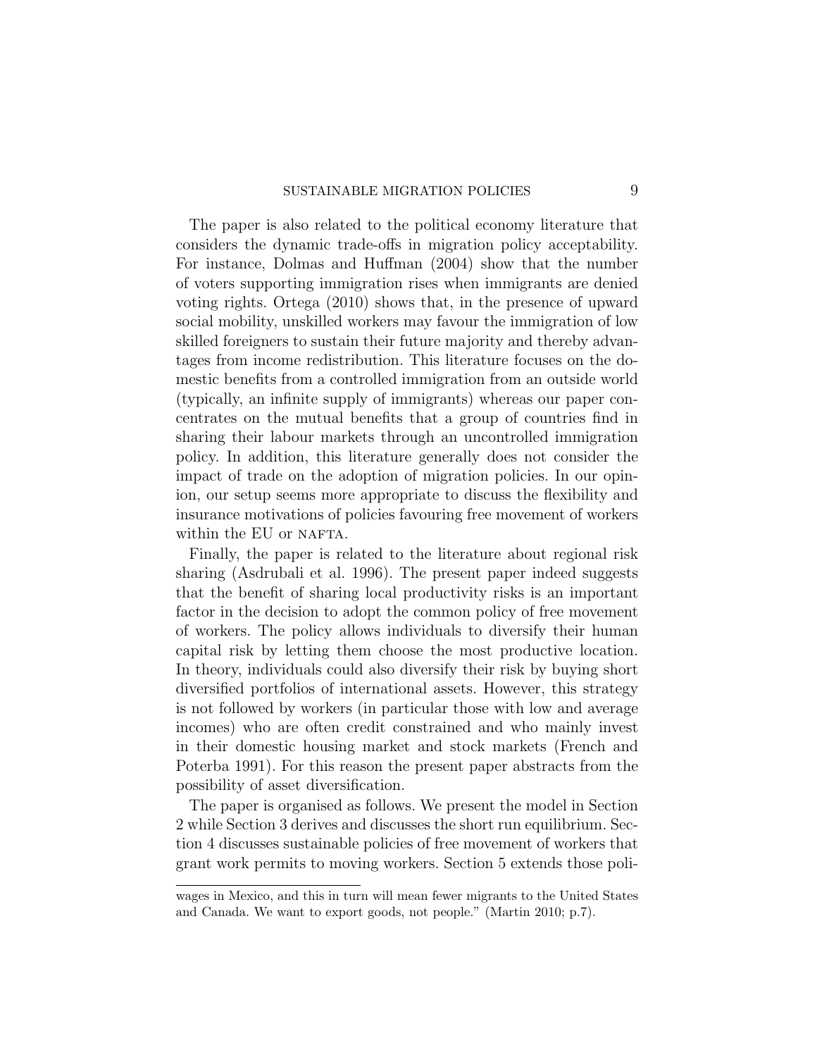The paper is also related to the political economy literature that considers the dynamic trade-offs in migration policy acceptability. For instance, Dolmas and Huffman (2004) show that the number of voters supporting immigration rises when immigrants are denied voting rights. Ortega (2010) shows that, in the presence of upward social mobility, unskilled workers may favour the immigration of low skilled foreigners to sustain their future majority and thereby advantages from income redistribution. This literature focuses on the domestic benefits from a controlled immigration from an outside world (typically, an infinite supply of immigrants) whereas our paper concentrates on the mutual benefits that a group of countries find in sharing their labour markets through an uncontrolled immigration policy. In addition, this literature generally does not consider the impact of trade on the adoption of migration policies. In our opinion, our setup seems more appropriate to discuss the flexibility and insurance motivations of policies favouring free movement of workers within the EU or NAFTA.

Finally, the paper is related to the literature about regional risk sharing (Asdrubali et al. 1996). The present paper indeed suggests that the benefit of sharing local productivity risks is an important factor in the decision to adopt the common policy of free movement of workers. The policy allows individuals to diversify their human capital risk by letting them choose the most productive location. In theory, individuals could also diversify their risk by buying short diversified portfolios of international assets. However, this strategy is not followed by workers (in particular those with low and average incomes) who are often credit constrained and who mainly invest in their domestic housing market and stock markets (French and Poterba 1991). For this reason the present paper abstracts from the possibility of asset diversification.

The paper is organised as follows. We present the model in Section 2 while Section 3 derives and discusses the short run equilibrium. Section 4 discusses sustainable policies of free movement of workers that grant work permits to moving workers. Section 5 extends those poli-

---

wages in Mexico, and this in turn will mean fewer migrants to the United States and Canada. We want to export goods, not people." (Martin 2010; p.7).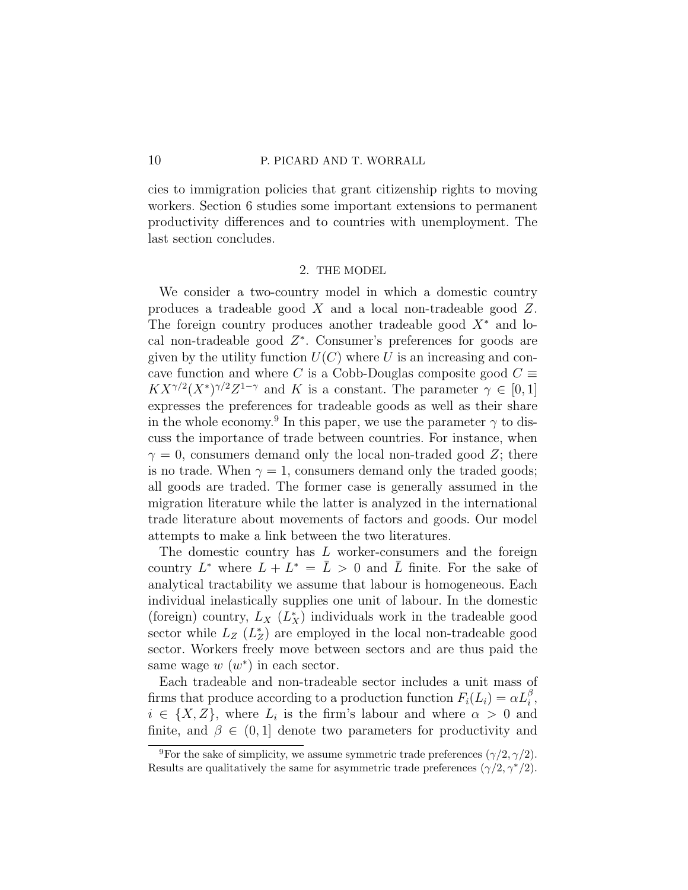cies to immigration policies that grant citizenship rights to moving workers. Section 6 studies some important extensions to permanent productivity differences and to countries with unemployment. The last section concludes.

## 2. THE MODEL

We consider a two-country model in which a domestic country produces a tradeable good $X$ and a local non-tradeable good $Z$. The foreign country produces another tradeable good $X^*$ and local non-tradeable good $Z^*$. Consumer's preferences for goods are given by the utility function $U(C)$ where $U$ is an increasing and concave function and where $C$ is a Cobb-Douglas composite good $C \equiv KX^{\gamma/2}(X^*)^{\gamma/2}Z^{1-\gamma}$ and $K$ is a constant. The parameter $\gamma \in [0,1]$ expresses the preferences for tradeable goods as well as their share in the whole economy.[9] In this paper, we use the parameter $\gamma$ to discuss the importance of trade between countries. For instance, when $\gamma = 0$, consumers demand only the local non-traded good $Z$; there is no trade. When $\gamma = 1$, consumers demand only the traded goods; all goods are traded. The former case is generally assumed in the migration literature while the latter is analyzed in the international trade literature about movements of factors and goods. Our model attempts to make a link between the two literatures.

The domestic country has $L$ worker-consumers and the foreign country $L^*$ where $L + L^* = \bar{L} > 0$ and $\bar{L}$ finite. For the sake of analytical tractability we assume that labour is homogeneous. Each individual inelastically supplies one unit of labour. In the domestic (foreign) country, $L_X$ ($L_X^*$) individuals work in the tradeable good sector while $L_Z$ ($L_Z^*$) are employed in the local non-tradeable good sector. Workers freely move between sectors and are thus paid the same wage $w$ ($w^*$) in each sector.

Each tradeable and non-tradeable sector includes a unit mass of firms that produce according to a production function $F_i(L_i) = \alpha L_i^\beta$, $i \in \{X, Z\}$, where $L_i$ is the firm's labour and where $\alpha > 0$ and finite, and $\beta \in (0,1]$ denote two parameters for productivity and

[9] For the sake of simplicity, we assume symmetric trade preferences $(\gamma/2, \gamma/2)$. Results are qualitatively the same for asymmetric trade preferences $(\gamma/2, \gamma^*/2)$.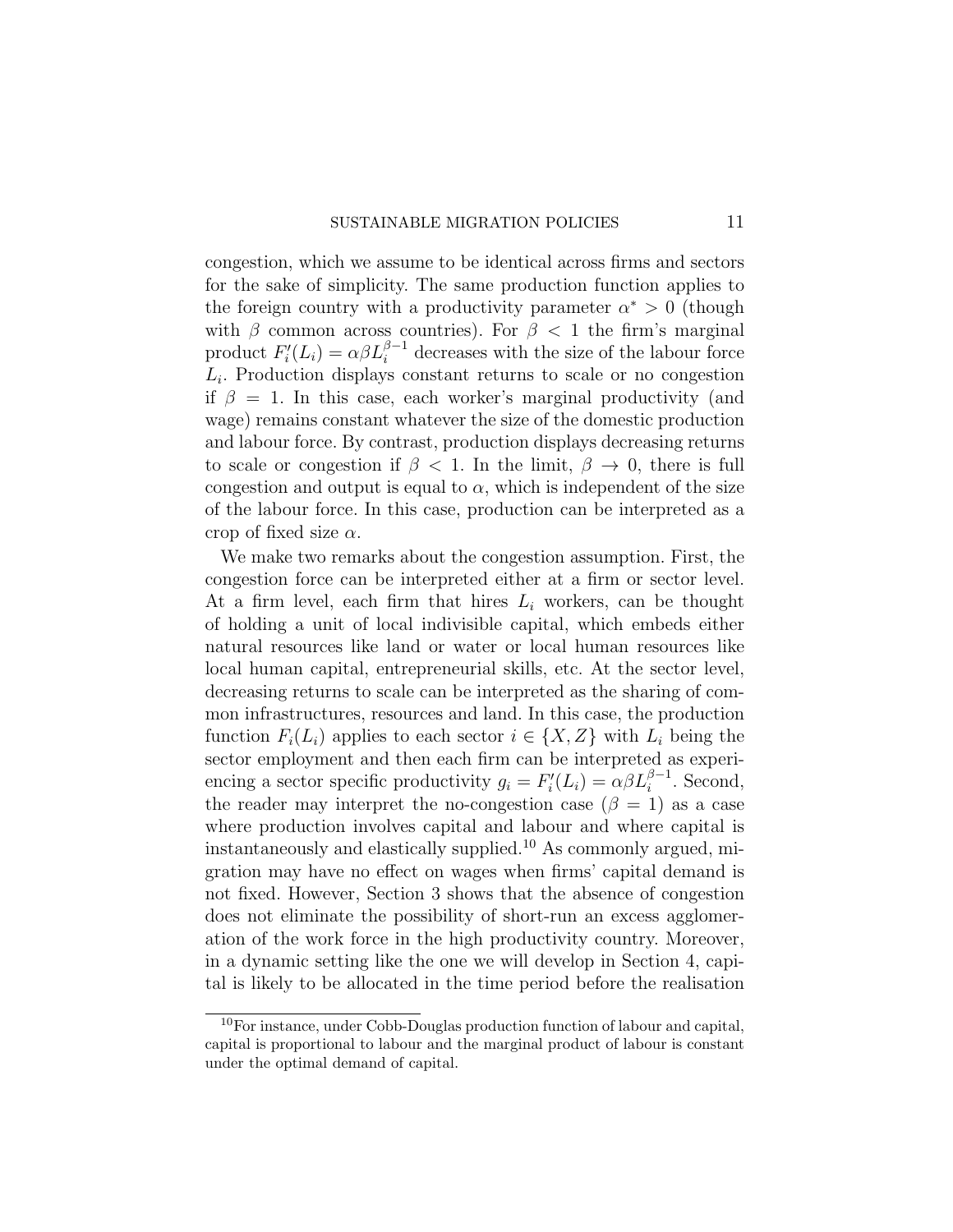congestion, which we assume to be identical across firms and sectors for the sake of simplicity. The same production function applies to the foreign country with a productivity parameter $\alpha^* > 0$ (though with $\beta$ common across countries). For $\beta < 1$ the firm's marginal product $F_i'(L_i) = \alpha\beta L_i^{\beta-1}$ decreases with the size of the labour force $L_i$. Production displays constant returns to scale or no congestion if $\beta = 1$. In this case, each worker's marginal productivity (and wage) remains constant whatever the size of the domestic production and labour force. By contrast, production displays decreasing returns to scale or congestion if $\beta < 1$. In the limit, $\beta \to 0$, there is full congestion and output is equal to $\alpha$, which is independent of the size of the labour force. In this case, production can be interpreted as a crop of fixed size $\alpha$.

We make two remarks about the congestion assumption. First, the congestion force can be interpreted either at a firm or sector level. At a firm level, each firm that hires $L_i$ workers, can be thought of holding a unit of local indivisible capital, which embeds either natural resources like land or water or local human resources like local human capital, entrepreneurial skills, etc. At the sector level, decreasing returns to scale can be interpreted as the sharing of common infrastructures, resources and land. In this case, the production function $F_i(L_i)$ applies to each sector $i \in \{X, Z\}$ with $L_i$ being the sector employment and then each firm can be interpreted as experiencing a sector specific productivity $g_i = F_i'(L_i) = \alpha\beta L_i^{\beta-1}$. Second, the reader may interpret the no-congestion case ($\beta = 1$) as a case where production involves capital and labour and where capital is instantaneously and elastically supplied.[10] As commonly argued, migration may have no effect on wages when firms' capital demand is not fixed. However, Section 3 shows that the absence of congestion does not eliminate the possibility of short-run an excess agglomeration of the work force in the high productivity country. Moreover, in a dynamic setting like the one we will develop in Section 4, capital is likely to be allocated in the time period before the realisation

[10] For instance, under Cobb-Douglas production function of labour and capital, capital is proportional to labour and the marginal product of labour is constant under the optimal demand of capital.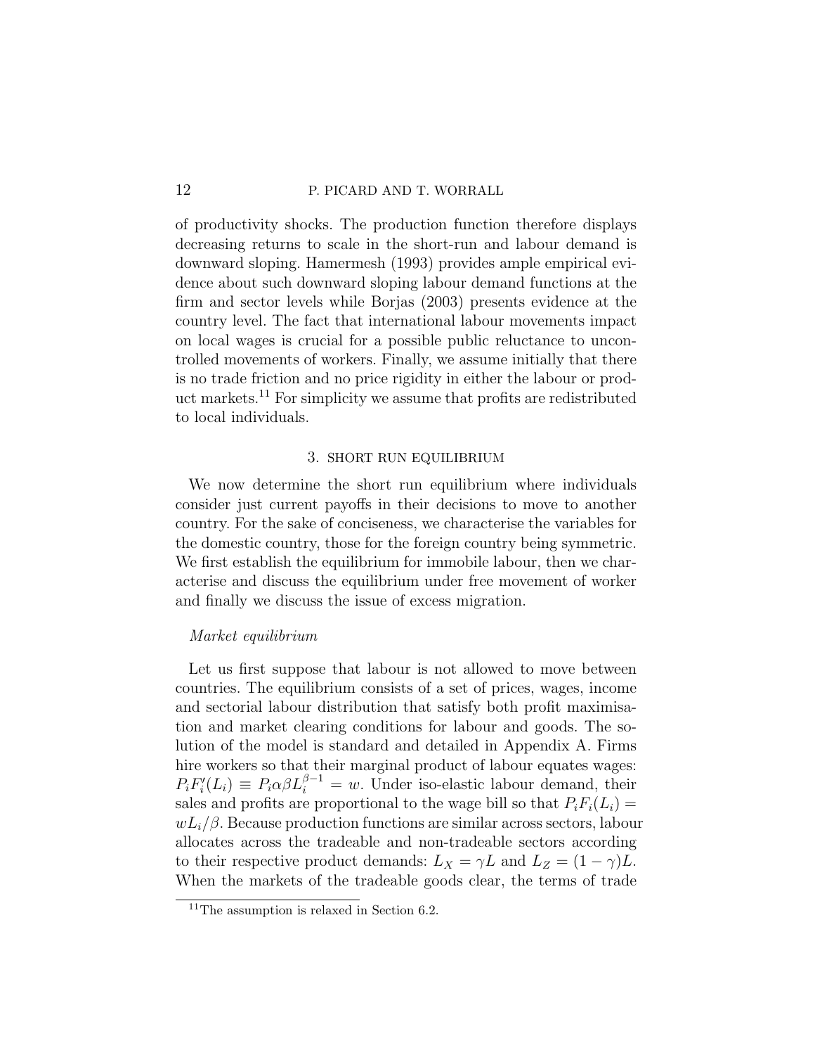of productivity shocks. The production function therefore displays decreasing returns to scale in the short-run and labour demand is downward sloping. Hamermesh (1993) provides ample empirical evidence about such downward sloping labour demand functions at the firm and sector levels while Borjas (2003) presents evidence at the country level. The fact that international labour movements impact on local wages is crucial for a possible public reluctance to uncontrolled movements of workers. Finally, we assume initially that there is no trade friction and no price rigidity in either the labour or product markets.[11] For simplicity we assume that profits are redistributed to local individuals.

## 3. SHORT RUN EQUILIBRIUM

We now determine the short run equilibrium where individuals consider just current payoffs in their decisions to move to another country. For the sake of conciseness, we characterise the variables for the domestic country, those for the foreign country being symmetric. We first establish the equilibrium for immobile labour, then we characterise and discuss the equilibrium under free movement of worker and finally we discuss the issue of excess migration.

*Market equilibrium*

Let us first suppose that labour is not allowed to move between countries. The equilibrium consists of a set of prices, wages, income and sectorial labour distribution that satisfy both profit maximisation and market clearing conditions for labour and goods. The solution of the model is standard and detailed in Appendix A. Firms hire workers so that their marginal product of labour equates wages: $P_i F_i'(L_i) \equiv P_i \alpha \beta L_i^{\beta-1} = w$. Under iso-elastic labour demand, their sales and profits are proportional to the wage bill so that $P_i F_i(L_i) = wL_i/\beta$. Because production functions are similar across sectors, labour allocates across the tradeable and non-tradeable sectors according to their respective product demands: $L_X = \gamma L$ and $L_Z = (1-\gamma)L$. When the markets of the tradeable goods clear, the terms of trade

[11] The assumption is relaxed in Section 6.2.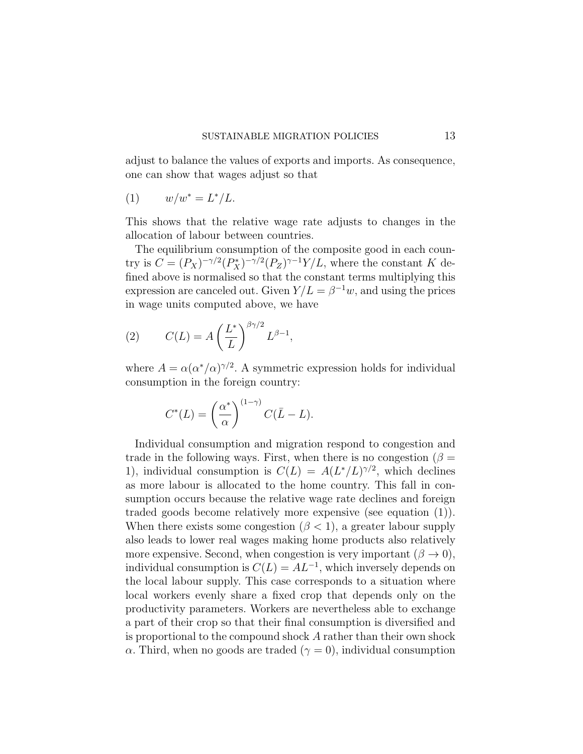adjust to balance the values of exports and imports. As consequence, one can show that wages adjust so that

$$(1) \qquad w/w^* = L^*/L.$$

This shows that the relative wage rate adjusts to changes in the allocation of labour between countries.

The equilibrium consumption of the composite good in each country is $C = (P_X)^{-\gamma/2}(P_X^*)^{-\gamma/2}(P_Z)^{\gamma-1}Y/L$, where the constant $K$ defined above is normalised so that the constant terms multiplying this expression are canceled out. Given $Y/L = \beta^{-1}w$, and using the prices in wage units computed above, we have

$$(2) \qquad C(L) = A\left(\frac{L^*}{L}\right)^{\beta\gamma/2} L^{\beta-1},$$

where $A = \alpha(\alpha^*/\alpha)^{\gamma/2}$. A symmetric expression holds for individual consumption in the foreign country:

$$C^*(L) = \left(\frac{\alpha^*}{\alpha}\right)^{(1-\gamma)} C(\bar{L} - L).$$

Individual consumption and migration respond to congestion and trade in the following ways. First, when there is no congestion ($\beta = 1$), individual consumption is $C(L) = A(L^*/L)^{\gamma/2}$, which declines as more labour is allocated to the home country. This fall in consumption occurs because the relative wage rate declines and foreign traded goods become relatively more expensive (see equation (1)). When there exists some congestion ($\beta < 1$), a greater labour supply also leads to lower real wages making home products also relatively more expensive. Second, when congestion is very important ($\beta \to 0$), individual consumption is $C(L) = AL^{-1}$, which inversely depends on the local labour supply. This case corresponds to a situation where local workers evenly share a fixed crop that depends only on the productivity parameters. Workers are nevertheless able to exchange a part of their crop so that their final consumption is diversified and is proportional to the compound shock $A$ rather than their own shock $\alpha$. Third, when no goods are traded ($\gamma = 0$), individual consumption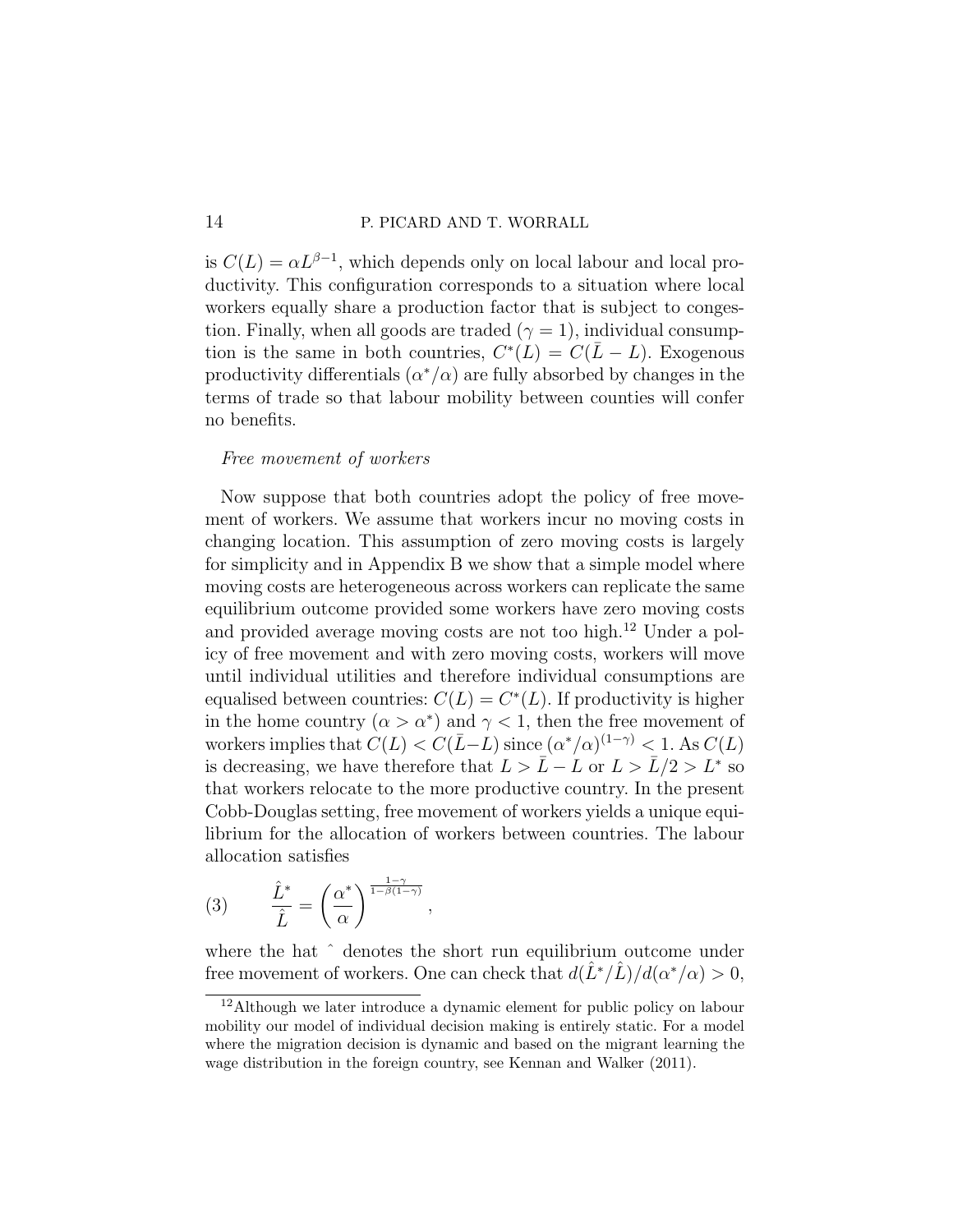is $C(L) = \alpha L^{\beta-1}$, which depends only on local labour and local productivity. This configuration corresponds to a situation where local workers equally share a production factor that is subject to congestion. Finally, when all goods are traded ($\gamma = 1$), individual consumption is the same in both countries, $C^*(L) = C(\bar{L} - L)$. Exogenous productivity differentials ($\alpha^*/\alpha$) are fully absorbed by changes in the terms of trade so that labour mobility between counties will confer no benefits.

*Free movement of workers*

Now suppose that both countries adopt the policy of free movement of workers. We assume that workers incur no moving costs in changing location. This assumption of zero moving costs is largely for simplicity and in Appendix B we show that a simple model where moving costs are heterogeneous across workers can replicate the same equilibrium outcome provided some workers have zero moving costs and provided average moving costs are not too high.[12] Under a policy of free movement and with zero moving costs, workers will move until individual utilities and therefore individual consumptions are equalised between countries: $C(L) = C^*(L)$. If productivity is higher in the home country ($\alpha > \alpha^*$) and $\gamma < 1$, then the free movement of workers implies that $C(L) < C(\bar{L}-L)$ since $(\alpha^*/\alpha)^{(1-\gamma)} < 1$. As $C(L)$ is decreasing, we have therefore that $L > \bar{L} - L$ or $L > \bar{L}/2 > L^*$ so that workers relocate to the more productive country. In the present Cobb-Douglas setting, free movement of workers yields a unique equilibrium for the allocation of workers between countries. The labour allocation satisfies

$$\text{(3)} \qquad \frac{\hat{L}^*}{\hat{L}} = \left(\frac{\alpha^*}{\alpha}\right)^{\frac{1-\gamma}{1-\beta(1-\gamma)}},$$

where the hat $\hat{}$ denotes the short run equilibrium outcome under free movement of workers. One can check that $d(\hat{L}^*/\hat{L})/d(\alpha^*/\alpha) > 0$,

[12] Although we later introduce a dynamic element for public policy on labour mobility our model of individual decision making is entirely static. For a model where the migration decision is dynamic and based on the migrant learning the wage distribution in the foreign country, see Kennan and Walker (2011).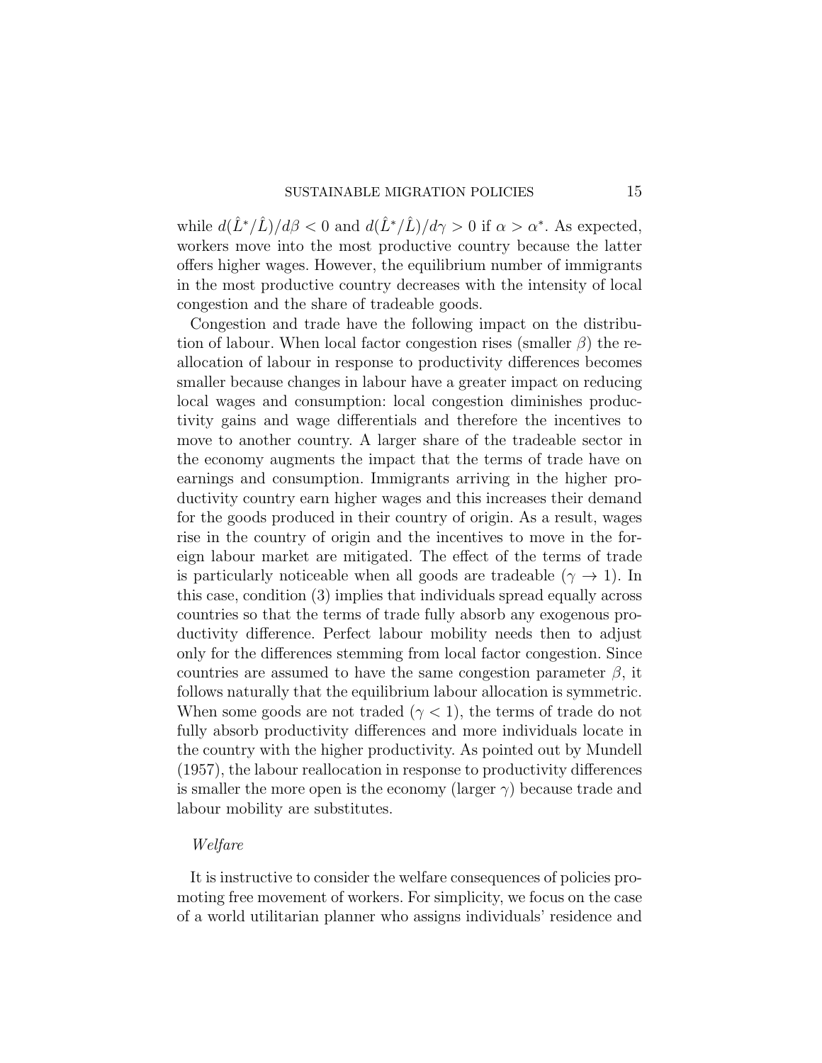while $d(\hat{L}^*/\hat{L})/d\beta < 0$ and $d(\hat{L}^*/\hat{L})/d\gamma > 0$ if $\alpha > \alpha^*$. As expected, workers move into the most productive country because the latter offers higher wages. However, the equilibrium number of immigrants in the most productive country decreases with the intensity of local congestion and the share of tradeable goods.

Congestion and trade have the following impact on the distribution of labour. When local factor congestion rises (smaller $\beta$) the reallocation of labour in response to productivity differences becomes smaller because changes in labour have a greater impact on reducing local wages and consumption: local congestion diminishes productivity gains and wage differentials and therefore the incentives to move to another country. A larger share of the tradeable sector in the economy augments the impact that the terms of trade have on earnings and consumption. Immigrants arriving in the higher productivity country earn higher wages and this increases their demand for the goods produced in their country of origin. As a result, wages rise in the country of origin and the incentives to move in the foreign labour market are mitigated. The effect of the terms of trade is particularly noticeable when all goods are tradeable ($\gamma \to 1$). In this case, condition (3) implies that individuals spread equally across countries so that the terms of trade fully absorb any exogenous productivity difference. Perfect labour mobility needs then to adjust only for the differences stemming from local factor congestion. Since countries are assumed to have the same congestion parameter $\beta$, it follows naturally that the equilibrium labour allocation is symmetric. When some goods are not traded ($\gamma < 1$), the terms of trade do not fully absorb productivity differences and more individuals locate in the country with the higher productivity. As pointed out by Mundell (1957), the labour reallocation in response to productivity differences is smaller the more open is the economy (larger $\gamma$) because trade and labour mobility are substitutes.

*Welfare*

It is instructive to consider the welfare consequences of policies promoting free movement of workers. For simplicity, we focus on the case of a world utilitarian planner who assigns individuals' residence and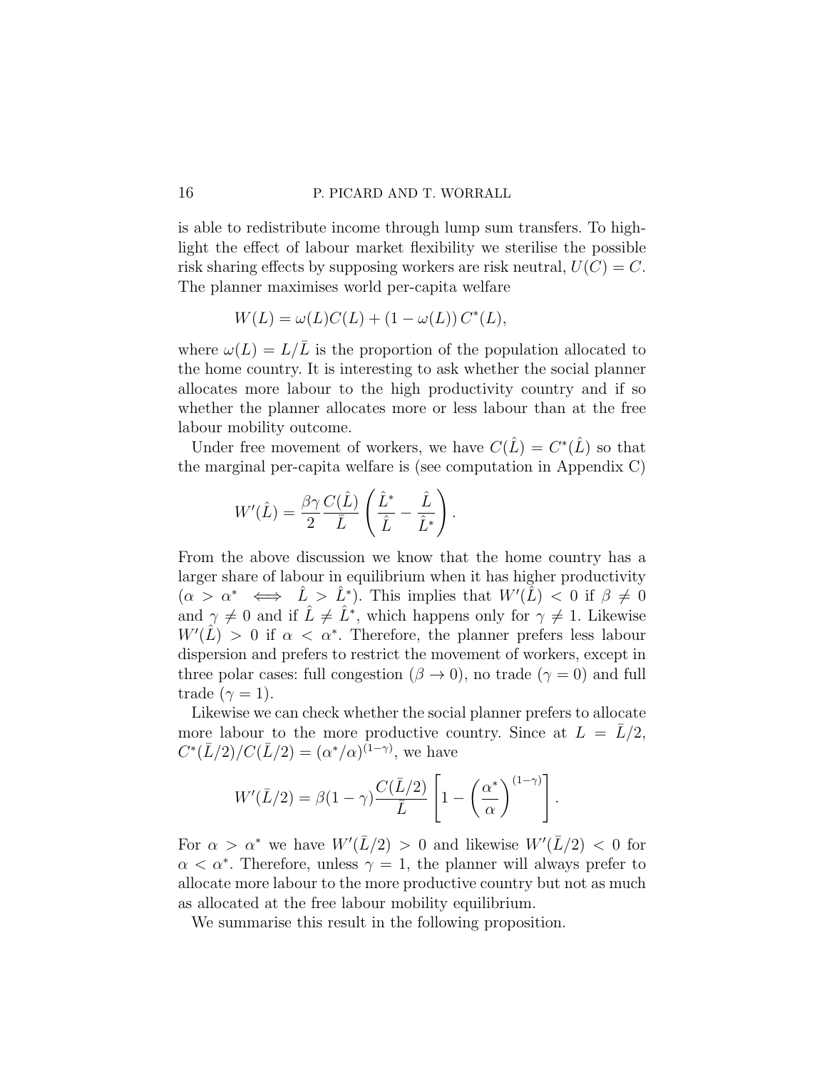is able to redistribute income through lump sum transfers. To highlight the effect of labour market flexibility we sterilise the possible risk sharing effects by supposing workers are risk neutral, $U(C) = C$. The planner maximises world per-capita welfare

$$W(L) = \omega(L)C(L) + (1 - \omega(L))\, C^*(L),$$

where $\omega(L) = L/\bar{L}$ is the proportion of the population allocated to the home country. It is interesting to ask whether the social planner allocates more labour to the high productivity country and if so whether the planner allocates more or less labour than at the free labour mobility outcome.

Under free movement of workers, we have $C(\hat{L}) = C^*(\hat{L})$ so that the marginal per-capita welfare is (see computation in Appendix C)

$$W'(\hat{L}) = \frac{\beta\gamma}{2}\frac{C(\hat{L})}{\bar{L}}\left(\frac{\hat{L}^*}{\hat{L}} - \frac{\hat{L}}{\hat{L}^*}\right).$$

From the above discussion we know that the home country has a larger share of labour in equilibrium when it has higher productivity ($\alpha > \alpha^* \iff \hat{L} > \hat{L}^*$). This implies that $W'(\hat{L}) < 0$ if $\beta \neq 0$ and $\gamma \neq 0$ and if $\hat{L} \neq \hat{L}^*$, which happens only for $\gamma \neq 1$. Likewise $W'(\hat{L}) > 0$ if $\alpha < \alpha^*$. Therefore, the planner prefers less labour dispersion and prefers to restrict the movement of workers, except in three polar cases: full congestion ($\beta \to 0$), no trade ($\gamma = 0$) and full trade ($\gamma = 1$).

Likewise we can check whether the social planner prefers to allocate more labour to the more productive country. Since at $L = \bar{L}/2$, $C^*(\bar{L}/2)/C(\bar{L}/2) = (\alpha^*/\alpha)^{(1-\gamma)}$, we have

$$W'(\bar{L}/2) = \beta(1-\gamma)\frac{C(\bar{L}/2)}{\bar{L}}\left[1 - \left(\frac{\alpha^*}{\alpha}\right)^{(1-\gamma)}\right].$$

For $\alpha > \alpha^*$ we have $W'(\bar{L}/2) > 0$ and likewise $W'(\bar{L}/2) < 0$ for $\alpha < \alpha^*$. Therefore, unless $\gamma = 1$, the planner will always prefer to allocate more labour to the more productive country but not as much as allocated at the free labour mobility equilibrium.

We summarise this result in the following proposition.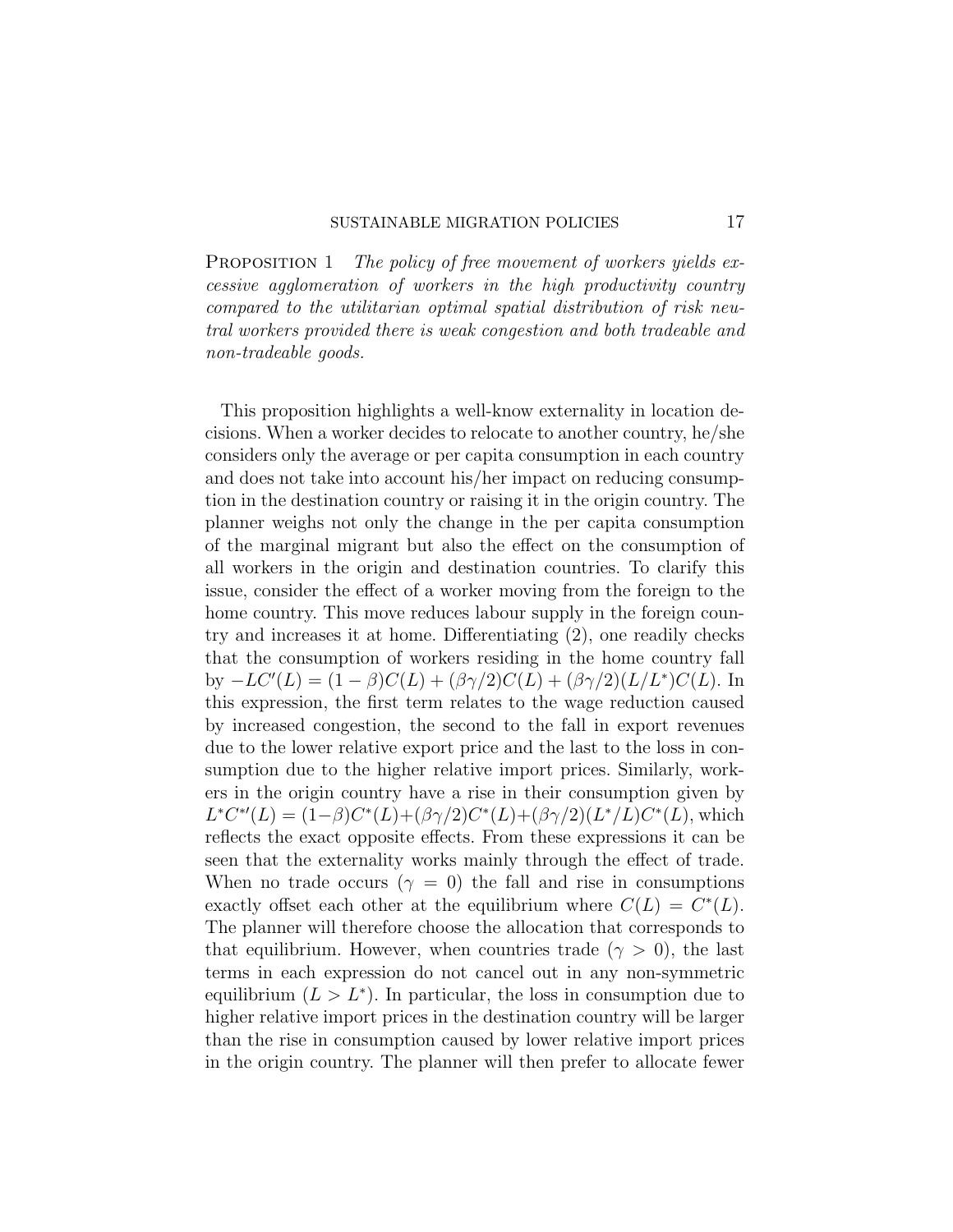**Proposition 1** *The policy of free movement of workers yields excessive agglomeration of workers in the high productivity country compared to the utilitarian optimal spatial distribution of risk neutral workers provided there is weak congestion and both tradeable and non-tradeable goods.*

This proposition highlights a well-know externality in location decisions. When a worker decides to relocate to another country, he/she considers only the average or per capita consumption in each country and does not take into account his/her impact on reducing consumption in the destination country or raising it in the origin country. The planner weighs not only the change in the per capita consumption of the marginal migrant but also the effect on the consumption of all workers in the origin and destination countries. To clarify this issue, consider the effect of a worker moving from the foreign to the home country. This move reduces labour supply in the foreign country and increases it at home. Differentiating (2), one readily checks that the consumption of workers residing in the home country fall by $-LC'(L) = (1-\beta)C(L) + (\beta\gamma/2)C(L) + (\beta\gamma/2)(L/L^*)C(L)$. In this expression, the first term relates to the wage reduction caused by increased congestion, the second to the fall in export revenues due to the lower relative export price and the last to the loss in consumption due to the higher relative import prices. Similarly, workers in the origin country have a rise in their consumption given by $L^*C^{*\prime}(L) = (1-\beta)C^*(L)+(\beta\gamma/2)C^*(L)+(\beta\gamma/2)(L^*/L)C^*(L)$, which reflects the exact opposite effects. From these expressions it can be seen that the externality works mainly through the effect of trade. When no trade occurs ($\gamma = 0$) the fall and rise in consumptions exactly offset each other at the equilibrium where $C(L) = C^*(L)$. The planner will therefore choose the allocation that corresponds to that equilibrium. However, when countries trade ($\gamma > 0$), the last terms in each expression do not cancel out in any non-symmetric equilibrium ($L > L^*$). In particular, the loss in consumption due to higher relative import prices in the destination country will be larger than the rise in consumption caused by lower relative import prices in the origin country. The planner will then prefer to allocate fewer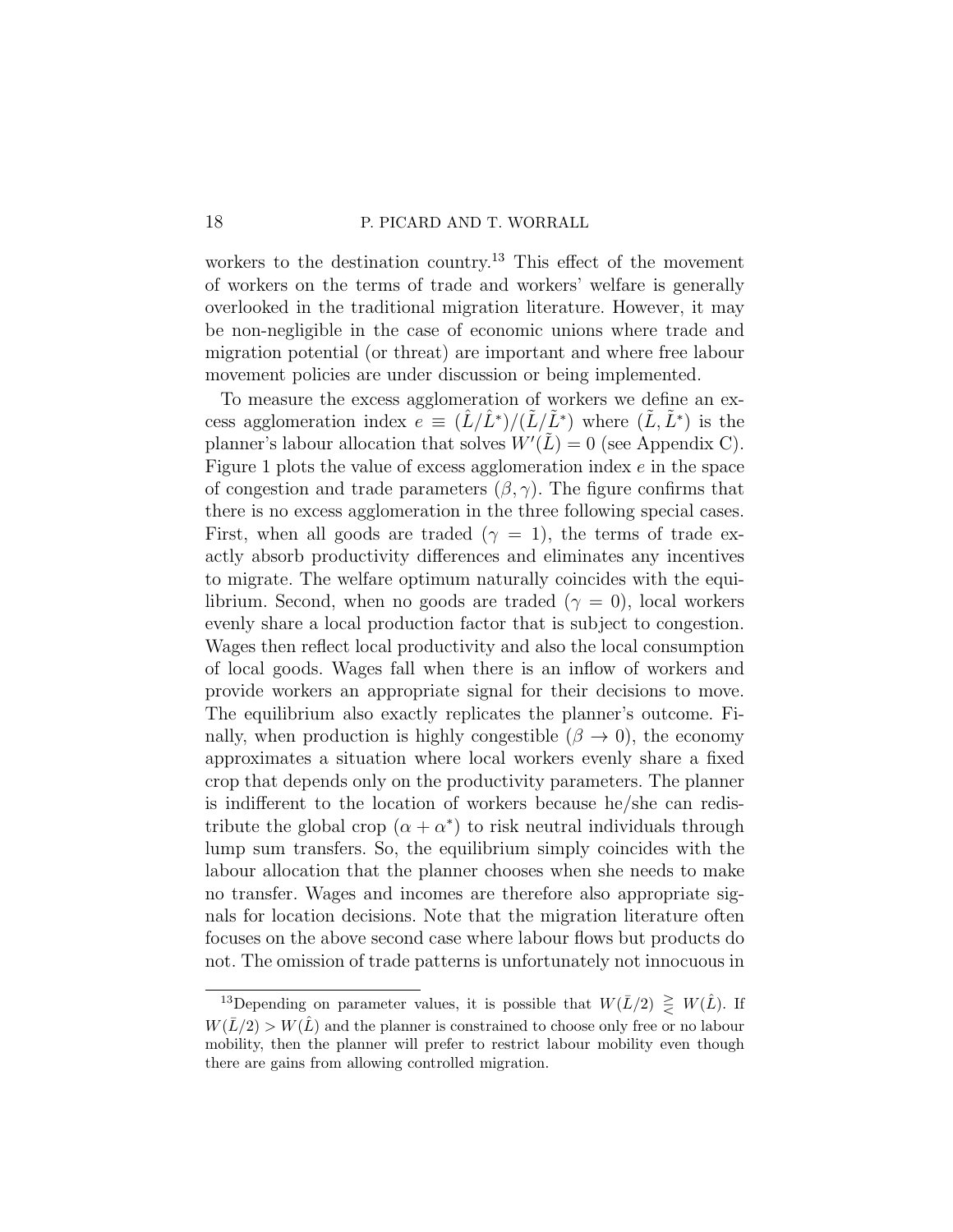workers to the destination country.[13] This effect of the movement of workers on the terms of trade and workers' welfare is generally overlooked in the traditional migration literature. However, it may be non-negligible in the case of economic unions where trade and migration potential (or threat) are important and where free labour movement policies are under discussion or being implemented.

To measure the excess agglomeration of workers we define an excess agglomeration index $e \equiv (\hat{L}/\hat{L}^*)/(\tilde{L}/\tilde{L}^*)$ where $(\tilde{L}, \tilde{L}^*)$ is the planner's labour allocation that solves $W'(\tilde{L}) = 0$ (see Appendix C). Figure 1 plots the value of excess agglomeration index $e$ in the space of congestion and trade parameters $(\beta, \gamma)$. The figure confirms that there is no excess agglomeration in the three following special cases. First, when all goods are traded ($\gamma = 1$), the terms of trade exactly absorb productivity differences and eliminates any incentives to migrate. The welfare optimum naturally coincides with the equilibrium. Second, when no goods are traded ($\gamma = 0$), local workers evenly share a local production factor that is subject to congestion. Wages then reflect local productivity and also the local consumption of local goods. Wages fall when there is an inflow of workers and provide workers an appropriate signal for their decisions to move. The equilibrium also exactly replicates the planner's outcome. Finally, when production is highly congestible ($\beta \to 0$), the economy approximates a situation where local workers evenly share a fixed crop that depends only on the productivity parameters. The planner is indifferent to the location of workers because he/she can redistribute the global crop $(\alpha + \alpha^*)$ to risk neutral individuals through lump sum transfers. So, the equilibrium simply coincides with the labour allocation that the planner chooses when she needs to make no transfer. Wages and incomes are therefore also appropriate signals for location decisions. Note that the migration literature often focuses on the above second case where labour flows but products do not. The omission of trade patterns is unfortunately not innocuous in

[13]Depending on parameter values, it is possible that $W(\bar{L}/2) \gtreqless W(\hat{L})$. If $W(\bar{L}/2) > W(\hat{L})$ and the planner is constrained to choose only free or no labour mobility, then the planner will prefer to restrict labour mobility even though there are gains from allowing controlled migration.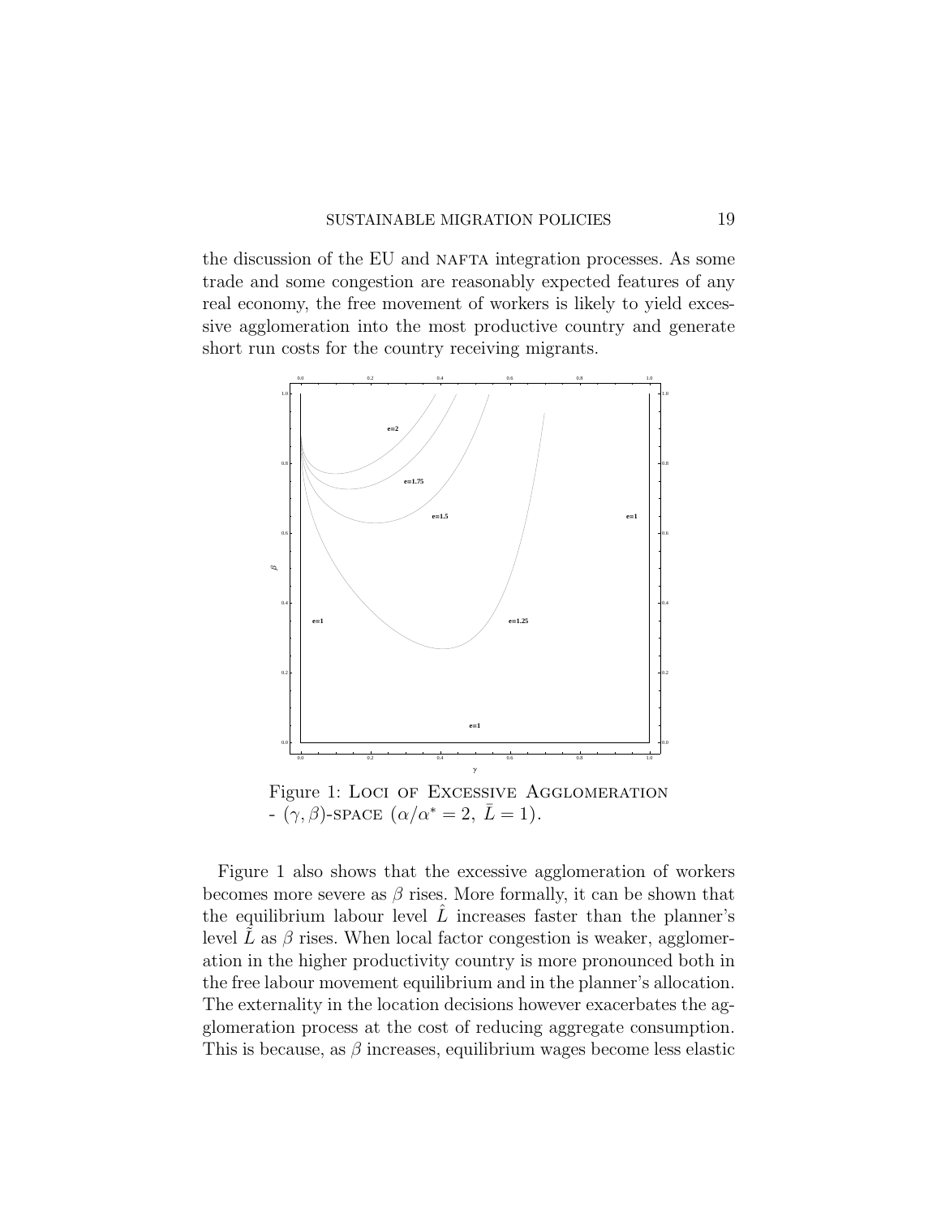the discussion of the EU and NAFTA integration processes. As some trade and some congestion are reasonably expected features of any real economy, the free movement of workers is likely to yield excessive agglomeration into the most productive country and generate short run costs for the country receiving migrants.

Figure 1: Loci of Excessive Agglomeration - $(\gamma, \beta)$-space $(\alpha/\alpha^* = 2,\ \bar{L} = 1)$.

Figure 1 also shows that the excessive agglomeration of workers becomes more severe as $\beta$ rises. More formally, it can be shown that the equilibrium labour level $\hat{L}$ increases faster than the planner's level $\tilde{L}$ as $\beta$ rises. When local factor congestion is weaker, agglomeration in the higher productivity country is more pronounced both in the free labour movement equilibrium and in the planner's allocation. The externality in the location decisions however exacerbates the agglomeration process at the cost of reducing aggregate consumption. This is because, as $\beta$ increases, equilibrium wages become less elastic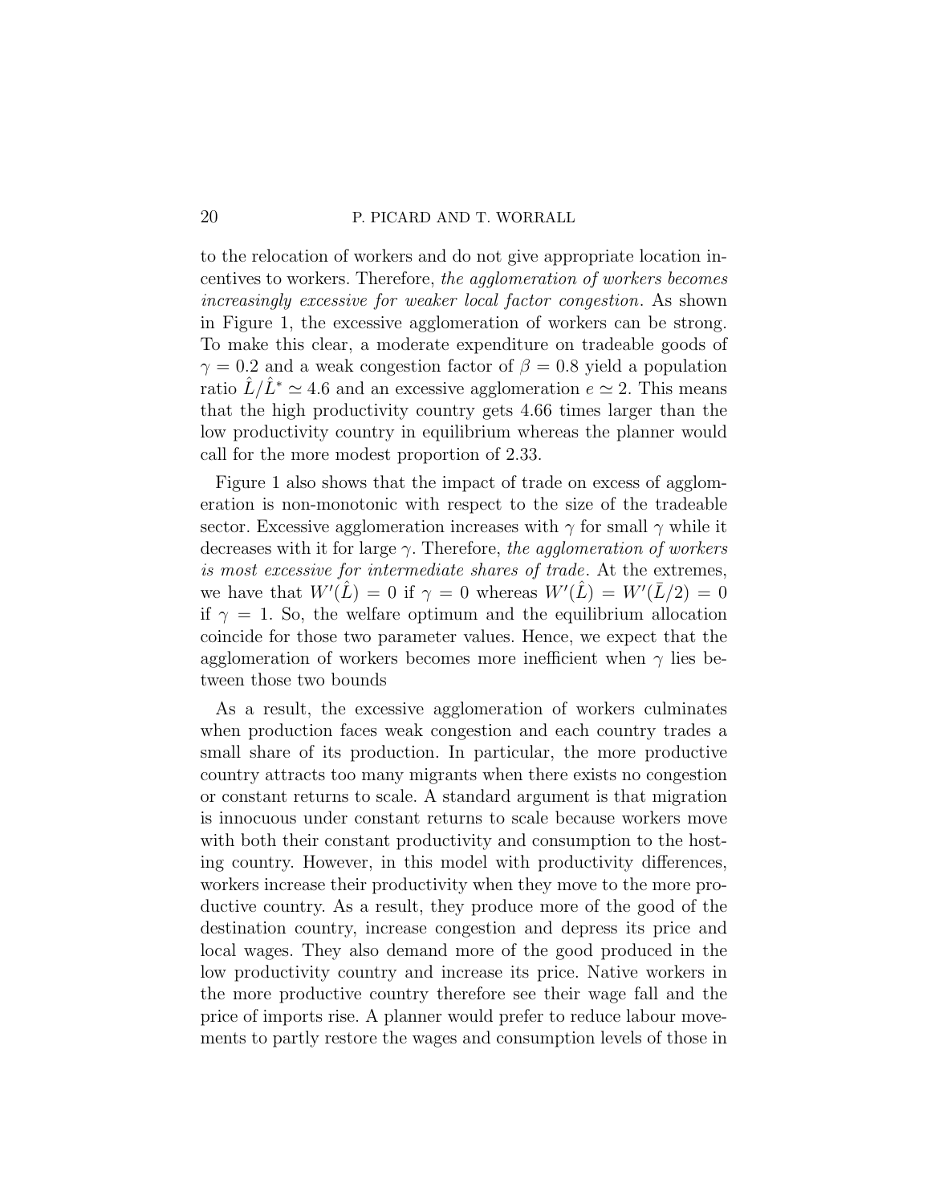to the relocation of workers and do not give appropriate location incentives to workers. Therefore, *the agglomeration of workers becomes increasingly excessive for weaker local factor congestion*. As shown in Figure 1, the excessive agglomeration of workers can be strong. To make this clear, a moderate expenditure on tradeable goods of $\gamma = 0.2$ and a weak congestion factor of $\beta = 0.8$ yield a population ratio $\hat{L}/\hat{L}^* \simeq 4.6$ and an excessive agglomeration $e \simeq 2$. This means that the high productivity country gets 4.66 times larger than the low productivity country in equilibrium whereas the planner would call for the more modest proportion of 2.33.

Figure 1 also shows that the impact of trade on excess of agglomeration is non-monotonic with respect to the size of the tradeable sector. Excessive agglomeration increases with $\gamma$ for small $\gamma$ while it decreases with it for large $\gamma$. Therefore, *the agglomeration of workers is most excessive for intermediate shares of trade*. At the extremes, we have that $W'(\hat{L}) = 0$ if $\gamma = 0$ whereas $W'(\hat{L}) = W'(\bar{L}/2) = 0$ if $\gamma = 1$. So, the welfare optimum and the equilibrium allocation coincide for those two parameter values. Hence, we expect that the agglomeration of workers becomes more inefficient when $\gamma$ lies between those two bounds

As a result, the excessive agglomeration of workers culminates when production faces weak congestion and each country trades a small share of its production. In particular, the more productive country attracts too many migrants when there exists no congestion or constant returns to scale. A standard argument is that migration is innocuous under constant returns to scale because workers move with both their constant productivity and consumption to the hosting country. However, in this model with productivity differences, workers increase their productivity when they move to the more productive country. As a result, they produce more of the good of the destination country, increase congestion and depress its price and local wages. They also demand more of the good produced in the low productivity country and increase its price. Native workers in the more productive country therefore see their wage fall and the price of imports rise. A planner would prefer to reduce labour movements to partly restore the wages and consumption levels of those in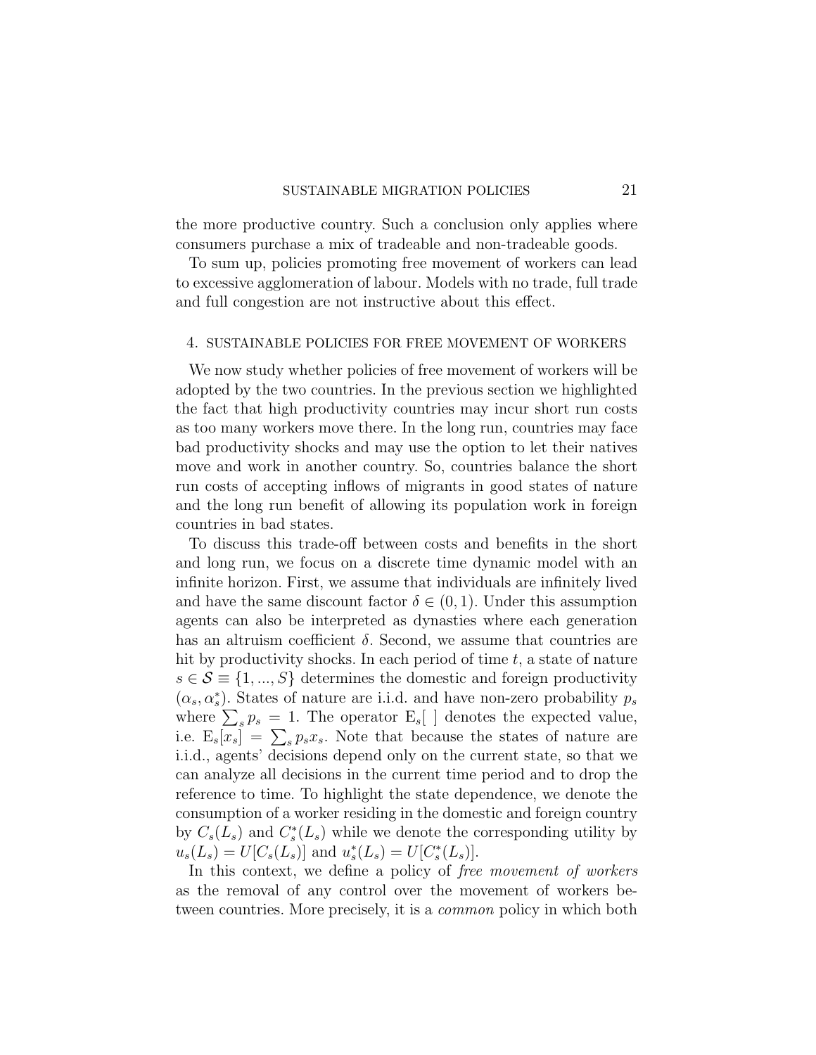the more productive country. Such a conclusion only applies where consumers purchase a mix of tradeable and non-tradeable goods.

To sum up, policies promoting free movement of workers can lead to excessive agglomeration of labour. Models with no trade, full trade and full congestion are not instructive about this effect.

## 4. Sustainable policies for free movement of workers

We now study whether policies of free movement of workers will be adopted by the two countries. In the previous section we highlighted the fact that high productivity countries may incur short run costs as too many workers move there. In the long run, countries may face bad productivity shocks and may use the option to let their natives move and work in another country. So, countries balance the short run costs of accepting inflows of migrants in good states of nature and the long run benefit of allowing its population work in foreign countries in bad states.

To discuss this trade-off between costs and benefits in the short and long run, we focus on a discrete time dynamic model with an infinite horizon. First, we assume that individuals are infinitely lived and have the same discount factor $\delta \in (0,1)$. Under this assumption agents can also be interpreted as dynasties where each generation has an altruism coefficient $\delta$. Second, we assume that countries are hit by productivity shocks. In each period of time $t$, a state of nature $s \in \mathcal{S} \equiv \{1, ..., S\}$ determines the domestic and foreign productivity $(\alpha_s, \alpha_s^*)$. States of nature are i.i.d. and have non-zero probability $p_s$ where $\sum_s p_s = 1$. The operator $\mathrm{E}_s[\;]$ denotes the expected value, i.e. $\mathrm{E}_s[x_s] = \sum_s p_s x_s$. Note that because the states of nature are i.i.d., agents' decisions depend only on the current state, so that we can analyze all decisions in the current time period and to drop the reference to time. To highlight the state dependence, we denote the consumption of a worker residing in the domestic and foreign country by $C_s(L_s)$ and $C_s^*(L_s)$ while we denote the corresponding utility by $u_s(L_s) = U[C_s(L_s)]$ and $u_s^*(L_s) = U[C_s^*(L_s)]$.

In this context, we define a policy of *free movement of workers* as the removal of any control over the movement of workers between countries. More precisely, it is a *common* policy in which both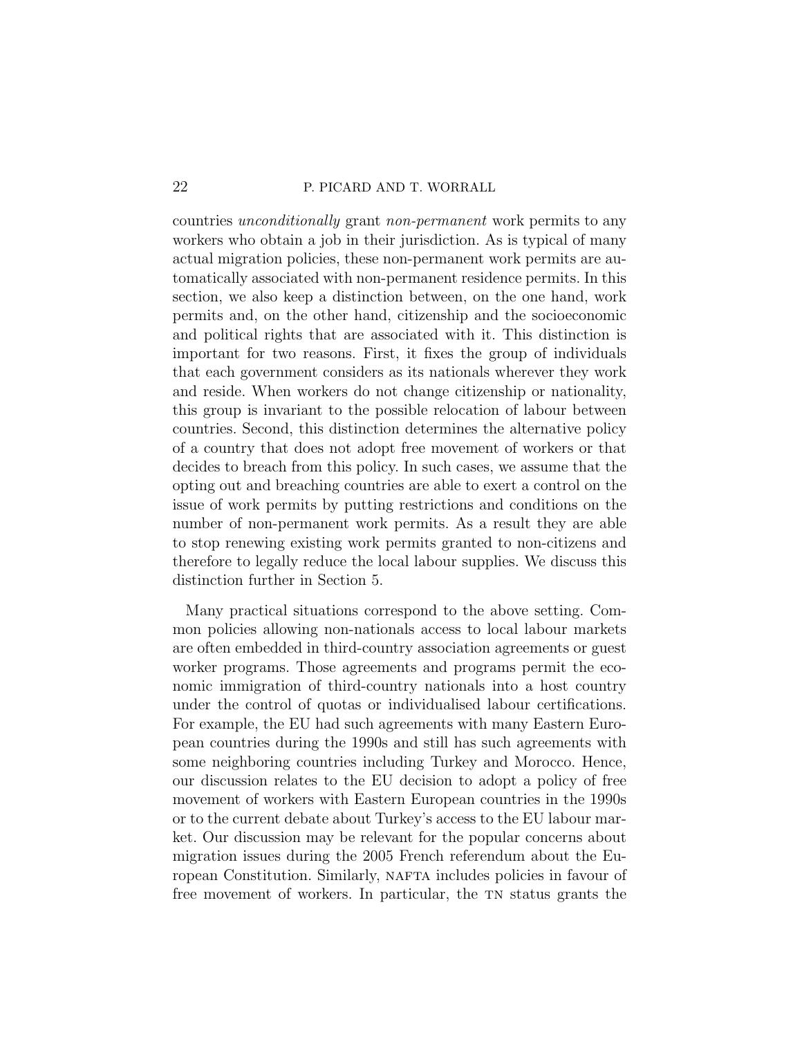countries *unconditionally* grant *non-permanent* work permits to any workers who obtain a job in their jurisdiction. As is typical of many actual migration policies, these non-permanent work permits are automatically associated with non-permanent residence permits. In this section, we also keep a distinction between, on the one hand, work permits and, on the other hand, citizenship and the socioeconomic and political rights that are associated with it. This distinction is important for two reasons. First, it fixes the group of individuals that each government considers as its nationals wherever they work and reside. When workers do not change citizenship or nationality, this group is invariant to the possible relocation of labour between countries. Second, this distinction determines the alternative policy of a country that does not adopt free movement of workers or that decides to breach from this policy. In such cases, we assume that the opting out and breaching countries are able to exert a control on the issue of work permits by putting restrictions and conditions on the number of non-permanent work permits. As a result they are able to stop renewing existing work permits granted to non-citizens and therefore to legally reduce the local labour supplies. We discuss this distinction further in Section 5.

Many practical situations correspond to the above setting. Common policies allowing non-nationals access to local labour markets are often embedded in third-country association agreements or guest worker programs. Those agreements and programs permit the economic immigration of third-country nationals into a host country under the control of quotas or individualised labour certifications. For example, the EU had such agreements with many Eastern European countries during the 1990s and still has such agreements with some neighboring countries including Turkey and Morocco. Hence, our discussion relates to the EU decision to adopt a policy of free movement of workers with Eastern European countries in the 1990s or to the current debate about Turkey's access to the EU labour market. Our discussion may be relevant for the popular concerns about migration issues during the 2005 French referendum about the European Constitution. Similarly, NAFTA includes policies in favour of free movement of workers. In particular, the TN status grants the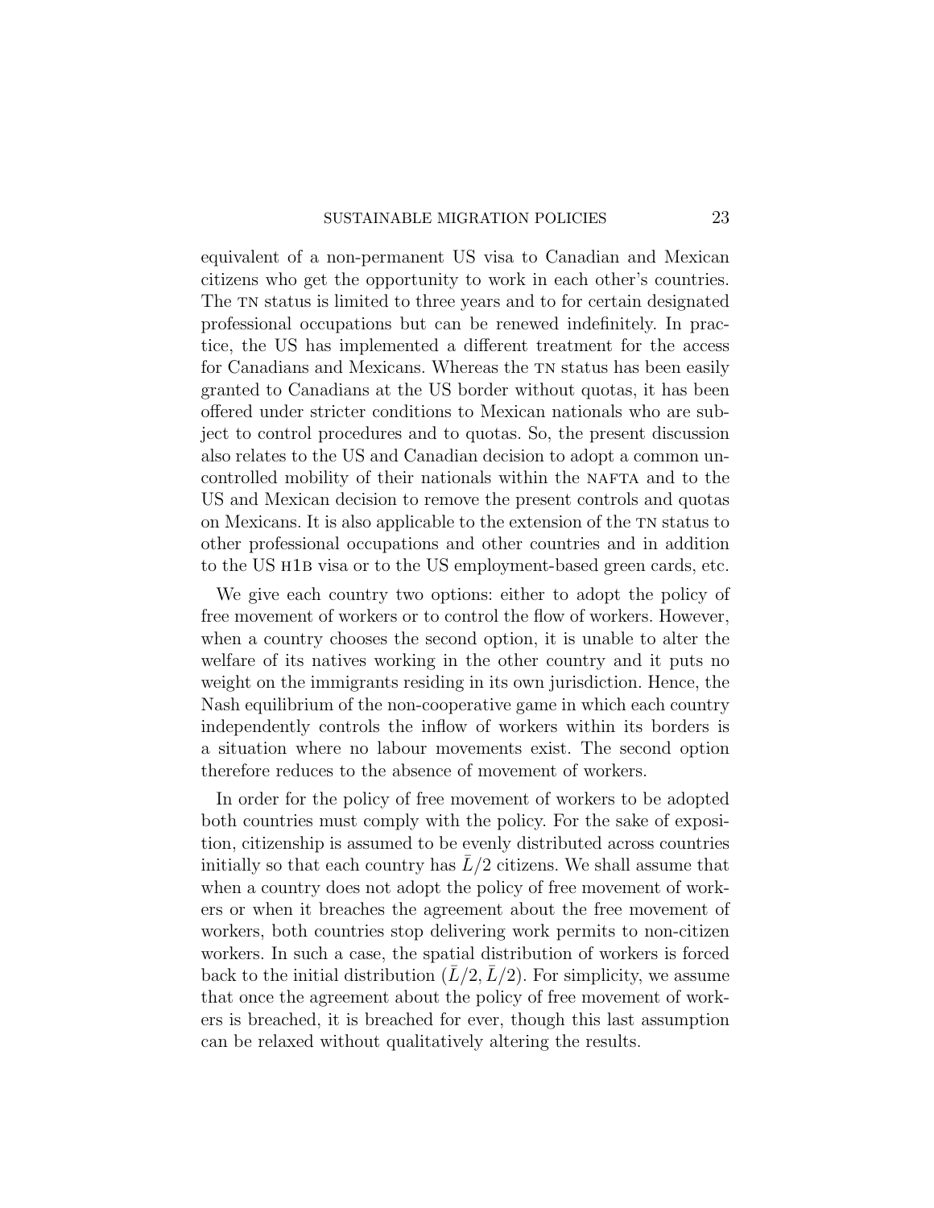equivalent of a non-permanent US visa to Canadian and Mexican citizens who get the opportunity to work in each other's countries. The TN status is limited to three years and to for certain designated professional occupations but can be renewed indefinitely. In practice, the US has implemented a different treatment for the access for Canadians and Mexicans. Whereas the TN status has been easily granted to Canadians at the US border without quotas, it has been offered under stricter conditions to Mexican nationals who are subject to control procedures and to quotas. So, the present discussion also relates to the US and Canadian decision to adopt a common uncontrolled mobility of their nationals within the NAFTA and to the US and Mexican decision to remove the present controls and quotas on Mexicans. It is also applicable to the extension of the TN status to other professional occupations and other countries and in addition to the US H1B visa or to the US employment-based green cards, etc.

We give each country two options: either to adopt the policy of free movement of workers or to control the flow of workers. However, when a country chooses the second option, it is unable to alter the welfare of its natives working in the other country and it puts no weight on the immigrants residing in its own jurisdiction. Hence, the Nash equilibrium of the non-cooperative game in which each country independently controls the inflow of workers within its borders is a situation where no labour movements exist. The second option therefore reduces to the absence of movement of workers.

In order for the policy of free movement of workers to be adopted both countries must comply with the policy. For the sake of exposition, citizenship is assumed to be evenly distributed across countries initially so that each country has $\bar{L}/2$ citizens. We shall assume that when a country does not adopt the policy of free movement of workers or when it breaches the agreement about the free movement of workers, both countries stop delivering work permits to non-citizen workers. In such a case, the spatial distribution of workers is forced back to the initial distribution $(\bar{L}/2, \bar{L}/2)$. For simplicity, we assume that once the agreement about the policy of free movement of workers is breached, it is breached for ever, though this last assumption can be relaxed without qualitatively altering the results.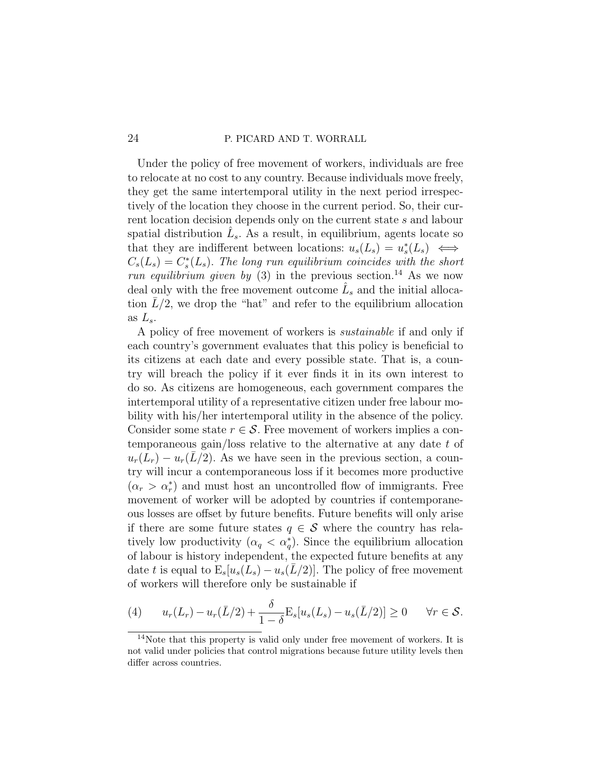Under the policy of free movement of workers, individuals are free to relocate at no cost to any country. Because individuals move freely, they get the same intertemporal utility in the next period irrespectively of the location they choose in the current period. So, their current location decision depends only on the current state $s$ and labour spatial distribution $\hat{L}_s$. As a result, in equilibrium, agents locate so that they are indifferent between locations: $u_s(L_s) = u_s^*(L_s) \iff C_s(L_s) = C_s^*(L_s)$. *The long run equilibrium coincides with the short run equilibrium given by* (3) in the previous section.[14] As we now deal only with the free movement outcome $\hat{L}_s$ and the initial allocation $\bar{L}/2$, we drop the "hat" and refer to the equilibrium allocation as $L_s$.

A policy of free movement of workers is *sustainable* if and only if each country's government evaluates that this policy is beneficial to its citizens at each date and every possible state. That is, a country will breach the policy if it ever finds it in its own interest to do so. As citizens are homogeneous, each government compares the intertemporal utility of a representative citizen under free labour mobility with his/her intertemporal utility in the absence of the policy. Consider some state $r \in \mathcal{S}$. Free movement of workers implies a contemporaneous gain/loss relative to the alternative at any date $t$ of $u_r(L_r) - u_r(\bar{L}/2)$. As we have seen in the previous section, a country will incur a contemporaneous loss if it becomes more productive ($\alpha_r > \alpha_r^*$) and must host an uncontrolled flow of immigrants. Free movement of worker will be adopted by countries if contemporaneous losses are offset by future benefits. Future benefits will only arise if there are some future states $q \in \mathcal{S}$ where the country has relatively low productivity ($\alpha_q < \alpha_q^*$). Since the equilibrium allocation of labour is history independent, the expected future benefits at any date $t$ is equal to $\mathrm{E}_s[u_s(L_s) - u_s(\bar{L}/2)]$. The policy of free movement of workers will therefore only be sustainable if

$$(4) \qquad u_r(L_r) - u_r(\bar{L}/2) + \frac{\delta}{1-\delta}\mathrm{E}_s[u_s(L_s) - u_s(\bar{L}/2)] \geq 0 \qquad \forall r \in \mathcal{S}.$$

[14] Note that this property is valid only under free movement of workers. It is not valid under policies that control migrations because future utility levels then differ across countries.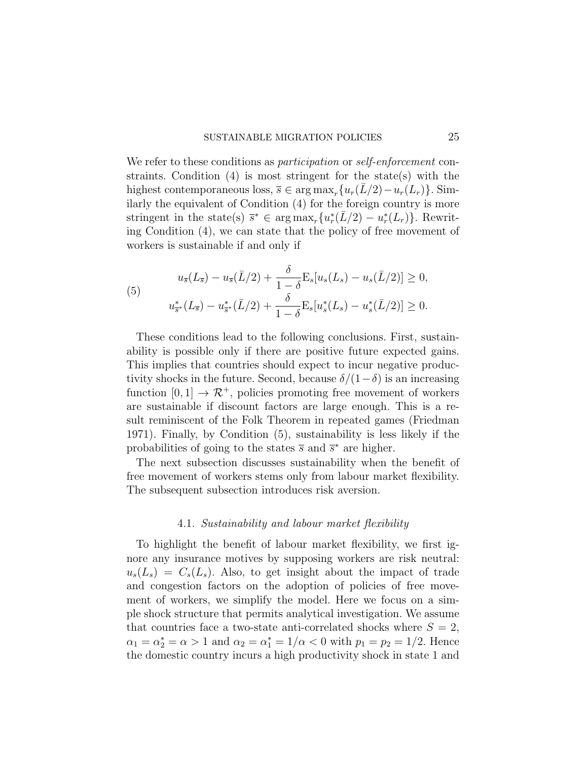We refer to these conditions as *participation* or *self-enforcement* constraints. Condition (4) is most stringent for the state(s) with the highest contemporaneous loss, $\overline{s} \in \arg\max_r \{u_r(\bar{L}/2) - u_r(L_r)\}$. Similarly the equivalent of Condition (4) for the foreign country is more stringent in the state(s) $\overline{s}^* \in \arg\max_r \{u_r^*(\bar{L}/2) - u_r^*(L_r)\}$. Rewriting Condition (4), we can state that the policy of free movement of workers is sustainable if and only if

$$
\begin{aligned}
&u_{\overline{s}}(L_{\overline{s}}) - u_{\overline{s}}(\bar{L}/2) + \frac{\delta}{1-\delta}\mathrm{E}_s[u_s(L_s) - u_s(\bar{L}/2)] \geq 0, \\
&u_{\overline{s}^*}^*(L_{\overline{s}}) - u_{\overline{s}^*}^*(\bar{L}/2) + \frac{\delta}{1-\delta}\mathrm{E}_s[u_s^*(L_s) - u_s^*(\bar{L}/2)] \geq 0.
\end{aligned}
\tag{5}
$$

These conditions lead to the following conclusions. First, sustainability is possible only if there are positive future expected gains. This implies that countries should expect to incur negative productivity shocks in the future. Second, because $\delta/(1-\delta)$ is an increasing function $[0,1] \to \mathcal{R}^+$, policies promoting free movement of workers are sustainable if discount factors are large enough. This is a result reminiscent of the Folk Theorem in repeated games (Friedman 1971). Finally, by Condition (5), sustainability is less likely if the probabilities of going to the states $\overline{s}$ and $\overline{s}^*$ are higher.

The next subsection discusses sustainability when the benefit of free movement of workers stems only from labour market flexibility. The subsequent subsection introduces risk aversion.

### 4.1. *Sustainability and labour market flexibility*

To highlight the benefit of labour market flexibility, we first ignore any insurance motives by supposing workers are risk neutral: $u_s(L_s) = C_s(L_s)$. Also, to get insight about the impact of trade and congestion factors on the adoption of policies of free movement of workers, we simplify the model. Here we focus on a simple shock structure that permits analytical investigation. We assume that countries face a two-state anti-correlated shocks where $S = 2$, $\alpha_1 = \alpha_2^* = \alpha > 1$ and $\alpha_2 = \alpha_1^* = 1/\alpha < 0$ with $p_1 = p_2 = 1/2$. Hence the domestic country incurs a high productivity shock in state 1 and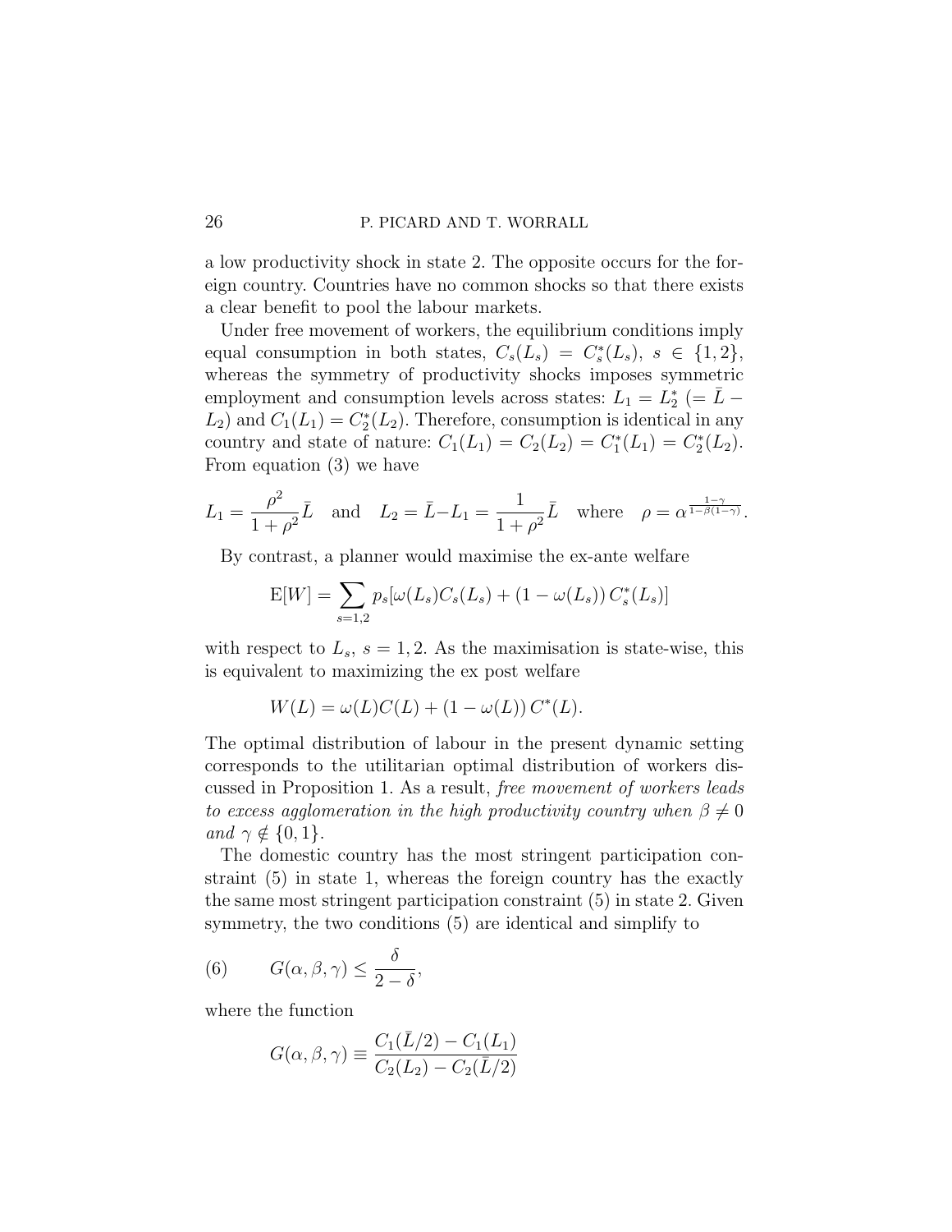a low productivity shock in state 2. The opposite occurs for the foreign country. Countries have no common shocks so that there exists a clear benefit to pool the labour markets.

Under free movement of workers, the equilibrium conditions imply equal consumption in both states, $C_s(L_s) = C_s^*(L_s)$, $s \in \{1, 2\}$, whereas the symmetry of productivity shocks imposes symmetric employment and consumption levels across states: $L_1 = L_2^*$ ($= \bar{L} - L_2$) and $C_1(L_1) = C_2^*(L_2)$. Therefore, consumption is identical in any country and state of nature: $C_1(L_1) = C_2(L_2) = C_1^*(L_1) = C_2^*(L_2)$. From equation (3) we have

$$L_1 = \frac{\rho^2}{1+\rho^2}\bar{L} \quad \text{and} \quad L_2 = \bar{L} - L_1 = \frac{1}{1+\rho^2}\bar{L} \quad \text{where} \quad \rho = \alpha^{\frac{1-\gamma}{1-\beta(1-\gamma)}}.$$

By contrast, a planner would maximise the ex-ante welfare

$$\mathrm{E}[W] = \sum_{s=1,2} p_s[\omega(L_s)C_s(L_s) + (1-\omega(L_s))\, C_s^*(L_s)]$$

with respect to $L_s$, $s = 1, 2$. As the maximisation is state-wise, this is equivalent to maximizing the ex post welfare

$$W(L) = \omega(L)C(L) + (1-\omega(L))\, C^*(L).$$

The optimal distribution of labour in the present dynamic setting corresponds to the utilitarian optimal distribution of workers discussed in Proposition 1. As a result, *free movement of workers leads to excess agglomeration in the high productivity country when $\beta \neq 0$ and $\gamma \notin \{0, 1\}$.*

The domestic country has the most stringent participation constraint (5) in state 1, whereas the foreign country has the exactly the same most stringent participation constraint (5) in state 2. Given symmetry, the two conditions (5) are identical and simplify to

$$G(\alpha, \beta, \gamma) \leq \frac{\delta}{2-\delta}, \tag{6}$$

where the function

$$G(\alpha, \beta, \gamma) \equiv \frac{C_1(\bar{L}/2) - C_1(L_1)}{C_2(L_2) - C_2(\bar{L}/2)}$$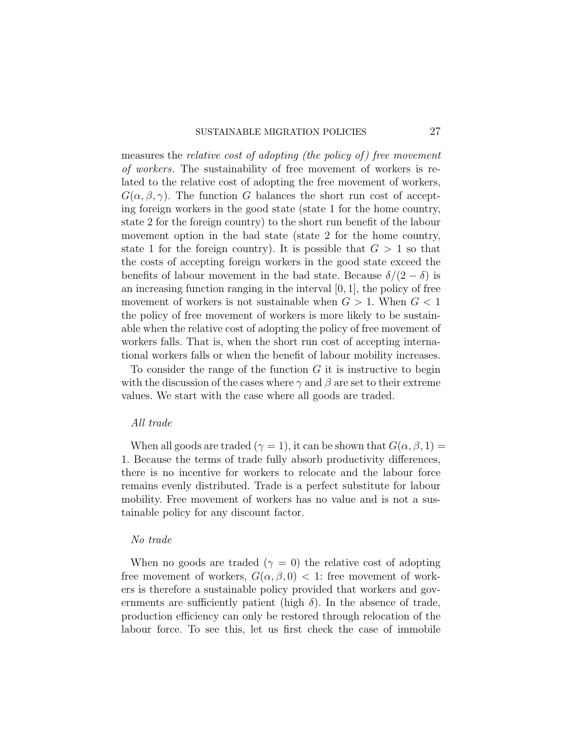measures the *relative cost of adopting (the policy of) free movement of workers*. The sustainability of free movement of workers is related to the relative cost of adopting the free movement of workers, $G(\alpha, \beta, \gamma)$. The function $G$ balances the short run cost of accepting foreign workers in the good state (state 1 for the home country, state 2 for the foreign country) to the short run benefit of the labour movement option in the bad state (state 2 for the home country, state 1 for the foreign country). It is possible that $G > 1$ so that the costs of accepting foreign workers in the good state exceed the benefits of labour movement in the bad state. Because $\delta/(2-\delta)$ is an increasing function ranging in the interval $[0, 1]$, the policy of free movement of workers is not sustainable when $G > 1$. When $G < 1$ the policy of free movement of workers is more likely to be sustainable when the relative cost of adopting the policy of free movement of workers falls. That is, when the short run cost of accepting international workers falls or when the benefit of labour mobility increases.

To consider the range of the function $G$ it is instructive to begin with the discussion of the cases where $\gamma$ and $\beta$ are set to their extreme values. We start with the case where all goods are traded.

*All trade*

When all goods are traded ($\gamma = 1$), it can be shown that $G(\alpha, \beta, 1) = 1$. Because the terms of trade fully absorb productivity differences, there is no incentive for workers to relocate and the labour force remains evenly distributed. Trade is a perfect substitute for labour mobility. Free movement of workers has no value and is not a sustainable policy for any discount factor.

*No trade*

When no goods are traded ($\gamma = 0$) the relative cost of adopting free movement of workers, $G(\alpha, \beta, 0) < 1$: free movement of workers is therefore a sustainable policy provided that workers and governments are sufficiently patient (high $\delta$). In the absence of trade, production efficiency can only be restored through relocation of the labour force. To see this, let us first check the case of immobile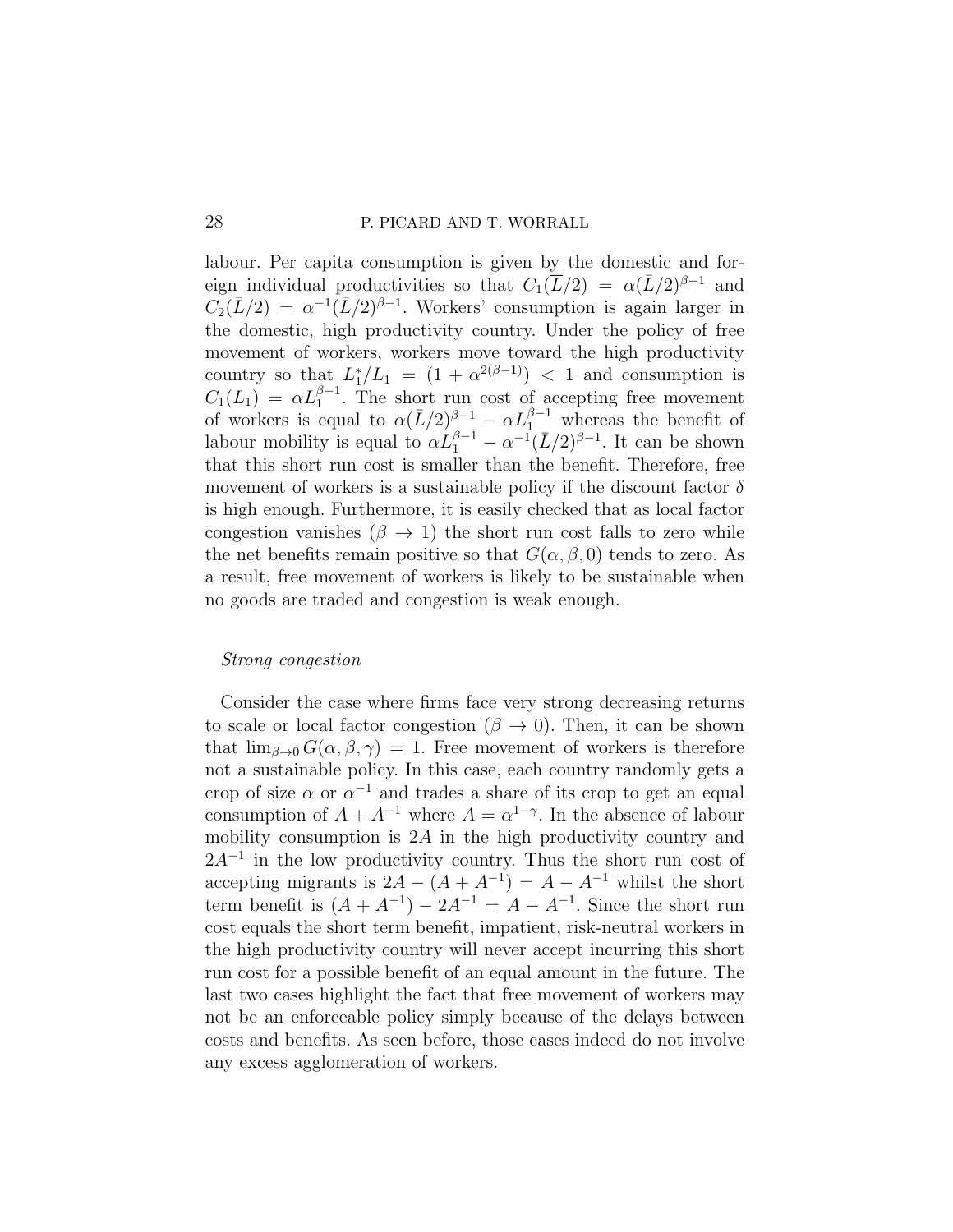labour. Per capita consumption is given by the domestic and foreign individual productivities so that $C_1(\bar{L}/2) = \alpha(\bar{L}/2)^{\beta-1}$ and $C_2(\bar{L}/2) = \alpha^{-1}(\bar{L}/2)^{\beta-1}$. Workers' consumption is again larger in the domestic, high productivity country. Under the policy of free movement of workers, workers move toward the high productivity country so that $L_1^*/L_1 = (1 + \alpha^{2(\beta-1)}) < 1$ and consumption is $C_1(L_1) = \alpha L_1^{\beta-1}$. The short run cost of accepting free movement of workers is equal to $\alpha(\bar{L}/2)^{\beta-1} - \alpha L_1^{\beta-1}$ whereas the benefit of labour mobility is equal to $\alpha L_1^{\beta-1} - \alpha^{-1}(\bar{L}/2)^{\beta-1}$. It can be shown that this short run cost is smaller than the benefit. Therefore, free movement of workers is a sustainable policy if the discount factor $\delta$ is high enough. Furthermore, it is easily checked that as local factor congestion vanishes ($\beta \to 1$) the short run cost falls to zero while the net benefits remain positive so that $G(\alpha, \beta, 0)$ tends to zero. As a result, free movement of workers is likely to be sustainable when no goods are traded and congestion is weak enough.

*Strong congestion*

Consider the case where firms face very strong decreasing returns to scale or local factor congestion ($\beta \to 0$). Then, it can be shown that $\lim_{\beta \to 0} G(\alpha, \beta, \gamma) = 1$. Free movement of workers is therefore not a sustainable policy. In this case, each country randomly gets a crop of size $\alpha$ or $\alpha^{-1}$ and trades a share of its crop to get an equal consumption of $A + A^{-1}$ where $A = \alpha^{1-\gamma}$. In the absence of labour mobility consumption is $2A$ in the high productivity country and $2A^{-1}$ in the low productivity country. Thus the short run cost of accepting migrants is $2A - (A + A^{-1}) = A - A^{-1}$ whilst the short term benefit is $(A + A^{-1}) - 2A^{-1} = A - A^{-1}$. Since the short run cost equals the short term benefit, impatient, risk-neutral workers in the high productivity country will never accept incurring this short run cost for a possible benefit of an equal amount in the future. The last two cases highlight the fact that free movement of workers may not be an enforceable policy simply because of the delays between costs and benefits. As seen before, those cases indeed do not involve any excess agglomeration of workers.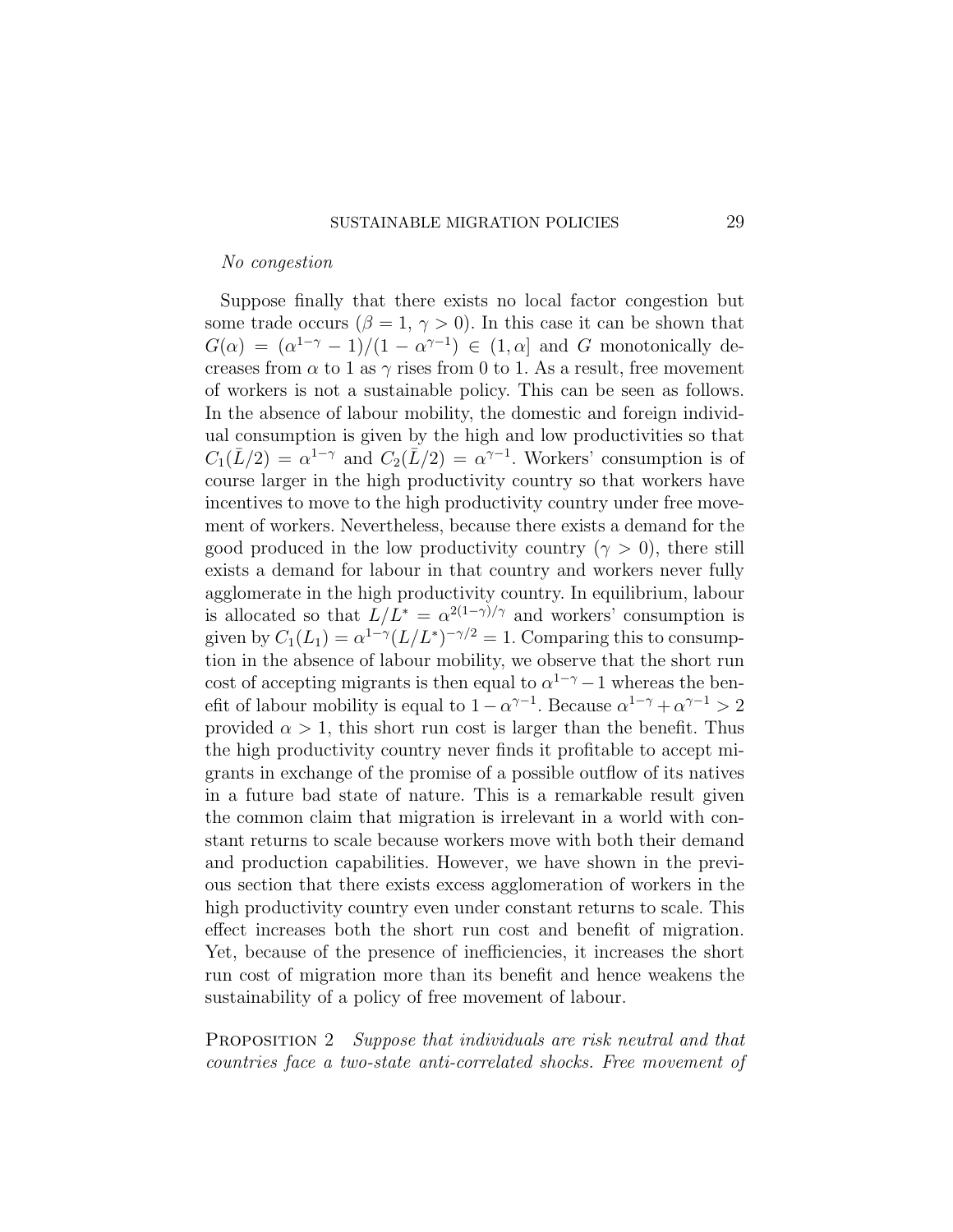*No congestion*

Suppose finally that there exists no local factor congestion but some trade occurs ($\beta = 1$, $\gamma > 0$). In this case it can be shown that $G(\alpha) = (\alpha^{1-\gamma} - 1)/(1 - \alpha^{\gamma-1}) \in (1, \alpha]$ and $G$ monotonically decreases from $\alpha$ to 1 as $\gamma$ rises from 0 to 1. As a result, free movement of workers is not a sustainable policy. This can be seen as follows. In the absence of labour mobility, the domestic and foreign individual consumption is given by the high and low productivities so that $C_1(\bar{L}/2) = \alpha^{1-\gamma}$ and $C_2(\bar{L}/2) = \alpha^{\gamma-1}$. Workers' consumption is of course larger in the high productivity country so that workers have incentives to move to the high productivity country under free movement of workers. Nevertheless, because there exists a demand for the good produced in the low productivity country ($\gamma > 0$), there still exists a demand for labour in that country and workers never fully agglomerate in the high productivity country. In equilibrium, labour is allocated so that $L/L^* = \alpha^{2(1-\gamma)/\gamma}$ and workers' consumption is given by $C_1(L_1) = \alpha^{1-\gamma}(L/L^*)^{-\gamma/2} = 1$. Comparing this to consumption in the absence of labour mobility, we observe that the short run cost of accepting migrants is then equal to $\alpha^{1-\gamma} - 1$ whereas the benefit of labour mobility is equal to $1 - \alpha^{\gamma-1}$. Because $\alpha^{1-\gamma} + \alpha^{\gamma-1} > 2$ provided $\alpha > 1$, this short run cost is larger than the benefit. Thus the high productivity country never finds it profitable to accept migrants in exchange of the promise of a possible outflow of its natives in a future bad state of nature. This is a remarkable result given the common claim that migration is irrelevant in a world with constant returns to scale because workers move with both their demand and production capabilities. However, we have shown in the previous section that there exists excess agglomeration of workers in the high productivity country even under constant returns to scale. This effect increases both the short run cost and benefit of migration. Yet, because of the presence of inefficiencies, it increases the short run cost of migration more than its benefit and hence weakens the sustainability of a policy of free movement of labour.

Proposition 2 *Suppose that individuals are risk neutral and that countries face a two-state anti-correlated shocks. Free movement of*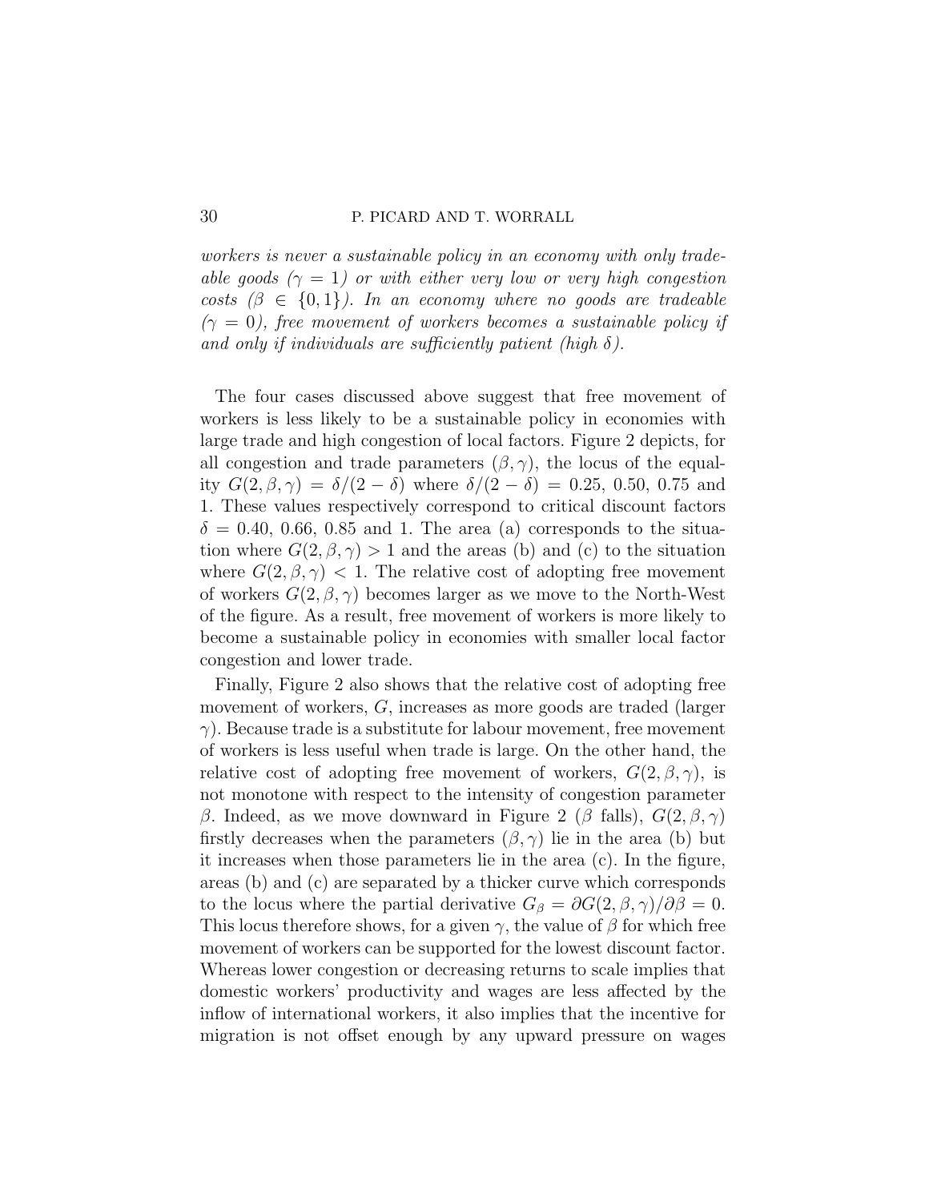*workers is never a sustainable policy in an economy with only tradeable goods ($\gamma = 1$) or with either very low or very high congestion costs ($\beta \in \{0, 1\}$). In an economy where no goods are tradeable ($\gamma = 0$), free movement of workers becomes a sustainable policy if and only if individuals are sufficiently patient (high $\delta$).*

The four cases discussed above suggest that free movement of workers is less likely to be a sustainable policy in economies with large trade and high congestion of local factors. Figure 2 depicts, for all congestion and trade parameters $(\beta, \gamma)$, the locus of the equality $G(2, \beta, \gamma) = \delta/(2 - \delta)$ where $\delta/(2 - \delta) = 0.25$, 0.50, 0.75 and 1. These values respectively correspond to critical discount factors $\delta = 0.40$, 0.66, 0.85 and 1. The area (a) corresponds to the situation where $G(2, \beta, \gamma) > 1$ and the areas (b) and (c) to the situation where $G(2, \beta, \gamma) < 1$. The relative cost of adopting free movement of workers $G(2, \beta, \gamma)$ becomes larger as we move to the North-West of the figure. As a result, free movement of workers is more likely to become a sustainable policy in economies with smaller local factor congestion and lower trade.

Finally, Figure 2 also shows that the relative cost of adopting free movement of workers, $G$, increases as more goods are traded (larger $\gamma$). Because trade is a substitute for labour movement, free movement of workers is less useful when trade is large. On the other hand, the relative cost of adopting free movement of workers, $G(2, \beta, \gamma)$, is not monotone with respect to the intensity of congestion parameter $\beta$. Indeed, as we move downward in Figure 2 ($\beta$ falls), $G(2, \beta, \gamma)$ firstly decreases when the parameters $(\beta, \gamma)$ lie in the area (b) but it increases when those parameters lie in the area (c). In the figure, areas (b) and (c) are separated by a thicker curve which corresponds to the locus where the partial derivative $G_\beta = \partial G(2, \beta, \gamma)/\partial \beta = 0$. This locus therefore shows, for a given $\gamma$, the value of $\beta$ for which free movement of workers can be supported for the lowest discount factor. Whereas lower congestion or decreasing returns to scale implies that domestic workers' productivity and wages are less affected by the inflow of international workers, it also implies that the incentive for migration is not offset enough by any upward pressure on wages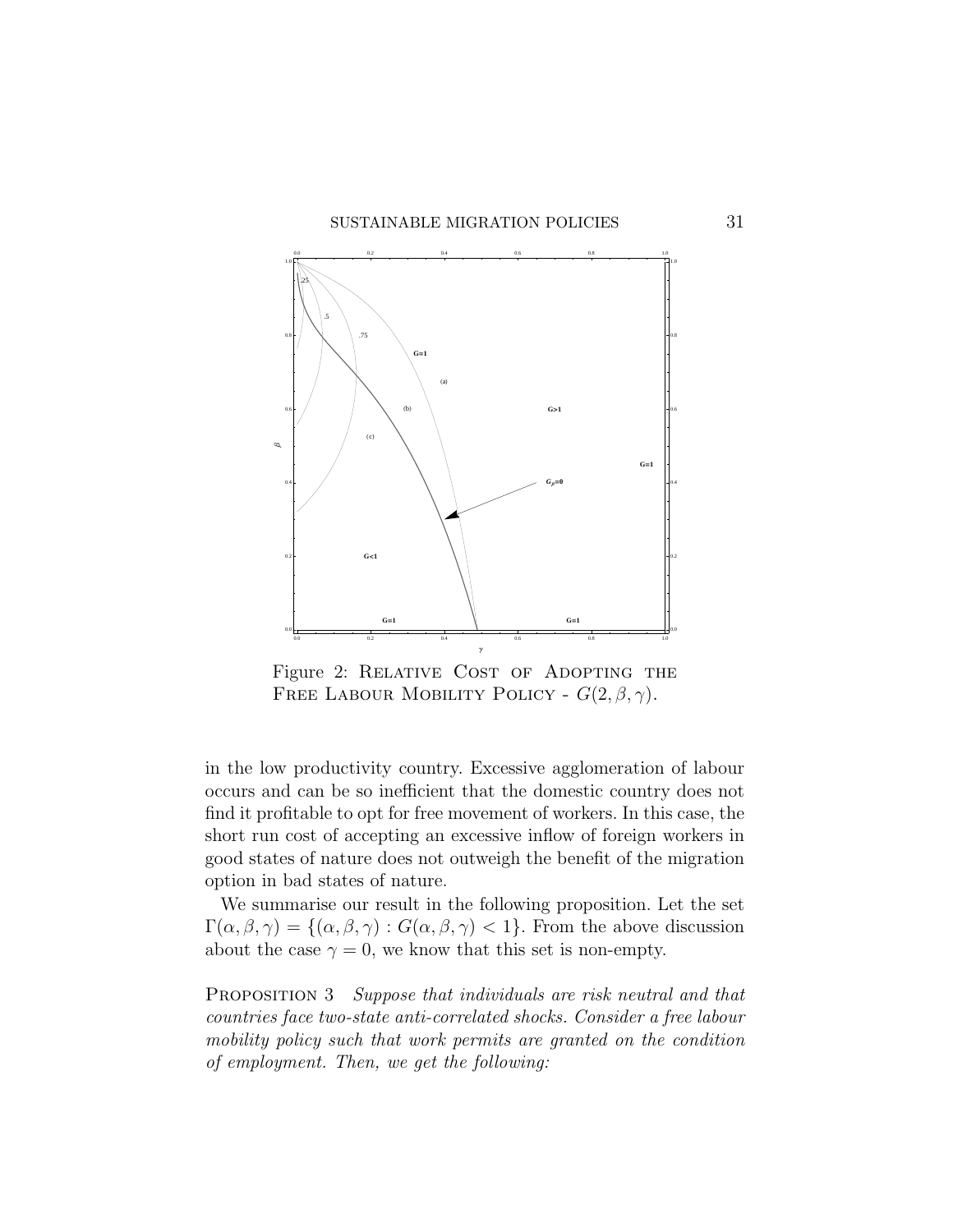Figure 2: Relative Cost of Adopting the Free Labour Mobility Policy - $G(2, \beta, \gamma)$.

in the low productivity country. Excessive agglomeration of labour occurs and can be so inefficient that the domestic country does not find it profitable to opt for free movement of workers. In this case, the short run cost of accepting an excessive inflow of foreign workers in good states of nature does not outweigh the benefit of the migration option in bad states of nature.

We summarise our result in the following proposition. Let the set $\Gamma(\alpha, \beta, \gamma) = \{(\alpha, \beta, \gamma) : G(\alpha, \beta, \gamma) < 1\}$. From the above discussion about the case $\gamma = 0$, we know that this set is non-empty.

Proposition 3 *Suppose that individuals are risk neutral and that countries face two-state anti-correlated shocks. Consider a free labour mobility policy such that work permits are granted on the condition of employment. Then, we get the following:*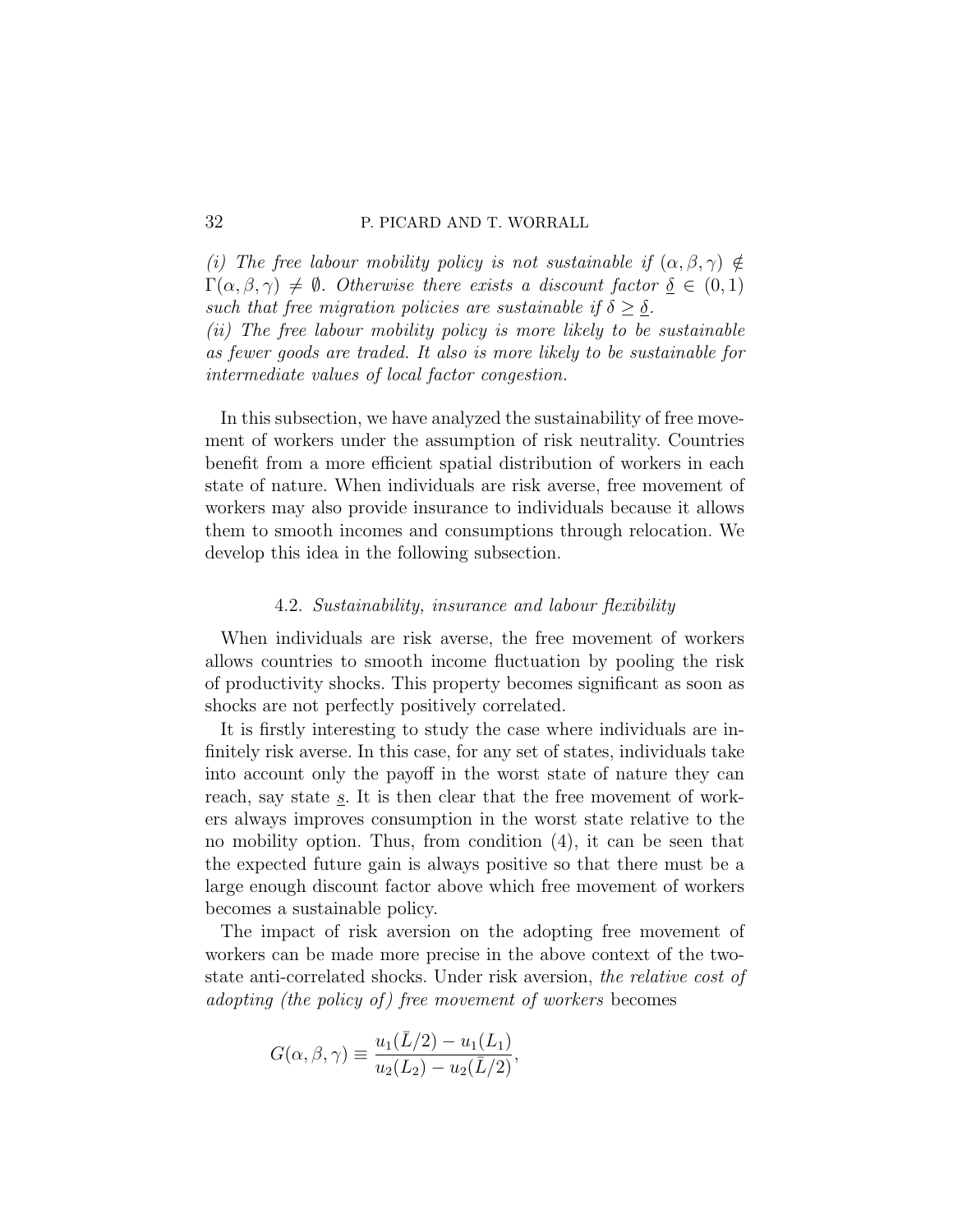*(i) The free labour mobility policy is not sustainable if $(\alpha, \beta, \gamma) \notin \Gamma(\alpha, \beta, \gamma) \neq \emptyset$. Otherwise there exists a discount factor $\underline{\delta} \in (0, 1)$ such that free migration policies are sustainable if $\delta \geq \underline{\delta}$.*
*(ii) The free labour mobility policy is more likely to be sustainable as fewer goods are traded. It also is more likely to be sustainable for intermediate values of local factor congestion.*

In this subsection, we have analyzed the sustainability of free movement of workers under the assumption of risk neutrality. Countries benefit from a more efficient spatial distribution of workers in each state of nature. When individuals are risk averse, free movement of workers may also provide insurance to individuals because it allows them to smooth incomes and consumptions through relocation. We develop this idea in the following subsection.

### 4.2. *Sustainability, insurance and labour flexibility*

When individuals are risk averse, the free movement of workers allows countries to smooth income fluctuation by pooling the risk of productivity shocks. This property becomes significant as soon as shocks are not perfectly positively correlated.

It is firstly interesting to study the case where individuals are infinitely risk averse. In this case, for any set of states, individuals take into account only the payoff in the worst state of nature they can reach, say state $\underline{s}$. It is then clear that the free movement of workers always improves consumption in the worst state relative to the no mobility option. Thus, from condition (4), it can be seen that the expected future gain is always positive so that there must be a large enough discount factor above which free movement of workers becomes a sustainable policy.

The impact of risk aversion on the adopting free movement of workers can be made more precise in the above context of the two-state anti-correlated shocks. Under risk aversion, *the relative cost of adopting (the policy of) free movement of workers* becomes

$$G(\alpha, \beta, \gamma) \equiv \frac{u_1(\bar{L}/2) - u_1(L_1)}{u_2(L_2) - u_2(\bar{L}/2)},$$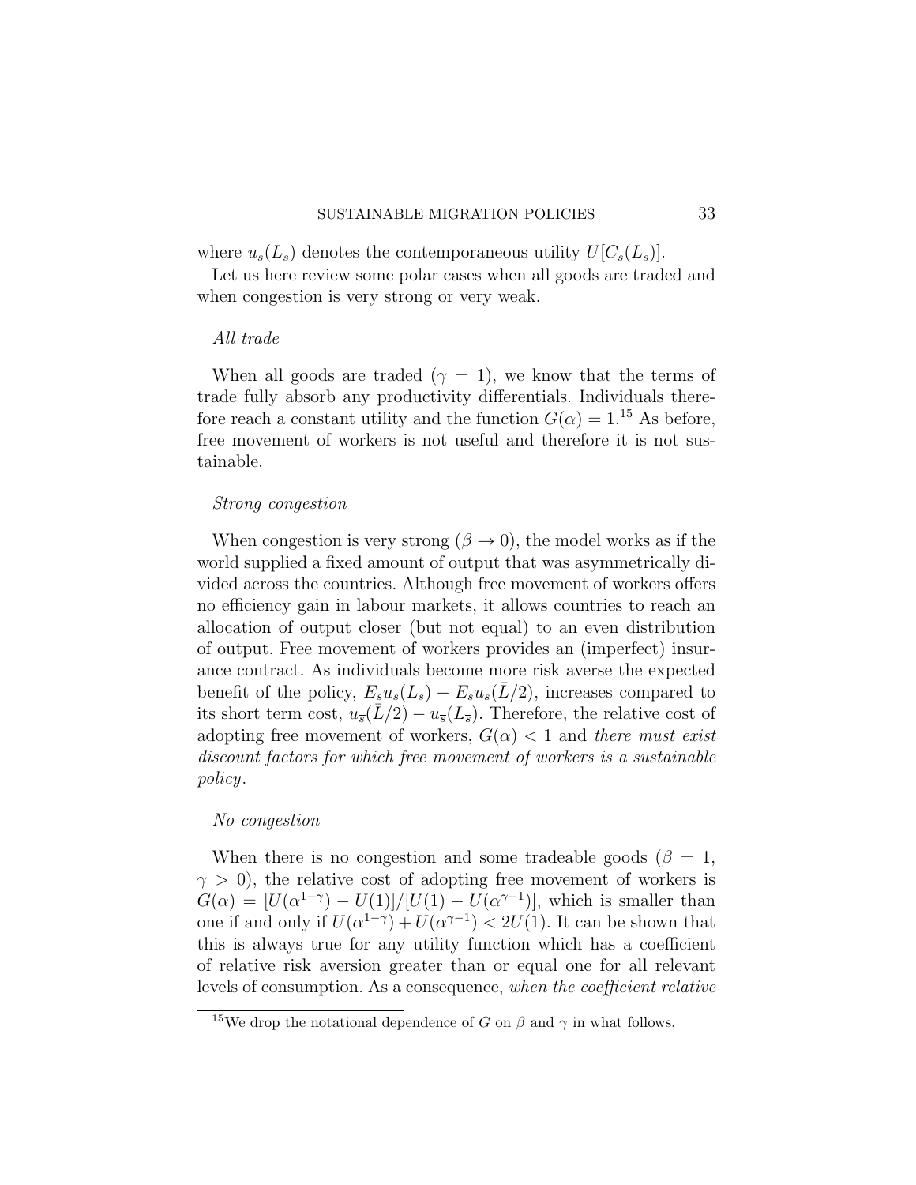where $u_s(L_s)$ denotes the contemporaneous utility $U[C_s(L_s)]$.

Let us here review some polar cases when all goods are traded and when congestion is very strong or very weak.

*All trade*

When all goods are traded ($\gamma = 1$), we know that the terms of trade fully absorb any productivity differentials. Individuals therefore reach a constant utility and the function $G(\alpha) = 1$.[15] As before, free movement of workers is not useful and therefore it is not sustainable.

*Strong congestion*

When congestion is very strong ($\beta \to 0$), the model works as if the world supplied a fixed amount of output that was asymmetrically divided across the countries. Although free movement of workers offers no efficiency gain in labour markets, it allows countries to reach an allocation of output closer (but not equal) to an even distribution of output. Free movement of workers provides an (imperfect) insurance contract. As individuals become more risk averse the expected benefit of the policy, $E_s u_s(L_s) - E_s u_s(\bar{L}/2)$, increases compared to its short term cost, $u_{\overline{s}}(\bar{L}/2) - u_{\overline{s}}(L_{\overline{s}})$. Therefore, the relative cost of adopting free movement of workers, $G(\alpha) < 1$ and *there must exist discount factors for which free movement of workers is a sustainable policy*.

*No congestion*

When there is no congestion and some tradeable goods ($\beta = 1$, $\gamma > 0$), the relative cost of adopting free movement of workers is $G(\alpha) = [U(\alpha^{1-\gamma}) - U(1)]/[U(1) - U(\alpha^{\gamma-1})]$, which is smaller than one if and only if $U(\alpha^{1-\gamma}) + U(\alpha^{\gamma-1}) < 2U(1)$. It can be shown that this is always true for any utility function which has a coefficient of relative risk aversion greater than or equal one for all relevant levels of consumption. As a consequence, *when the coefficient relative*

[15]We drop the notational dependence of $G$ on $\beta$ and $\gamma$ in what follows.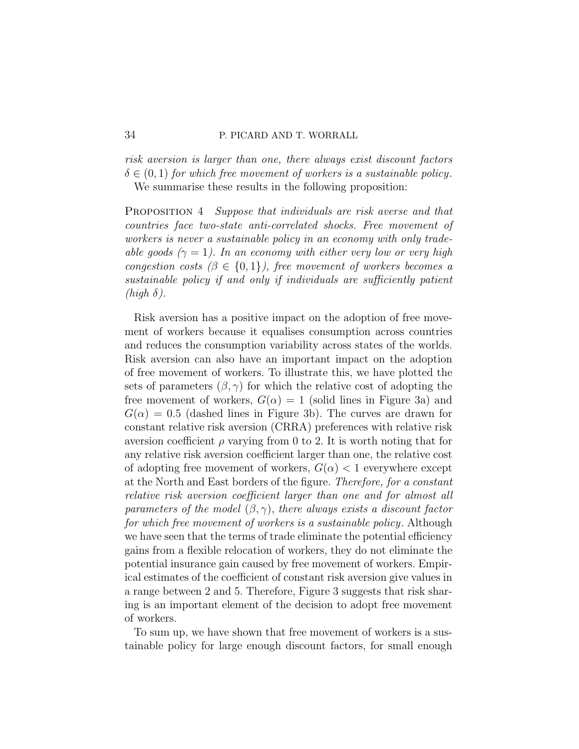*risk aversion is larger than one, there always exist discount factors* $\delta \in (0,1)$ *for which free movement of workers is a sustainable policy.*

We summarise these results in the following proposition:

PROPOSITION 4 *Suppose that individuals are risk averse and that countries face two-state anti-correlated shocks. Free movement of workers is never a sustainable policy in an economy with only tradeable goods ($\gamma = 1$). In an economy with either very low or very high congestion costs ($\beta \in \{0, 1\}$), free movement of workers becomes a sustainable policy if and only if individuals are sufficiently patient (high $\delta$).*

Risk aversion has a positive impact on the adoption of free movement of workers because it equalises consumption across countries and reduces the consumption variability across states of the worlds. Risk aversion can also have an important impact on the adoption of free movement of workers. To illustrate this, we have plotted the sets of parameters $(\beta, \gamma)$ for which the relative cost of adopting the free movement of workers, $G(\alpha) = 1$ (solid lines in Figure 3a) and $G(\alpha) = 0.5$ (dashed lines in Figure 3b). The curves are drawn for constant relative risk aversion (CRRA) preferences with relative risk aversion coefficient $\rho$ varying from 0 to 2. It is worth noting that for any relative risk aversion coefficient larger than one, the relative cost of adopting free movement of workers, $G(\alpha) < 1$ everywhere except at the North and East borders of the figure. *Therefore, for a constant relative risk aversion coefficient larger than one and for almost all parameters of the model $(\beta, \gamma)$, there always exists a discount factor for which free movement of workers is a sustainable policy.* Although we have seen that the terms of trade eliminate the potential efficiency gains from a flexible relocation of workers, they do not eliminate the potential insurance gain caused by free movement of workers. Empirical estimates of the coefficient of constant risk aversion give values in a range between 2 and 5. Therefore, Figure 3 suggests that risk sharing is an important element of the decision to adopt free movement of workers.

To sum up, we have shown that free movement of workers is a sustainable policy for large enough discount factors, for small enough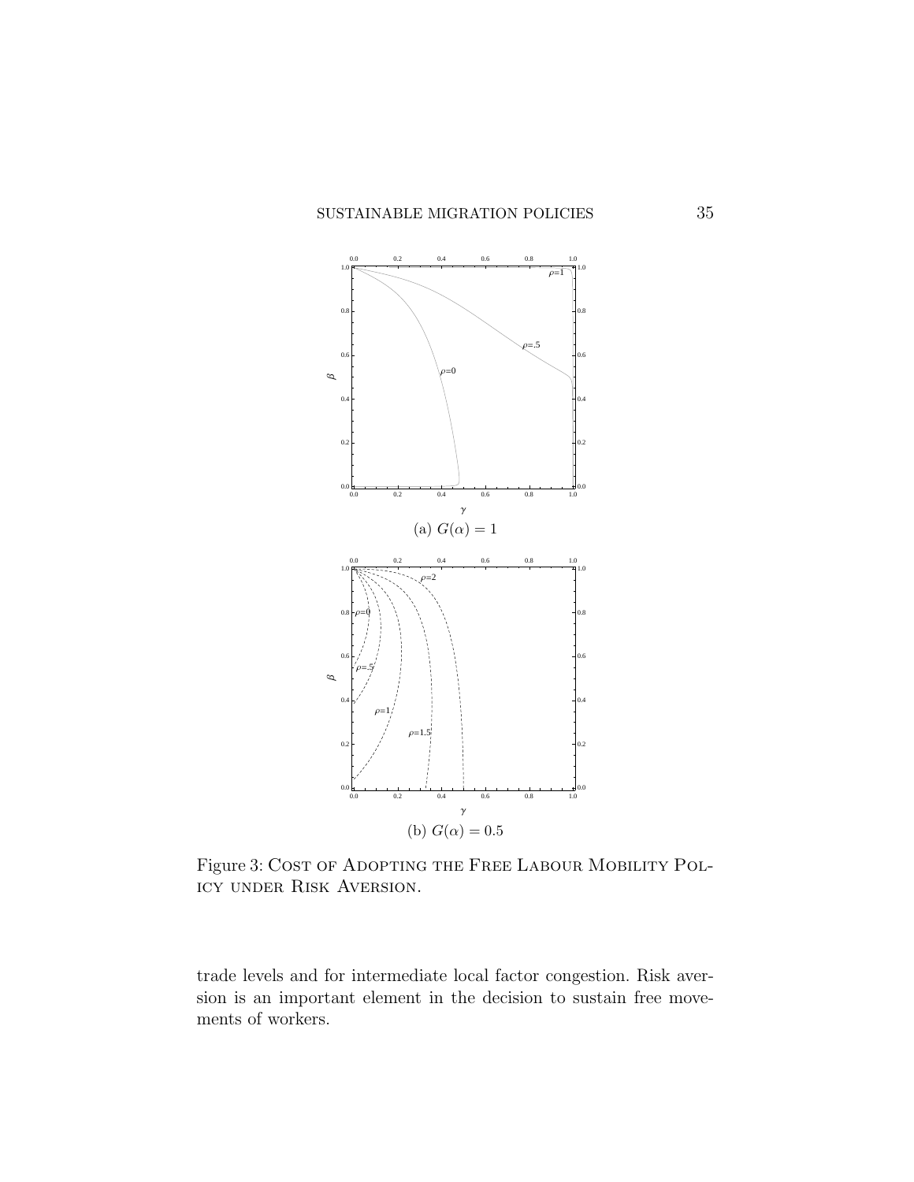(a) $G(\alpha) = 1$

(b) $G(\alpha) = 0.5$

Figure 3: Cost of Adopting the Free Labour Mobility Policy under Risk Aversion.

trade levels and for intermediate local factor congestion. Risk aversion is an important element in the decision to sustain free movements of workers.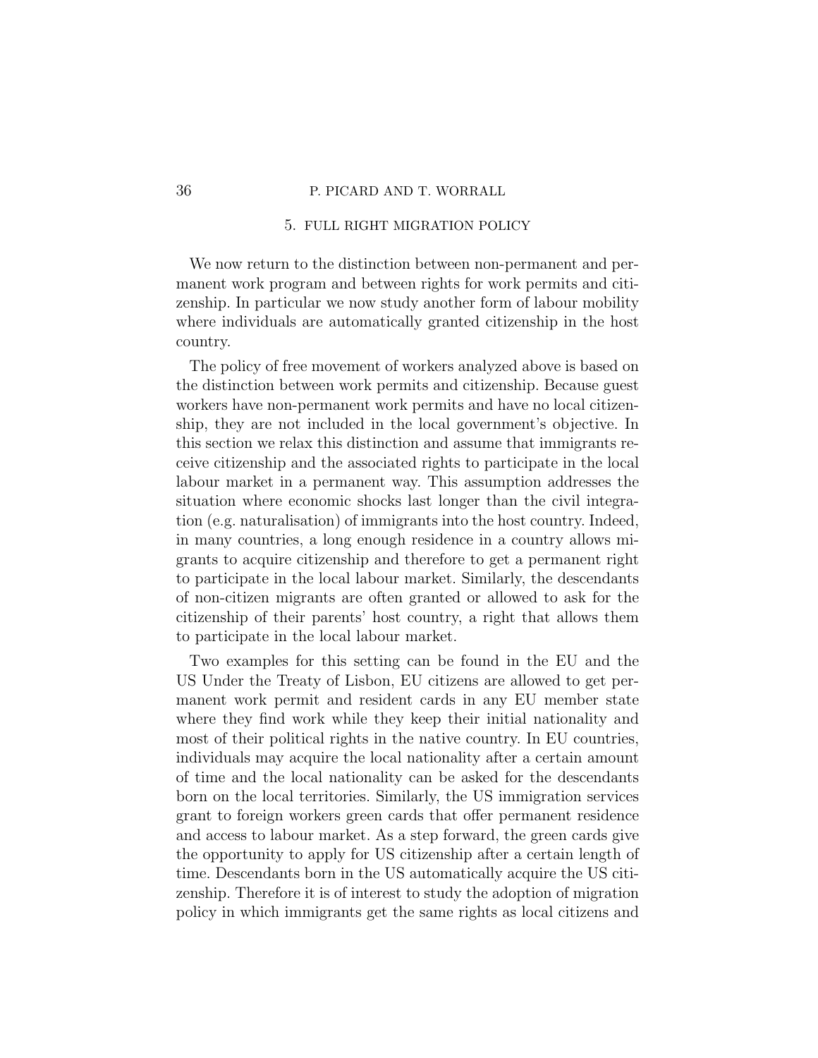## 5. FULL RIGHT MIGRATION POLICY

We now return to the distinction between non-permanent and permanent work program and between rights for work permits and citizenship. In particular we now study another form of labour mobility where individuals are automatically granted citizenship in the host country.

The policy of free movement of workers analyzed above is based on the distinction between work permits and citizenship. Because guest workers have non-permanent work permits and have no local citizenship, they are not included in the local government's objective. In this section we relax this distinction and assume that immigrants receive citizenship and the associated rights to participate in the local labour market in a permanent way. This assumption addresses the situation where economic shocks last longer than the civil integration (e.g. naturalisation) of immigrants into the host country. Indeed, in many countries, a long enough residence in a country allows migrants to acquire citizenship and therefore to get a permanent right to participate in the local labour market. Similarly, the descendants of non-citizen migrants are often granted or allowed to ask for the citizenship of their parents' host country, a right that allows them to participate in the local labour market.

Two examples for this setting can be found in the EU and the US Under the Treaty of Lisbon, EU citizens are allowed to get permanent work permit and resident cards in any EU member state where they find work while they keep their initial nationality and most of their political rights in the native country. In EU countries, individuals may acquire the local nationality after a certain amount of time and the local nationality can be asked for the descendants born on the local territories. Similarly, the US immigration services grant to foreign workers green cards that offer permanent residence and access to labour market. As a step forward, the green cards give the opportunity to apply for US citizenship after a certain length of time. Descendants born in the US automatically acquire the US citizenship. Therefore it is of interest to study the adoption of migration policy in which immigrants get the same rights as local citizens and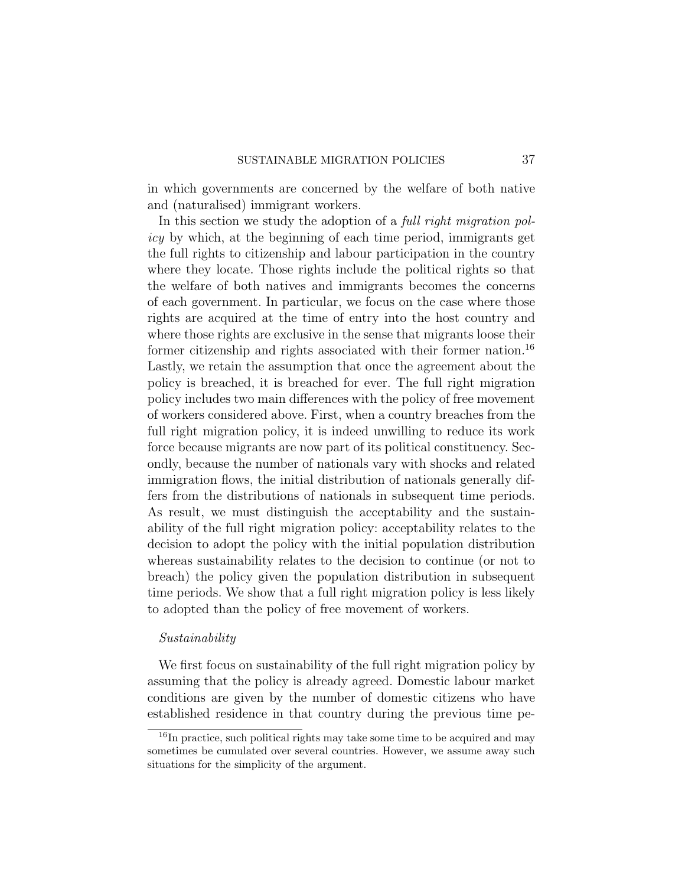in which governments are concerned by the welfare of both native and (naturalised) immigrant workers.

In this section we study the adoption of a *full right migration policy* by which, at the beginning of each time period, immigrants get the full rights to citizenship and labour participation in the country where they locate. Those rights include the political rights so that the welfare of both natives and immigrants becomes the concerns of each government. In particular, we focus on the case where those rights are acquired at the time of entry into the host country and where those rights are exclusive in the sense that migrants loose their former citizenship and rights associated with their former nation.[16] Lastly, we retain the assumption that once the agreement about the policy is breached, it is breached for ever. The full right migration policy includes two main differences with the policy of free movement of workers considered above. First, when a country breaches from the full right migration policy, it is indeed unwilling to reduce its work force because migrants are now part of its political constituency. Secondly, because the number of nationals vary with shocks and related immigration flows, the initial distribution of nationals generally differs from the distributions of nationals in subsequent time periods. As result, we must distinguish the acceptability and the sustainability of the full right migration policy: acceptability relates to the decision to adopt the policy with the initial population distribution whereas sustainability relates to the decision to continue (or not to breach) the policy given the population distribution in subsequent time periods. We show that a full right migration policy is less likely to adopted than the policy of free movement of workers.

*Sustainability*

We first focus on sustainability of the full right migration policy by assuming that the policy is already agreed. Domestic labour market conditions are given by the number of domestic citizens who have established residence in that country during the previous time pe-

[16] In practice, such political rights may take some time to be acquired and may sometimes be cumulated over several countries. However, we assume away such situations for the simplicity of the argument.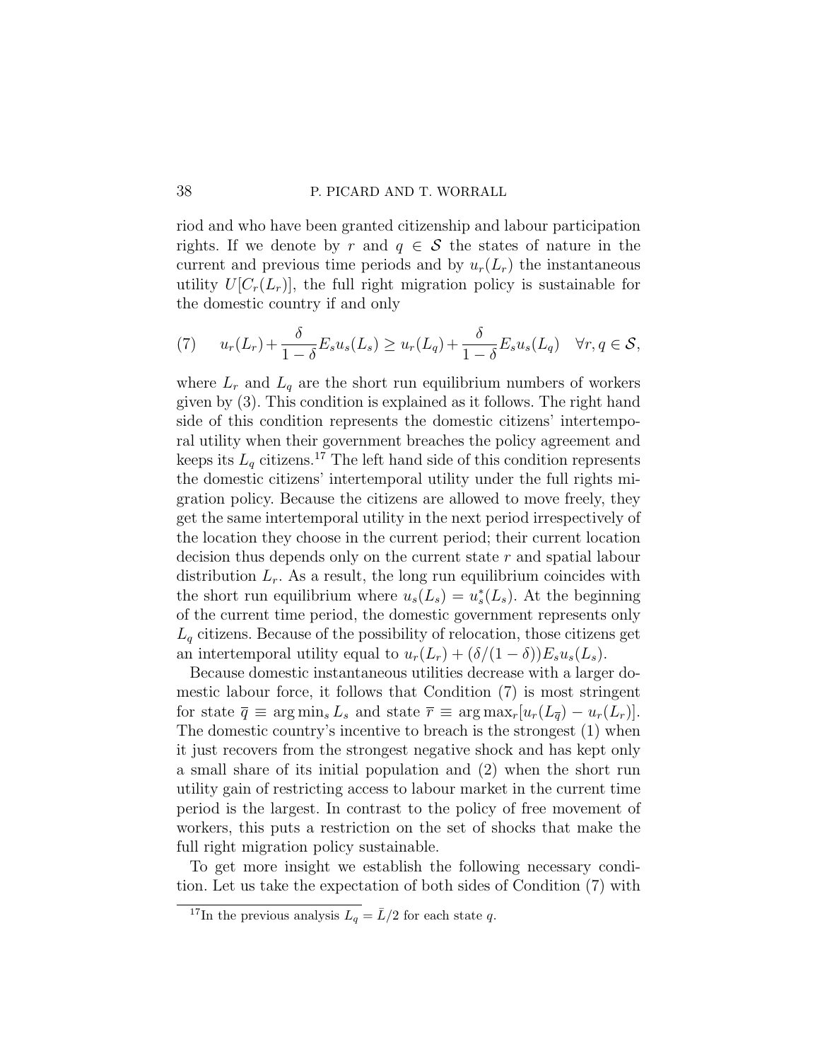riod and who have been granted citizenship and labour participation rights. If we denote by $r$ and $q \in \mathcal{S}$ the states of nature in the current and previous time periods and by $u_r(L_r)$ the instantaneous utility $U[C_r(L_r)]$, the full right migration policy is sustainable for the domestic country if and only

$$
(7) \qquad u_r(L_r) + \frac{\delta}{1-\delta} E_s u_s(L_s) \geq u_r(L_q) + \frac{\delta}{1-\delta} E_s u_s(L_q) \quad \forall r, q \in \mathcal{S},
$$

where $L_r$ and $L_q$ are the short run equilibrium numbers of workers given by (3). This condition is explained as it follows. The right hand side of this condition represents the domestic citizens' intertemporal utility when their government breaches the policy agreement and keeps its $L_q$ citizens.[17] The left hand side of this condition represents the domestic citizens' intertemporal utility under the full rights migration policy. Because the citizens are allowed to move freely, they get the same intertemporal utility in the next period irrespectively of the location they choose in the current period; their current location decision thus depends only on the current state $r$ and spatial labour distribution $L_r$. As a result, the long run equilibrium coincides with the short run equilibrium where $u_s(L_s) = u_s^*(L_s)$. At the beginning of the current time period, the domestic government represents only $L_q$ citizens. Because of the possibility of relocation, those citizens get an intertemporal utility equal to $u_r(L_r) + (\delta/(1-\delta))E_s u_s(L_s)$.

Because domestic instantaneous utilities decrease with a larger domestic labour force, it follows that Condition (7) is most stringent for state $\overline{q} \equiv \arg\min_s L_s$ and state $\overline{r} \equiv \arg\max_r [u_r(L_{\overline{q}}) - u_r(L_r)]$. The domestic country's incentive to breach is the strongest (1) when it just recovers from the strongest negative shock and has kept only a small share of its initial population and (2) when the short run utility gain of restricting access to labour market in the current time period is the largest. In contrast to the policy of free movement of workers, this puts a restriction on the set of shocks that make the full right migration policy sustainable.

To get more insight we establish the following necessary condition. Let us take the expectation of both sides of Condition (7) with

[17] In the previous analysis $L_q = \bar{L}/2$ for each state $q$.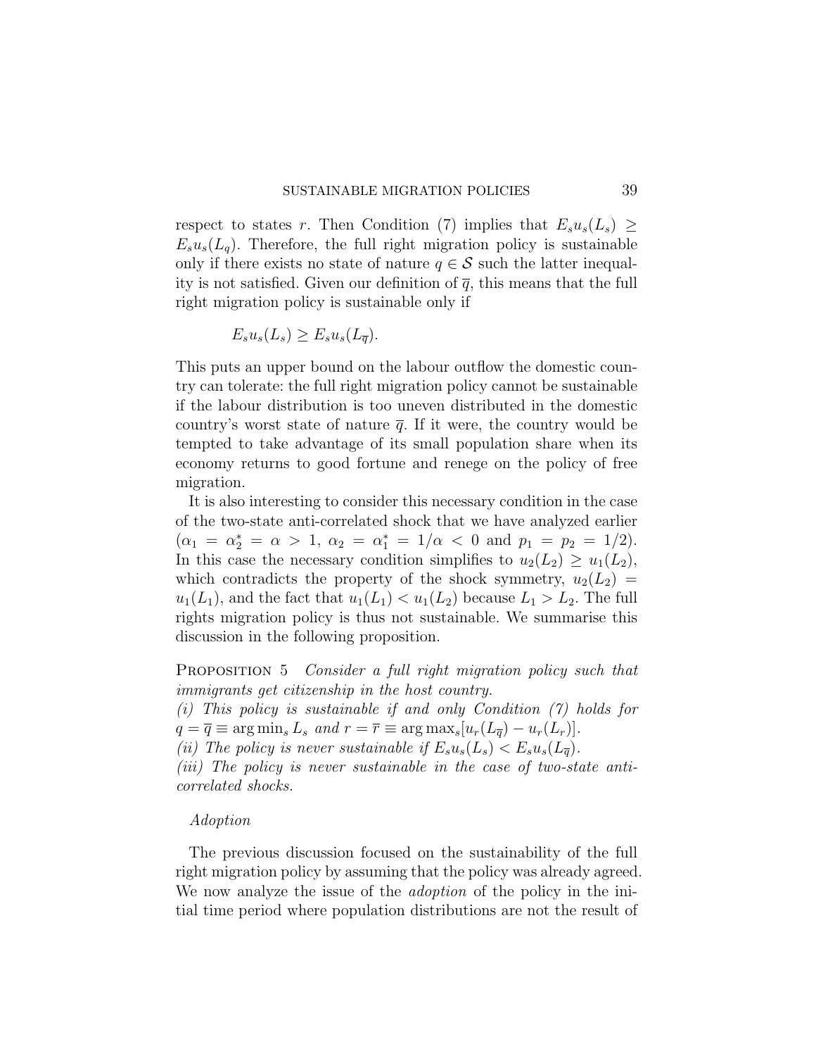respect to states $r$. Then Condition (7) implies that $E_s u_s(L_s) \geq E_s u_s(L_q)$. Therefore, the full right migration policy is sustainable only if there exists no state of nature $q \in \mathcal{S}$ such the latter inequality is not satisfied. Given our definition of $\overline{q}$, this means that the full right migration policy is sustainable only if

$$E_s u_s(L_s) \geq E_s u_s(L_{\overline{q}}).$$

This puts an upper bound on the labour outflow the domestic country can tolerate: the full right migration policy cannot be sustainable if the labour distribution is too uneven distributed in the domestic country's worst state of nature $\overline{q}$. If it were, the country would be tempted to take advantage of its small population share when its economy returns to good fortune and renege on the policy of free migration.

It is also interesting to consider this necessary condition in the case of the two-state anti-correlated shock that we have analyzed earlier ($\alpha_1 = \alpha_2^* = \alpha > 1$, $\alpha_2 = \alpha_1^* = 1/\alpha < 0$ and $p_1 = p_2 = 1/2$). In this case the necessary condition simplifies to $u_2(L_2) \geq u_1(L_2)$, which contradicts the property of the shock symmetry, $u_2(L_2) = u_1(L_1)$, and the fact that $u_1(L_1) < u_1(L_2)$ because $L_1 > L_2$. The full rights migration policy is thus not sustainable. We summarise this discussion in the following proposition.

Proposition 5 *Consider a full right migration policy such that immigrants get citizenship in the host country.*
*(i) This policy is sustainable if and only Condition (7) holds for* $q = \overline{q} \equiv \arg\min_s L_s$ *and* $r = \overline{r} \equiv \arg\max_s[u_r(L_{\overline{q}}) - u_r(L_r)]$.
*(ii) The policy is never sustainable if* $E_s u_s(L_s) < E_s u_s(L_{\overline{q}})$.
*(iii) The policy is never sustainable in the case of two-state anti-correlated shocks.*

*Adoption*

The previous discussion focused on the sustainability of the full right migration policy by assuming that the policy was already agreed. We now analyze the issue of the *adoption* of the policy in the initial time period where population distributions are not the result of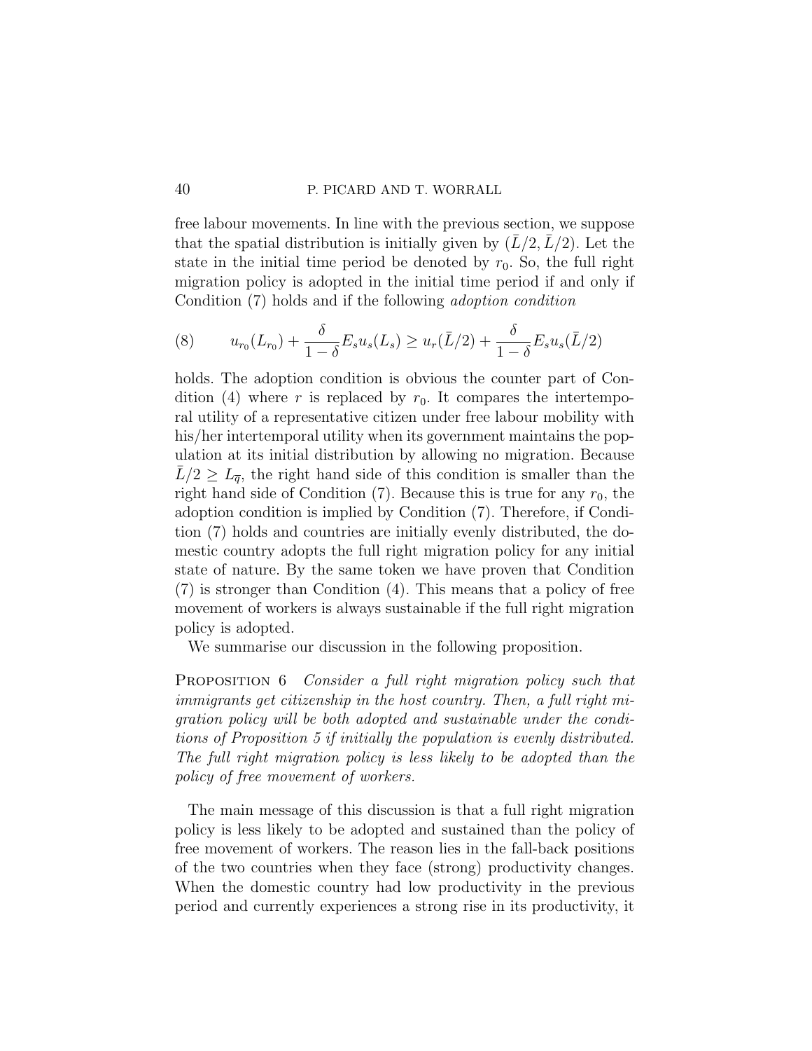free labour movements. In line with the previous section, we suppose that the spatial distribution is initially given by $(\bar{L}/2, \bar{L}/2)$. Let the state in the initial time period be denoted by $r_0$. So, the full right migration policy is adopted in the initial time period if and only if Condition (7) holds and if the following *adoption condition*

$$u_{r_0}(L_{r_0}) + \frac{\delta}{1-\delta} E_s u_s(L_s) \geq u_r(\bar{L}/2) + \frac{\delta}{1-\delta} E_s u_s(\bar{L}/2) \tag{8}$$

holds. The adoption condition is obvious the counter part of Condition (4) where $r$ is replaced by $r_0$. It compares the intertemporal utility of a representative citizen under free labour mobility with his/her intertemporal utility when its government maintains the population at its initial distribution by allowing no migration. Because $\bar{L}/2 \geq L_{\overline{q}}$, the right hand side of this condition is smaller than the right hand side of Condition (7). Because this is true for any $r_0$, the adoption condition is implied by Condition (7). Therefore, if Condition (7) holds and countries are initially evenly distributed, the domestic country adopts the full right migration policy for any initial state of nature. By the same token we have proven that Condition (7) is stronger than Condition (4). This means that a policy of free movement of workers is always sustainable if the full right migration policy is adopted.

We summarise our discussion in the following proposition.

Proposition 6 *Consider a full right migration policy such that immigrants get citizenship in the host country. Then, a full right migration policy will be both adopted and sustainable under the conditions of Proposition 5 if initially the population is evenly distributed. The full right migration policy is less likely to be adopted than the policy of free movement of workers.*

The main message of this discussion is that a full right migration policy is less likely to be adopted and sustained than the policy of free movement of workers. The reason lies in the fall-back positions of the two countries when they face (strong) productivity changes. When the domestic country had low productivity in the previous period and currently experiences a strong rise in its productivity, it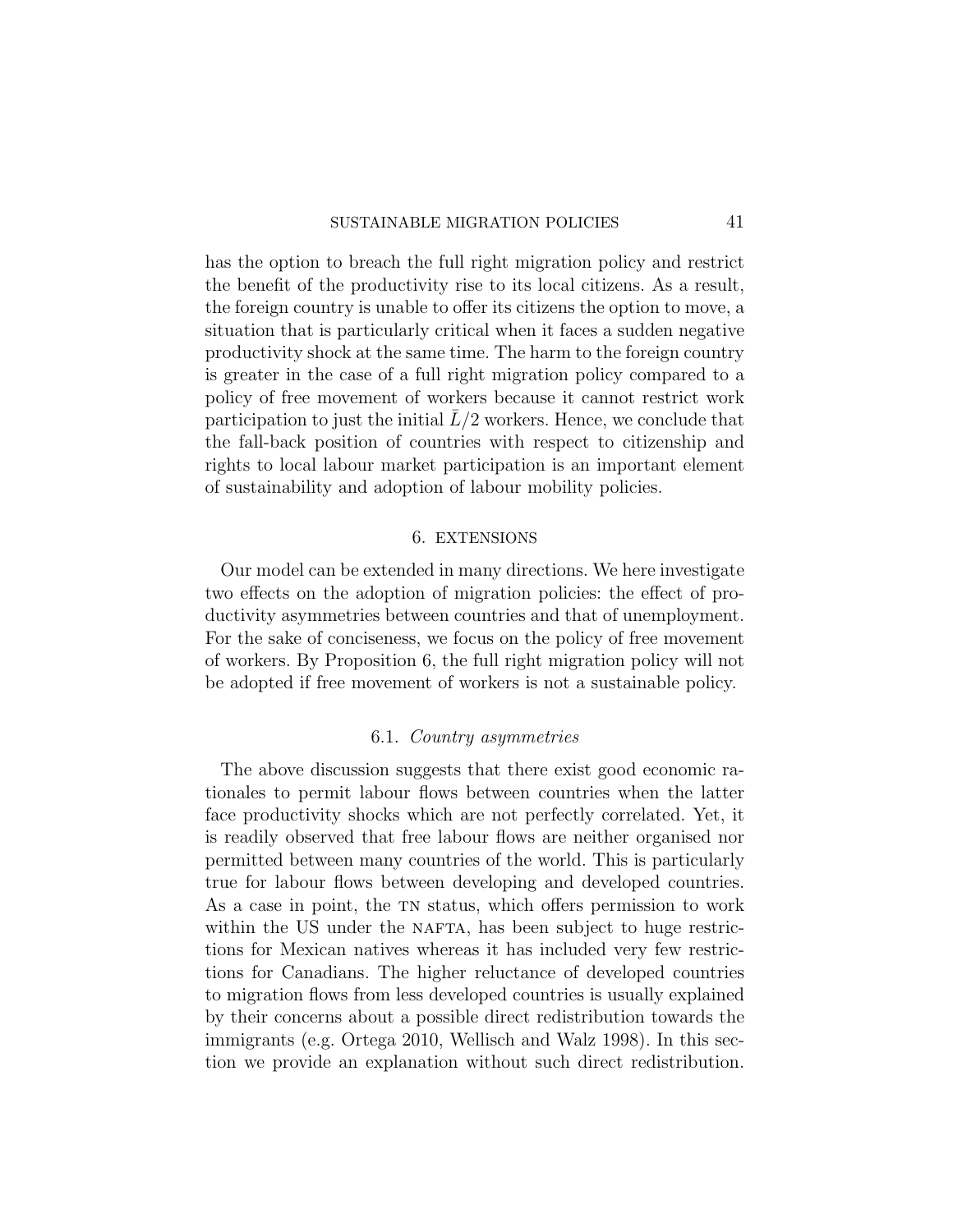has the option to breach the full right migration policy and restrict the benefit of the productivity rise to its local citizens. As a result, the foreign country is unable to offer its citizens the option to move, a situation that is particularly critical when it faces a sudden negative productivity shock at the same time. The harm to the foreign country is greater in the case of a full right migration policy compared to a policy of free movement of workers because it cannot restrict work participation to just the initial $\bar{L}/2$ workers. Hence, we conclude that the fall-back position of countries with respect to citizenship and rights to local labour market participation is an important element of sustainability and adoption of labour mobility policies.

## 6. Extensions

Our model can be extended in many directions. We here investigate two effects on the adoption of migration policies: the effect of productivity asymmetries between countries and that of unemployment. For the sake of conciseness, we focus on the policy of free movement of workers. By Proposition 6, the full right migration policy will not be adopted if free movement of workers is not a sustainable policy.

### 6.1. *Country asymmetries*

The above discussion suggests that there exist good economic rationales to permit labour flows between countries when the latter face productivity shocks which are not perfectly correlated. Yet, it is readily observed that free labour flows are neither organised nor permitted between many countries of the world. This is particularly true for labour flows between developing and developed countries. As a case in point, the TN status, which offers permission to work within the US under the NAFTA, has been subject to huge restrictions for Mexican natives whereas it has included very few restrictions for Canadians. The higher reluctance of developed countries to migration flows from less developed countries is usually explained by their concerns about a possible direct redistribution towards the immigrants (e.g. Ortega 2010, Wellisch and Walz 1998). In this section we provide an explanation without such direct redistribution.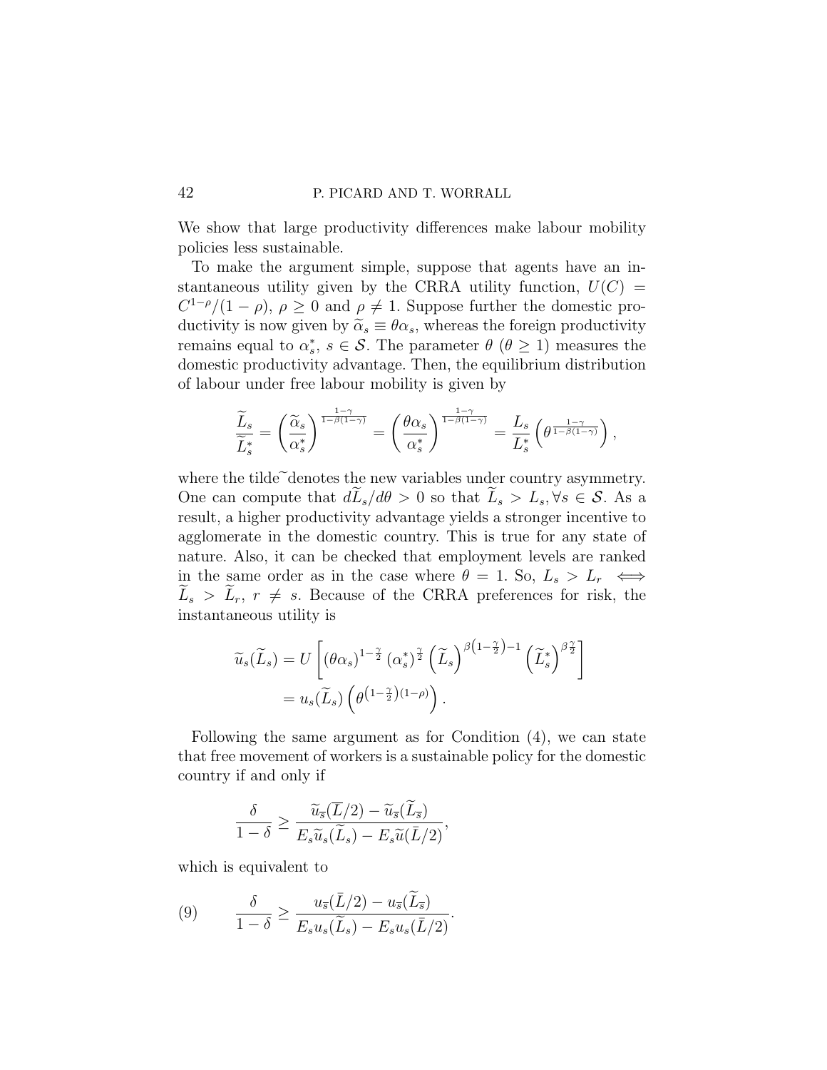We show that large productivity differences make labour mobility policies less sustainable.

To make the argument simple, suppose that agents have an instantaneous utility given by the CRRA utility function, $U(C) = C^{1-\rho}/(1-\rho)$, $\rho \geq 0$ and $\rho \neq 1$. Suppose further the domestic productivity is now given by $\widetilde{\alpha}_s \equiv \theta\alpha_s$, whereas the foreign productivity remains equal to $\alpha_s^*$, $s \in \mathcal{S}$. The parameter $\theta$ ($\theta \geq 1$) measures the domestic productivity advantage. Then, the equilibrium distribution of labour under free labour mobility is given by

$$\frac{\widetilde{L}_s}{\widetilde{L}_s^*} = \left(\frac{\widetilde{\alpha}_s}{\alpha_s^*}\right)^{\frac{1-\gamma}{1-\beta(1-\gamma)}} = \left(\frac{\theta\alpha_s}{\alpha_s^*}\right)^{\frac{1-\gamma}{1-\beta(1-\gamma)}} = \frac{L_s}{L_s^*}\left(\theta^{\frac{1-\gamma}{1-\beta(1-\gamma)}}\right),$$

where the tilde~denotes the new variables under country asymmetry. One can compute that $d\widetilde{L}_s/d\theta > 0$ so that $\widetilde{L}_s > L_s, \forall s \in \mathcal{S}$. As a result, a higher productivity advantage yields a stronger incentive to agglomerate in the domestic country. This is true for any state of nature. Also, it can be checked that employment levels are ranked in the same order as in the case where $\theta = 1$. So, $L_s > L_r \iff \widetilde{L}_s > \widetilde{L}_r$, $r \neq s$. Because of the CRRA preferences for risk, the instantaneous utility is

$$\begin{aligned}\widetilde{u}_s(\widetilde{L}_s) &= U\left[(\theta\alpha_s)^{1-\frac{\gamma}{2}}(\alpha_s^*)^{\frac{\gamma}{2}}\left(\widetilde{L}_s\right)^{\beta\left(1-\frac{\gamma}{2}\right)-1}\left(\widetilde{L}_s^*\right)^{\beta\frac{\gamma}{2}}\right] \\ &= u_s(\widetilde{L}_s)\left(\theta^{\left(1-\frac{\gamma}{2}\right)(1-\rho)}\right).\end{aligned}$$

Following the same argument as for Condition (4), we can state that free movement of workers is a sustainable policy for the domestic country if and only if

$$\frac{\delta}{1-\delta} \geq \frac{\widetilde{u}_{\overline{s}}(\overline{L}/2) - \widetilde{u}_{\overline{s}}(\widetilde{L}_{\overline{s}})}{E_s\widetilde{u}_s(\widetilde{L}_s) - E_s\widetilde{u}(\bar{L}/2)},$$

which is equivalent to

$$\frac{\delta}{1-\delta} \geq \frac{u_{\overline{s}}(\bar{L}/2) - u_{\overline{s}}(\widetilde{L}_{\overline{s}})}{E_s u_s(\widetilde{L}_s) - E_s u_s(\bar{L}/2)}. \tag{9}$$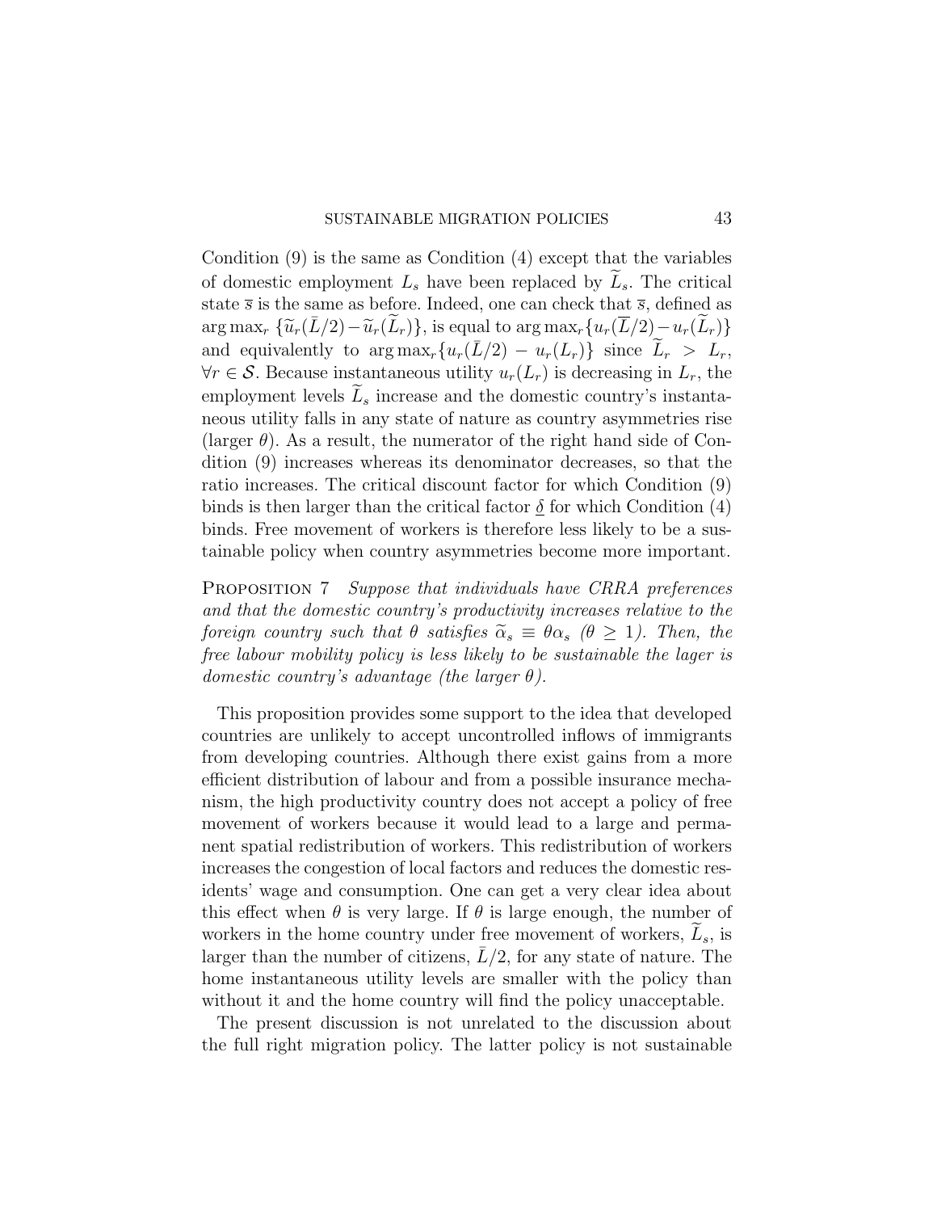Condition (9) is the same as Condition (4) except that the variables of domestic employment $L_s$ have been replaced by $\widetilde{L}_s$. The critical state $\overline{s}$ is the same as before. Indeed, one can check that $\overline{s}$, defined as $\arg\max_r \{\widetilde{u}_r(\bar{L}/2) - \widetilde{u}_r(\widetilde{L}_r)\}$, is equal to $\arg\max_r\{u_r(\overline{L}/2) - u_r(\widetilde{L}_r)\}$ and equivalently to $\arg\max_r\{u_r(\bar{L}/2) - u_r(L_r)\}$ since $\widetilde{L}_r > L_r$, $\forall r \in \mathcal{S}$. Because instantaneous utility $u_r(L_r)$ is decreasing in $L_r$, the employment levels $\widetilde{L}_s$ increase and the domestic country's instantaneous utility falls in any state of nature as country asymmetries rise (larger $\theta$). As a result, the numerator of the right hand side of Condition (9) increases whereas its denominator decreases, so that the ratio increases. The critical discount factor for which Condition (9) binds is then larger than the critical factor $\underline{\delta}$ for which Condition (4) binds. Free movement of workers is therefore less likely to be a sustainable policy when country asymmetries become more important.

Proposition 7 *Suppose that individuals have CRRA preferences and that the domestic country's productivity increases relative to the foreign country such that $\theta$ satisfies $\widetilde{\alpha}_s \equiv \theta\alpha_s$ ($\theta \geq 1$). Then, the free labour mobility policy is less likely to be sustainable the lager is domestic country's advantage (the larger $\theta$).*

This proposition provides some support to the idea that developed countries are unlikely to accept uncontrolled inflows of immigrants from developing countries. Although there exist gains from a more efficient distribution of labour and from a possible insurance mechanism, the high productivity country does not accept a policy of free movement of workers because it would lead to a large and permanent spatial redistribution of workers. This redistribution of workers increases the congestion of local factors and reduces the domestic residents' wage and consumption. One can get a very clear idea about this effect when $\theta$ is very large. If $\theta$ is large enough, the number of workers in the home country under free movement of workers, $\widetilde{L}_s$, is larger than the number of citizens, $\bar{L}/2$, for any state of nature. The home instantaneous utility levels are smaller with the policy than without it and the home country will find the policy unacceptable.

The present discussion is not unrelated to the discussion about the full right migration policy. The latter policy is not sustainable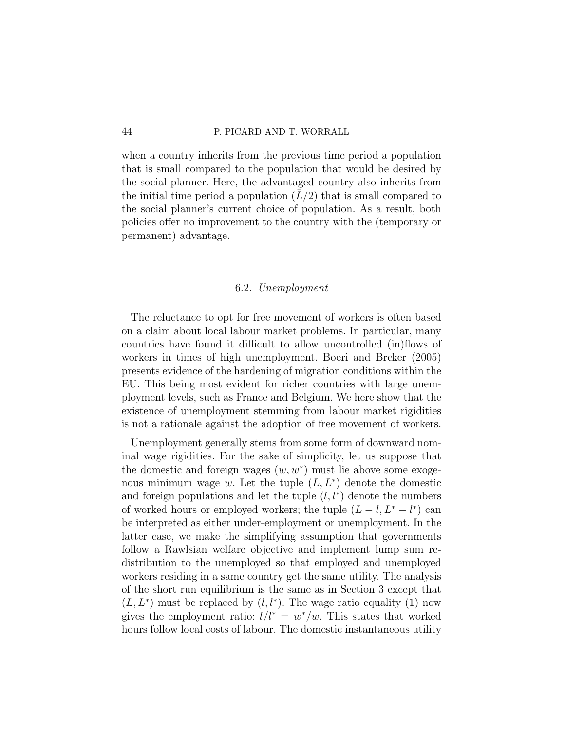when a country inherits from the previous time period a population that is small compared to the population that would be desired by the social planner. Here, the advantaged country also inherits from the initial time period a population ($\bar{L}/2$) that is small compared to the social planner's current choice of population. As a result, both policies offer no improvement to the country with the (temporary or permanent) advantage.

### 6.2. *Unemployment*

The reluctance to opt for free movement of workers is often based on a claim about local labour market problems. In particular, many countries have found it difficult to allow uncontrolled (in)flows of workers in times of high unemployment. Boeri and Brcker (2005) presents evidence of the hardening of migration conditions within the EU. This being most evident for richer countries with large unemployment levels, such as France and Belgium. We here show that the existence of unemployment stemming from labour market rigidities is not a rationale against the adoption of free movement of workers.

Unemployment generally stems from some form of downward nominal wage rigidities. For the sake of simplicity, let us suppose that the domestic and foreign wages $(w, w^*)$ must lie above some exogenous minimum wage $\underline{w}$. Let the tuple $(L, L^*)$ denote the domestic and foreign populations and let the tuple $(l, l^*)$ denote the numbers of worked hours or employed workers; the tuple $(L - l, L^* - l^*)$ can be interpreted as either under-employment or unemployment. In the latter case, we make the simplifying assumption that governments follow a Rawlsian welfare objective and implement lump sum redistribution to the unemployed so that employed and unemployed workers residing in a same country get the same utility. The analysis of the short run equilibrium is the same as in Section 3 except that $(L, L^*)$ must be replaced by $(l, l^*)$. The wage ratio equality (1) now gives the employment ratio: $l/l^* = w^*/w$. This states that worked hours follow local costs of labour. The domestic instantaneous utility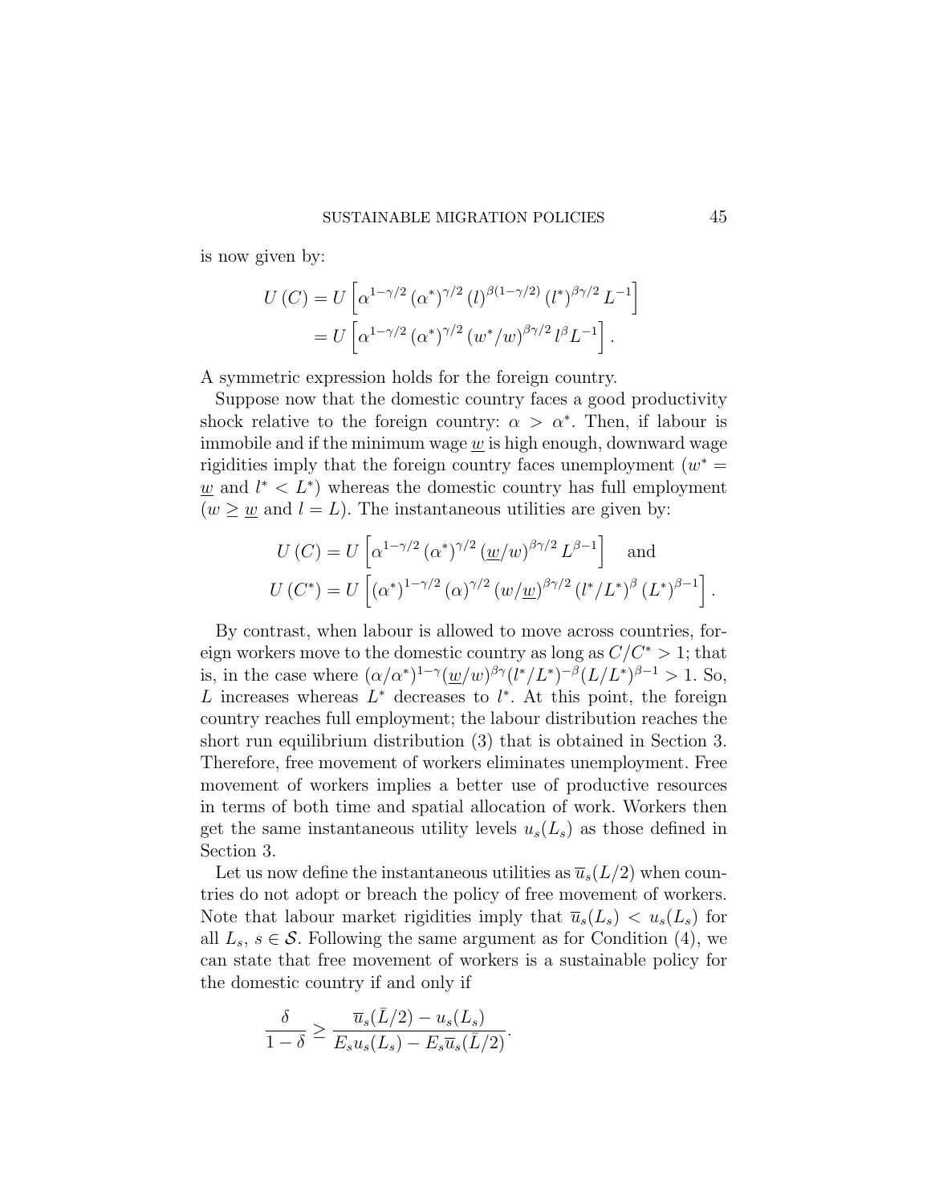is now given by:

$$
\begin{aligned}
U(C) &= U\left[\alpha^{1-\gamma/2}(\alpha^*)^{\gamma/2}(l)^{\beta(1-\gamma/2)}(l^*)^{\beta\gamma/2}L^{-1}\right] \\
&= U\left[\alpha^{1-\gamma/2}(\alpha^*)^{\gamma/2}(w^*/w)^{\beta\gamma/2}l^{\beta}L^{-1}\right].
\end{aligned}
$$

A symmetric expression holds for the foreign country.

Suppose now that the domestic country faces a good productivity shock relative to the foreign country: $\alpha > \alpha^*$. Then, if labour is immobile and if the minimum wage $\underline{w}$ is high enough, downward wage rigidities imply that the foreign country faces unemployment ($w^* = \underline{w}$ and $l^* < L^*$) whereas the domestic country has full employment ($w \geq \underline{w}$ and $l = L$). The instantaneous utilities are given by:

$$
\begin{aligned}
U(C) &= U\left[\alpha^{1-\gamma/2}(\alpha^*)^{\gamma/2}(\underline{w}/w)^{\beta\gamma/2}L^{\beta-1}\right] \quad \text{and} \\
U(C^*) &= U\left[(\alpha^*)^{1-\gamma/2}(\alpha)^{\gamma/2}(w/\underline{w})^{\beta\gamma/2}(l^*/L^*)^{\beta}(L^*)^{\beta-1}\right].
\end{aligned}
$$

By contrast, when labour is allowed to move across countries, foreign workers move to the domestic country as long as $C/C^* > 1$; that is, in the case where $(\alpha/\alpha^*)^{1-\gamma}(\underline{w}/w)^{\beta\gamma}(l^*/L^*)^{-\beta}(L/L^*)^{\beta-1} > 1$. So, $L$ increases whereas $L^*$ decreases to $l^*$. At this point, the foreign country reaches full employment; the labour distribution reaches the short run equilibrium distribution (3) that is obtained in Section 3. Therefore, free movement of workers eliminates unemployment. Free movement of workers implies a better use of productive resources in terms of both time and spatial allocation of work. Workers then get the same instantaneous utility levels $u_s(L_s)$ as those defined in Section 3.

Let us now define the instantaneous utilities as $\overline{u}_s(L/2)$ when countries do not adopt or breach the policy of free movement of workers. Note that labour market rigidities imply that $\overline{u}_s(L_s) < u_s(L_s)$ for all $L_s$, $s \in \mathcal{S}$. Following the same argument as for Condition (4), we can state that free movement of workers is a sustainable policy for the domestic country if and only if

$$
\frac{\delta}{1-\delta} \geq \frac{\overline{u}_s(\bar{L}/2) - u_s(L_s)}{E_s u_s(L_s) - E_s \overline{u}_s(\bar{L}/2)}.
$$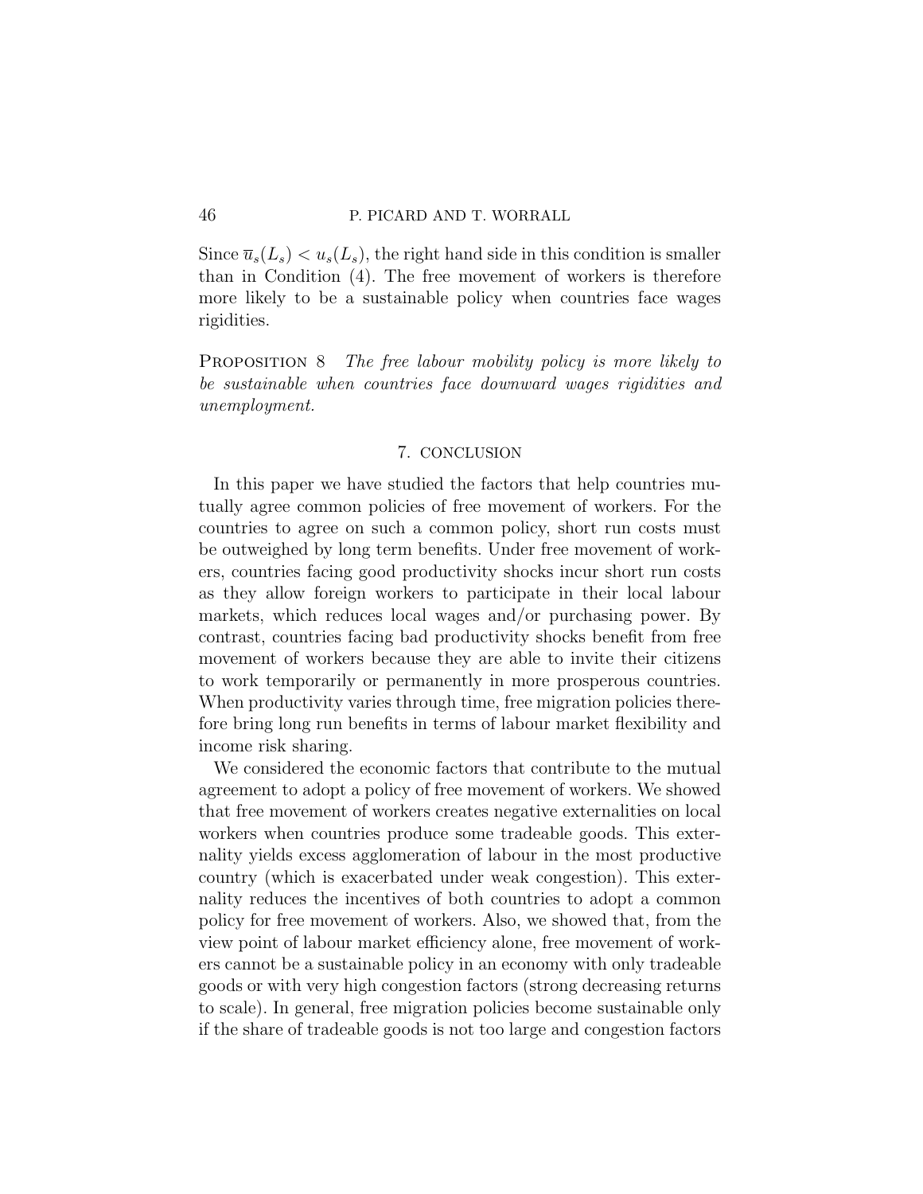Since $\overline{u}_s(L_s) < u_s(L_s)$, the right hand side in this condition is smaller than in Condition (4). The free movement of workers is therefore more likely to be a sustainable policy when countries face wages rigidities.

**Proposition 8** *The free labour mobility policy is more likely to be sustainable when countries face downward wages rigidities and unemployment.*

## 7. CONCLUSION

In this paper we have studied the factors that help countries mutually agree common policies of free movement of workers. For the countries to agree on such a common policy, short run costs must be outweighed by long term benefits. Under free movement of workers, countries facing good productivity shocks incur short run costs as they allow foreign workers to participate in their local labour markets, which reduces local wages and/or purchasing power. By contrast, countries facing bad productivity shocks benefit from free movement of workers because they are able to invite their citizens to work temporarily or permanently in more prosperous countries. When productivity varies through time, free migration policies therefore bring long run benefits in terms of labour market flexibility and income risk sharing.

We considered the economic factors that contribute to the mutual agreement to adopt a policy of free movement of workers. We showed that free movement of workers creates negative externalities on local workers when countries produce some tradeable goods. This externality yields excess agglomeration of labour in the most productive country (which is exacerbated under weak congestion). This externality reduces the incentives of both countries to adopt a common policy for free movement of workers. Also, we showed that, from the view point of labour market efficiency alone, free movement of workers cannot be a sustainable policy in an economy with only tradeable goods or with very high congestion factors (strong decreasing returns to scale). In general, free migration policies become sustainable only if the share of tradeable goods is not too large and congestion factors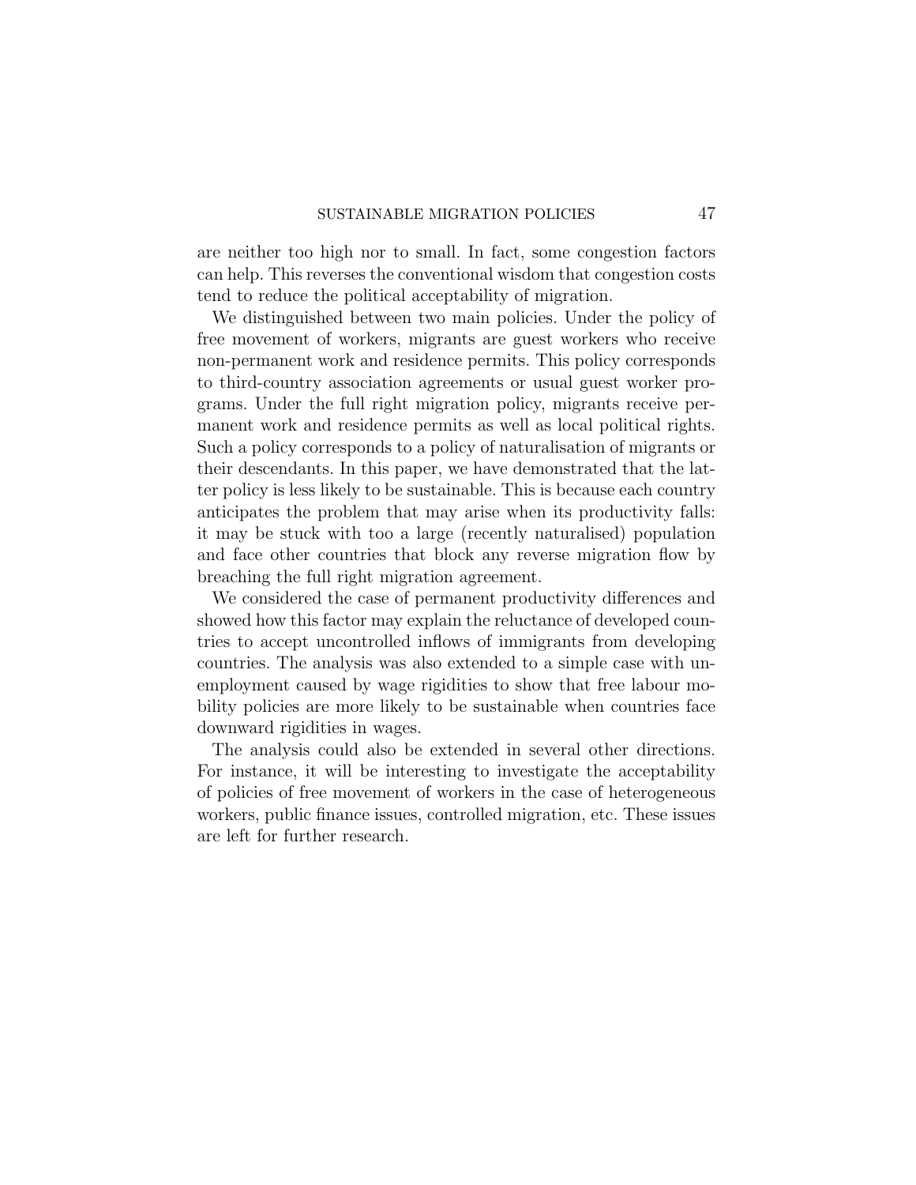are neither too high nor to small. In fact, some congestion factors can help. This reverses the conventional wisdom that congestion costs tend to reduce the political acceptability of migration.

We distinguished between two main policies. Under the policy of free movement of workers, migrants are guest workers who receive non-permanent work and residence permits. This policy corresponds to third-country association agreements or usual guest worker programs. Under the full right migration policy, migrants receive permanent work and residence permits as well as local political rights. Such a policy corresponds to a policy of naturalisation of migrants or their descendants. In this paper, we have demonstrated that the latter policy is less likely to be sustainable. This is because each country anticipates the problem that may arise when its productivity falls: it may be stuck with too a large (recently naturalised) population and face other countries that block any reverse migration flow by breaching the full right migration agreement.

We considered the case of permanent productivity differences and showed how this factor may explain the reluctance of developed countries to accept uncontrolled inflows of immigrants from developing countries. The analysis was also extended to a simple case with unemployment caused by wage rigidities to show that free labour mobility policies are more likely to be sustainable when countries face downward rigidities in wages.

The analysis could also be extended in several other directions. For instance, it will be interesting to investigate the acceptability of policies of free movement of workers in the case of heterogeneous workers, public finance issues, controlled migration, etc. These issues are left for further research.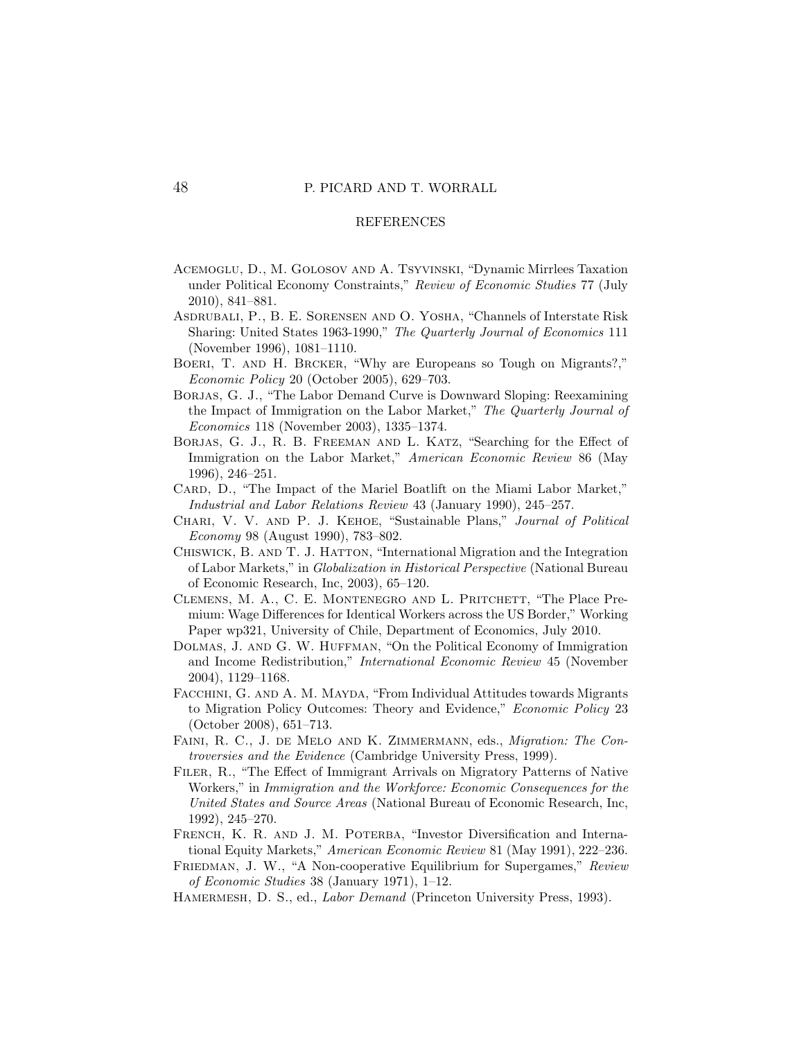## REFERENCES

Acemoglu, D., M. Golosov and A. Tsyvinski, "Dynamic Mirrlees Taxation under Political Economy Constraints," *Review of Economic Studies* 77 (July 2010), 841–881.

Asdrubali, P., B. E. Sorensen and O. Yosha, "Channels of Interstate Risk Sharing: United States 1963-1990," *The Quarterly Journal of Economics* 111 (November 1996), 1081–1110.

Boeri, T. and H. Brcker, "Why are Europeans so Tough on Migrants?," *Economic Policy* 20 (October 2005), 629–703.

Borjas, G. J., "The Labor Demand Curve is Downward Sloping: Reexamining the Impact of Immigration on the Labor Market," *The Quarterly Journal of Economics* 118 (November 2003), 1335–1374.

Borjas, G. J., R. B. Freeman and L. Katz, "Searching for the Effect of Immigration on the Labor Market," *American Economic Review* 86 (May 1996), 246–251.

Card, D., "The Impact of the Mariel Boatlift on the Miami Labor Market," *Industrial and Labor Relations Review* 43 (January 1990), 245–257.

Chari, V. V. and P. J. Kehoe, "Sustainable Plans," *Journal of Political Economy* 98 (August 1990), 783–802.

Chiswick, B. and T. J. Hatton, "International Migration and the Integration of Labor Markets," in *Globalization in Historical Perspective* (National Bureau of Economic Research, Inc, 2003), 65–120.

Clemens, M. A., C. E. Montenegro and L. Pritchett, "The Place Premium: Wage Differences for Identical Workers across the US Border," Working Paper wp321, University of Chile, Department of Economics, July 2010.

Dolmas, J. and G. W. Huffman, "On the Political Economy of Immigration and Income Redistribution," *International Economic Review* 45 (November 2004), 1129–1168.

Facchini, G. and A. M. Mayda, "From Individual Attitudes towards Migrants to Migration Policy Outcomes: Theory and Evidence," *Economic Policy* 23 (October 2008), 651–713.

Faini, R. C., J. de Melo and K. Zimmermann, eds., *Migration: The Controversies and the Evidence* (Cambridge University Press, 1999).

Filer, R., "The Effect of Immigrant Arrivals on Migratory Patterns of Native Workers," in *Immigration and the Workforce: Economic Consequences for the United States and Source Areas* (National Bureau of Economic Research, Inc, 1992), 245–270.

French, K. R. and J. M. Poterba, "Investor Diversification and International Equity Markets," *American Economic Review* 81 (May 1991), 222–236.

Friedman, J. W., "A Non-cooperative Equilibrium for Supergames," *Review of Economic Studies* 38 (January 1971), 1–12.

Hamermesh, D. S., ed., *Labor Demand* (Princeton University Press, 1993).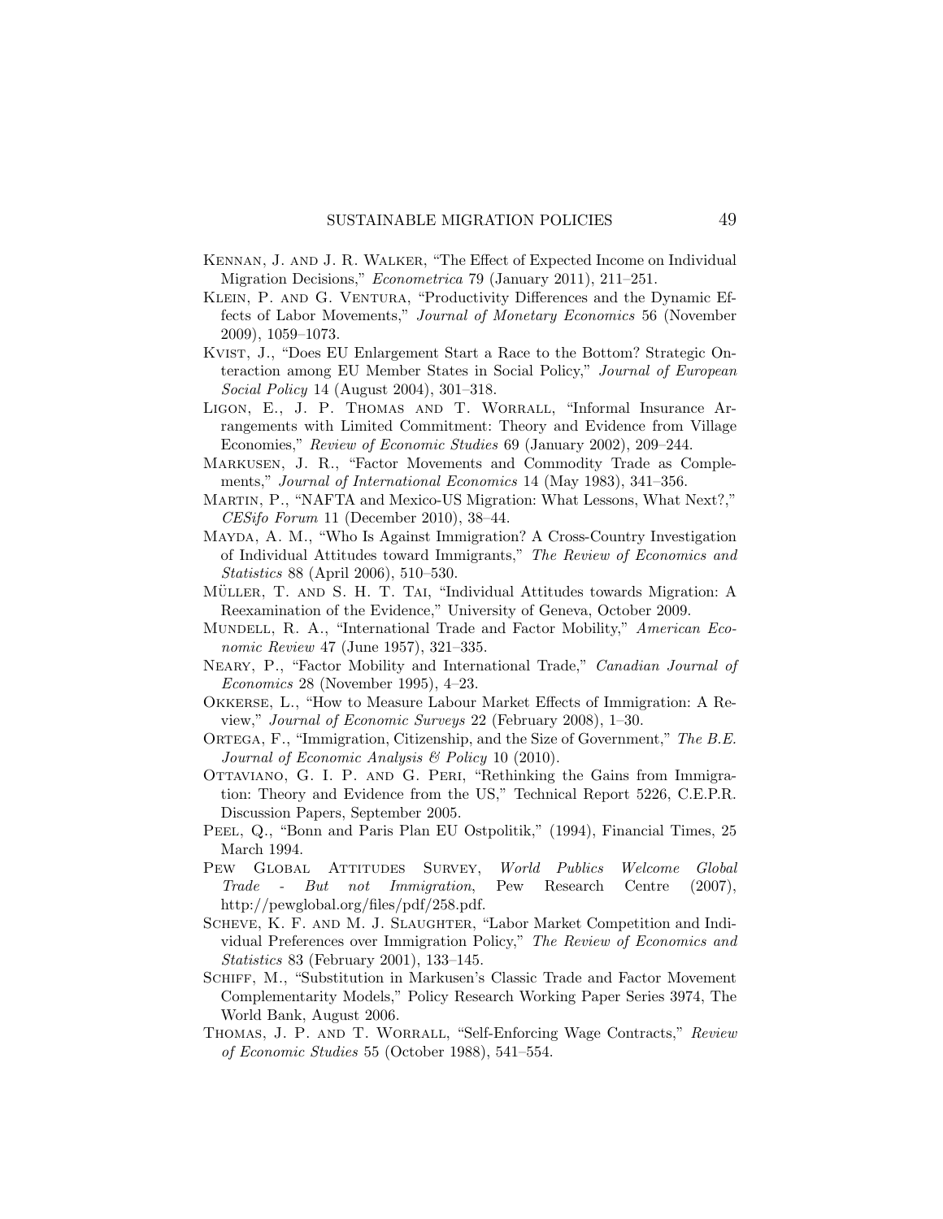Kennan, J. and J. R. Walker, "The Effect of Expected Income on Individual Migration Decisions," *Econometrica* 79 (January 2011), 211–251.

Klein, P. and G. Ventura, "Productivity Differences and the Dynamic Effects of Labor Movements," *Journal of Monetary Economics* 56 (November 2009), 1059–1073.

Kvist, J., "Does EU Enlargement Start a Race to the Bottom? Strategic Onteraction among EU Member States in Social Policy," *Journal of European Social Policy* 14 (August 2004), 301–318.

Ligon, E., J. P. Thomas and T. Worrall, "Informal Insurance Arrangements with Limited Commitment: Theory and Evidence from Village Economies," *Review of Economic Studies* 69 (January 2002), 209–244.

Markusen, J. R., "Factor Movements and Commodity Trade as Complements," *Journal of International Economics* 14 (May 1983), 341–356.

Martin, P., "NAFTA and Mexico-US Migration: What Lessons, What Next?," *CESifo Forum* 11 (December 2010), 38–44.

Mayda, A. M., "Who Is Against Immigration? A Cross-Country Investigation of Individual Attitudes toward Immigrants," *The Review of Economics and Statistics* 88 (April 2006), 510–530.

Müller, T. and S. H. T. Tai, "Individual Attitudes towards Migration: A Reexamination of the Evidence," University of Geneva, October 2009.

Mundell, R. A., "International Trade and Factor Mobility," *American Economic Review* 47 (June 1957), 321–335.

Neary, P., "Factor Mobility and International Trade," *Canadian Journal of Economics* 28 (November 1995), 4–23.

Okkerse, L., "How to Measure Labour Market Effects of Immigration: A Review," *Journal of Economic Surveys* 22 (February 2008), 1–30.

Ortega, F., "Immigration, Citizenship, and the Size of Government," *The B.E. Journal of Economic Analysis & Policy* 10 (2010).

Ottaviano, G. I. P. and G. Peri, "Rethinking the Gains from Immigration: Theory and Evidence from the US," Technical Report 5226, C.E.P.R. Discussion Papers, September 2005.

Peel, Q., "Bonn and Paris Plan EU Ostpolitik," (1994), Financial Times, 25 March 1994.

Pew Global Attitudes Survey, *World Publics Welcome Global Trade - But not Immigration*, Pew Research Centre (2007), http://pewglobal.org/files/pdf/258.pdf.

Scheve, K. F. and M. J. Slaughter, "Labor Market Competition and Individual Preferences over Immigration Policy," *The Review of Economics and Statistics* 83 (February 2001), 133–145.

Schiff, M., "Substitution in Markusen's Classic Trade and Factor Movement Complementarity Models," Policy Research Working Paper Series 3974, The World Bank, August 2006.

Thomas, J. P. and T. Worrall, "Self-Enforcing Wage Contracts," *Review of Economic Studies* 55 (October 1988), 541–554.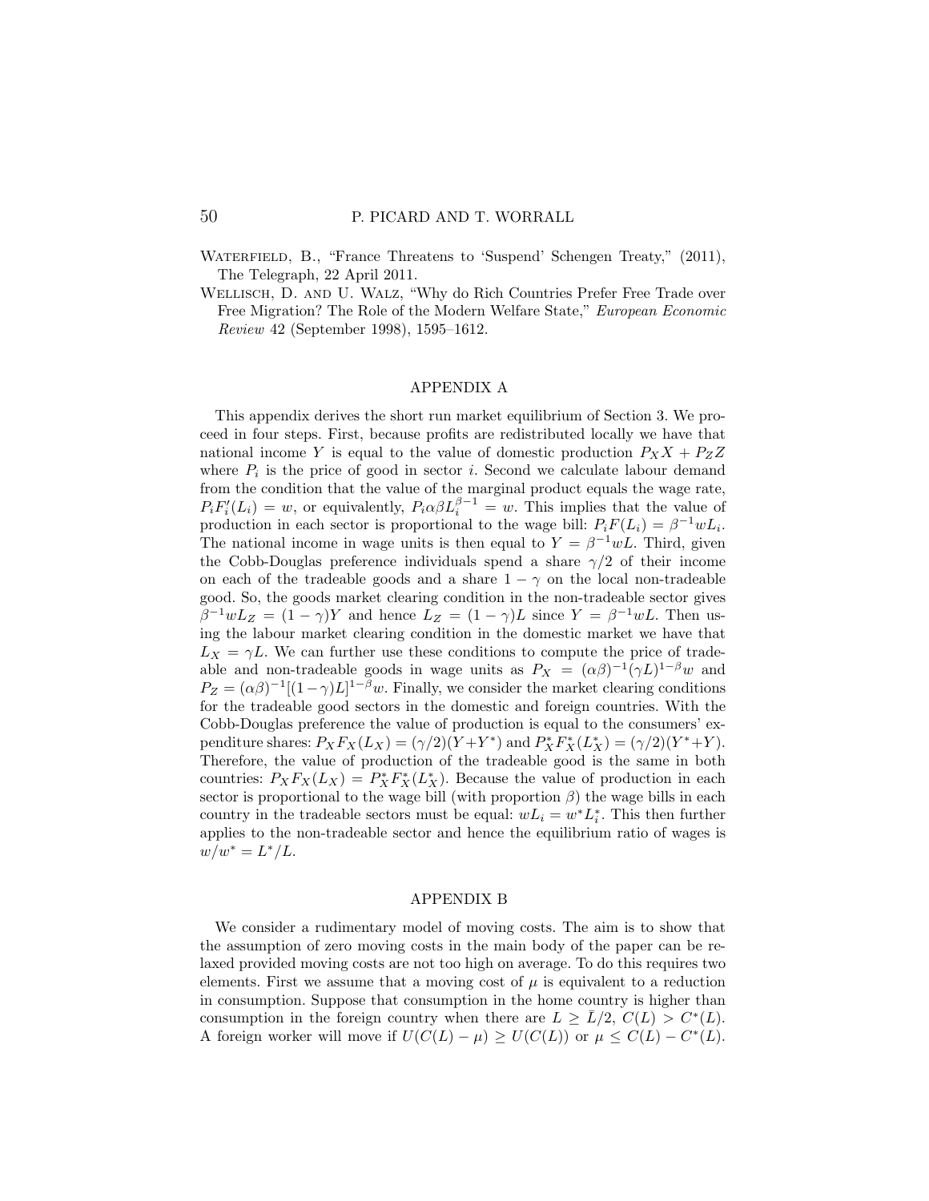Waterfield, B., "France Threatens to 'Suspend' Schengen Treaty," (2011), The Telegraph, 22 April 2011.

Wellisch, D. and U. Walz, "Why do Rich Countries Prefer Free Trade over Free Migration? The Role of the Modern Welfare State," *European Economic Review* 42 (September 1998), 1595–1612.

## APPENDIX A

This appendix derives the short run market equilibrium of Section 3. We proceed in four steps. First, because profits are redistributed locally we have that national income $Y$ is equal to the value of domestic production $P_X X + P_Z Z$ where $P_i$ is the price of good in sector $i$. Second we calculate labour demand from the condition that the value of the marginal product equals the wage rate, $P_i F_i'(L_i) = w$, or equivalently, $P_i \alpha\beta L_i^{\beta-1} = w$. This implies that the value of production in each sector is proportional to the wage bill: $P_i F(L_i) = \beta^{-1} w L_i$. The national income in wage units is then equal to $Y = \beta^{-1} w L$. Third, given the Cobb-Douglas preference individuals spend a share $\gamma/2$ of their income on each of the tradeable goods and a share $1-\gamma$ on the local non-tradeable good. So, the goods market clearing condition in the non-tradeable sector gives $\beta^{-1} w L_Z = (1-\gamma) Y$ and hence $L_Z = (1-\gamma)L$ since $Y = \beta^{-1} w L$. Then using the labour market clearing condition in the domestic market we have that $L_X = \gamma L$. We can further use these conditions to compute the price of tradeable and non-tradeable goods in wage units as $P_X = (\alpha\beta)^{-1}(\gamma L)^{1-\beta} w$ and $P_Z = (\alpha\beta)^{-1}[(1-\gamma)L]^{1-\beta} w$. Finally, we consider the market clearing conditions for the tradeable good sectors in the domestic and foreign countries. With the Cobb-Douglas preference the value of production is equal to the consumers' expenditure shares: $P_X F_X(L_X) = (\gamma/2)(Y + Y^*)$ and $P_X^* F_X^*(L_X^*) = (\gamma/2)(Y^* + Y)$. Therefore, the value of production of the tradeable good is the same in both countries: $P_X F_X(L_X) = P_X^* F_X^*(L_X^*)$. Because the value of production in each sector is proportional to the wage bill (with proportion $\beta$) the wage bills in each country in the tradeable sectors must be equal: $w L_i = w^* L_i^*$. This then further applies to the non-tradeable sector and hence the equilibrium ratio of wages is $w/w^* = L^*/L$.

## APPENDIX B

We consider a rudimentary model of moving costs. The aim is to show that the assumption of zero moving costs in the main body of the paper can be relaxed provided moving costs are not too high on average. To do this requires two elements. First we assume that a moving cost of $\mu$ is equivalent to a reduction in consumption. Suppose that consumption in the home country is higher than consumption in the foreign country when there are $L \geq \bar{L}/2$, $C(L) > C^*(L)$. A foreign worker will move if $U(C(L) - \mu) \geq U(C(L))$ or $\mu \leq C(L) - C^*(L)$.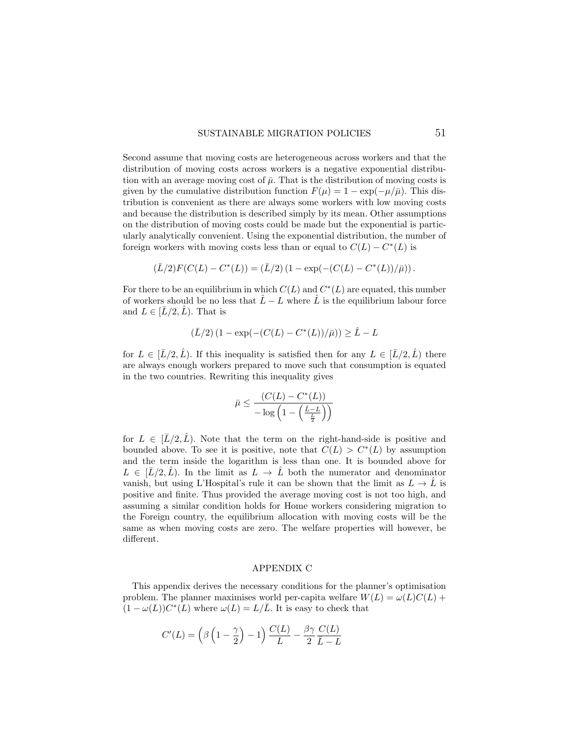Second assume that moving costs are heterogeneous across workers and that the distribution of moving costs across workers is a negative exponential distribution with an average moving cost of $\bar{\mu}$. That is the distribution of moving costs is given by the cumulative distribution function $F(\mu) = 1 - \exp(-\mu/\bar{\mu})$. This distribution is convenient as there are always some workers with low moving costs and because the distribution is described simply by its mean. Other assumptions on the distribution of moving costs could be made but the exponential is particularly analytically convenient. Using the exponential distribution, the number of foreign workers with moving costs less than or equal to $C(L) - C^*(L)$ is

$$(\bar{L}/2)F(C(L) - C^*(L)) = (\bar{L}/2)\left(1 - \exp(-(C(L) - C^*(L))/\bar{\mu})\right).$$

For there to be an equilibrium in which $C(L)$ and $C^*(L)$ are equated, this number of workers should be no less that $\hat{L} - L$ where $\hat{L}$ is the equilibrium labour force and $L \in [\bar{L}/2, \hat{L})$. That is

$$(\bar{L}/2)\left(1 - \exp(-(C(L) - C^*(L))/\bar{\mu})\right) \geq \hat{L} - L$$

for $L \in [\bar{L}/2, \hat{L})$. If this inequality is satisfied then for any $L \in [\bar{L}/2, \hat{L})$ there are always enough workers prepared to move such that consumption is equated in the two countries. Rewriting this inequality gives

$$\bar{\mu} \leq \frac{(C(L) - C^*(L))}{-\log\left(1 - \left(\frac{\hat{L} - L}{\frac{\bar{L}}{2}}\right)\right)}$$

for $L \in [\bar{L}/2, \hat{L})$. Note that the term on the right-hand-side is positive and bounded above. To see it is positive, note that $C(L) > C^*(L)$ by assumption and the term inside the logarithm is less than one. It is bounded above for $L \in [\bar{L}/2, \hat{L})$. In the limit as $L \to \hat{L}$ both the numerator and denominator vanish, but using L'Hospital's rule it can be shown that the limit as $L \to \hat{L}$ is positive and finite. Thus provided the average moving cost is not too high, and assuming a similar condition holds for Home workers considering migration to the Foreign country, the equilibrium allocation with moving costs will be the same as when moving costs are zero. The welfare properties will however, be different.

## APPENDIX C

This appendix derives the necessary conditions for the planner's optimisation problem. The planner maximises world per-capita welfare $W(L) = \omega(L)C(L) + (1 - \omega(L))C^*(L)$ where $\omega(L) = L/\bar{L}$. It is easy to check that

$$C'(L) = \left(\beta\left(1 - \frac{\gamma}{2}\right) - 1\right)\frac{C(L)}{L} - \frac{\beta\gamma}{2}\frac{C(L)}{\bar{L} - L}$$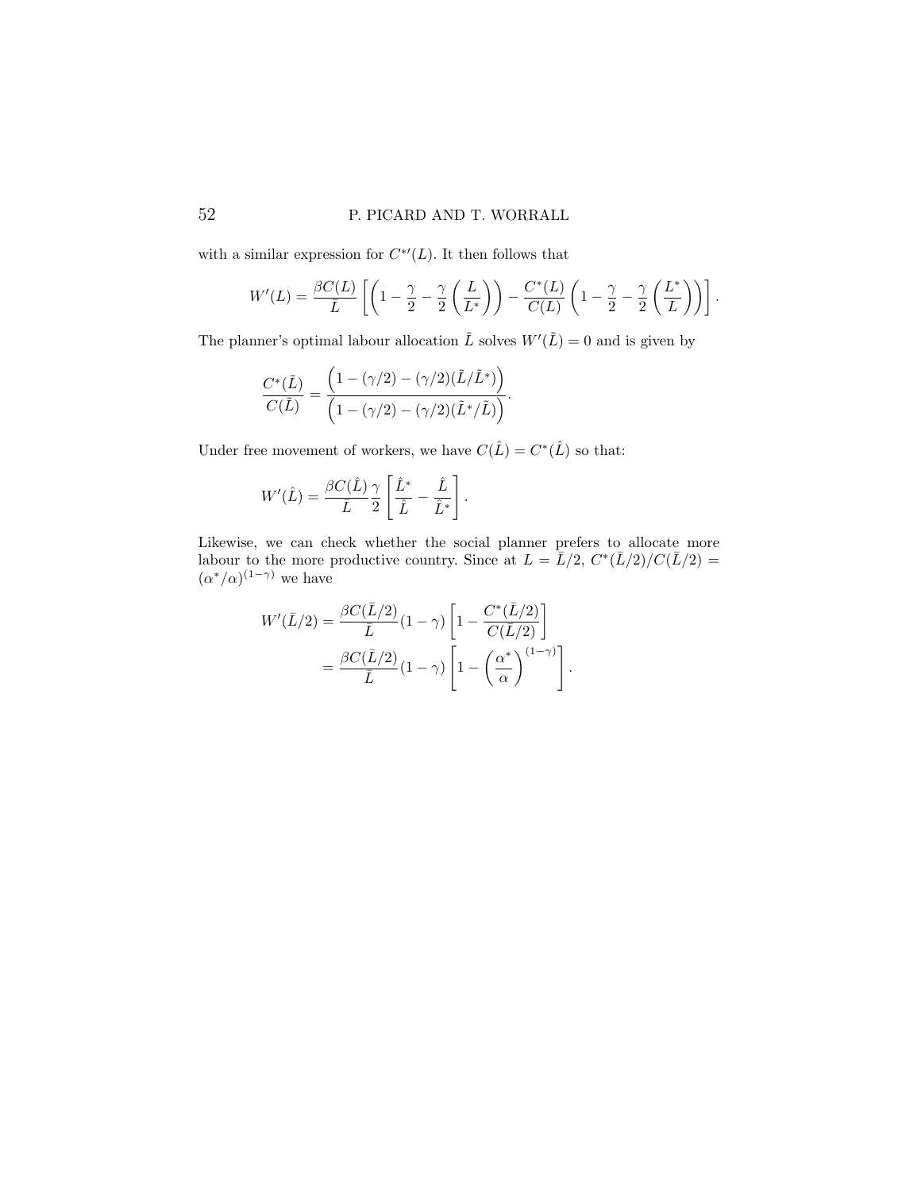with a similar expression for $C^{*\prime}(L)$. It then follows that

$$W'(L) = \frac{\beta C(L)}{\bar{L}} \left[ \left( 1 - \frac{\gamma}{2} - \frac{\gamma}{2} \left( \frac{L}{L^*} \right) \right) - \frac{C^*(L)}{C(L)} \left( 1 - \frac{\gamma}{2} - \frac{\gamma}{2} \left( \frac{L^*}{L} \right) \right) \right].$$

The planner's optimal labour allocation $\tilde{L}$ solves $W'(\tilde{L}) = 0$ and is given by

$$\frac{C^*(\tilde{L})}{C(\tilde{L})} = \frac{\left(1 - (\gamma/2) - (\gamma/2)(\tilde{L}/\tilde{L}^*)\right)}{\left(1 - (\gamma/2) - (\gamma/2)(\tilde{L}^*/\tilde{L})\right)}.$$

Under free movement of workers, we have $C(\hat{L}) = C^*(\hat{L})$ so that:

$$W'(\hat{L}) = \frac{\beta C(\hat{L})}{\bar{L}} \frac{\gamma}{2} \left[ \frac{\hat{L}^*}{\hat{L}} - \frac{\hat{L}}{\hat{L}^*} \right].$$

Likewise, we can check whether the social planner prefers to allocate more labour to the more productive country. Since at $L = \bar{L}/2$, $C^*(\bar{L}/2)/C(\bar{L}/2) = (\alpha^*/\alpha)^{(1-\gamma)}$ we have

$$\begin{aligned} W'(\bar{L}/2) &= \frac{\beta C(\bar{L}/2)}{\bar{L}} (1 - \gamma) \left[ 1 - \frac{C^*(\bar{L}/2)}{C(\bar{L}/2)} \right] \\ &= \frac{\beta C(\bar{L}/2)}{\bar{L}} (1 - \gamma) \left[ 1 - \left( \frac{\alpha^*}{\alpha} \right)^{(1-\gamma)} \right]. \end{aligned}$$